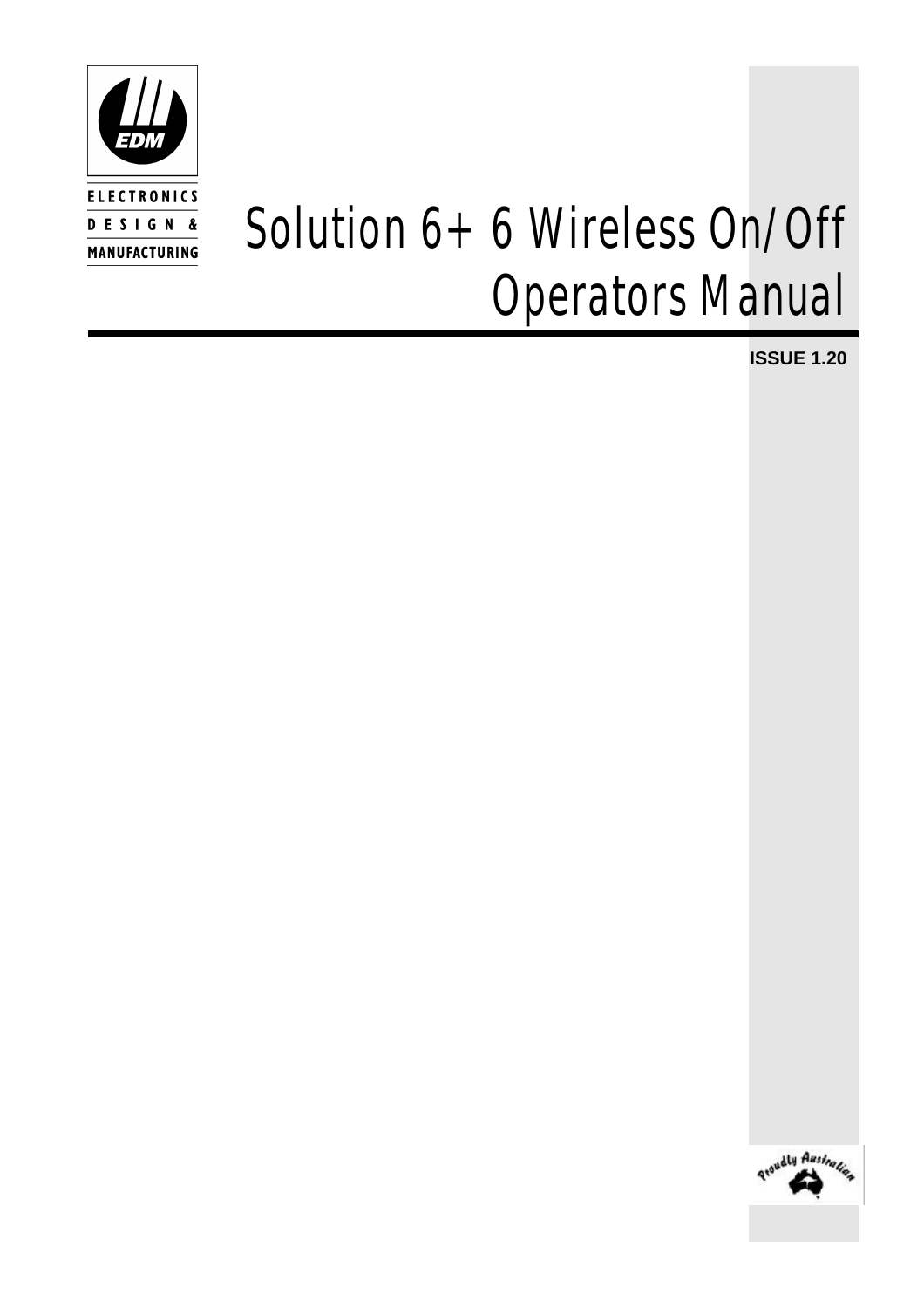EDM

ELECTRONICS
DESIGN &
MANUFACTURING

# Solution 6+ 6 Wireless On/Off Operators Manual

**ISSUE 1.20**

Proudly Australian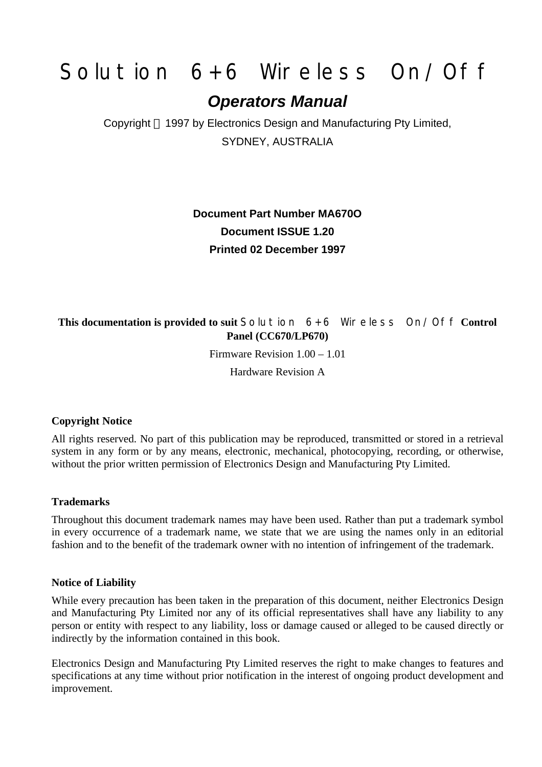# Solution 6+6 Wireless On/Off

***Operators Manual***

Copyright © 1997 by Electronics Design and Manufacturing Pty Limited,

SYDNEY, AUSTRALIA

**Document Part Number MA670O**

**Document ISSUE 1.20**

**Printed 02 December 1997**

**This documentation is provided to suit** Solution 6+6 Wireless On/Off **Control Panel (CC670/LP670)**

Firmware Revision 1.00 – 1.01

Hardware Revision A

**Copyright Notice**

All rights reserved. No part of this publication may be reproduced, transmitted or stored in a retrieval system in any form or by any means, electronic, mechanical, photocopying, recording, or otherwise, without the prior written permission of Electronics Design and Manufacturing Pty Limited.

**Trademarks**

Throughout this document trademark names may have been used. Rather than put a trademark symbol in every occurrence of a trademark name, we state that we are using the names only in an editorial fashion and to the benefit of the trademark owner with no intention of infringement of the trademark.

**Notice of Liability**

While every precaution has been taken in the preparation of this document, neither Electronics Design and Manufacturing Pty Limited nor any of its official representatives shall have any liability to any person or entity with respect to any liability, loss or damage caused or alleged to be caused directly or indirectly by the information contained in this book.

Electronics Design and Manufacturing Pty Limited reserves the right to make changes to features and specifications at any time without prior notification in the interest of ongoing product development and improvement.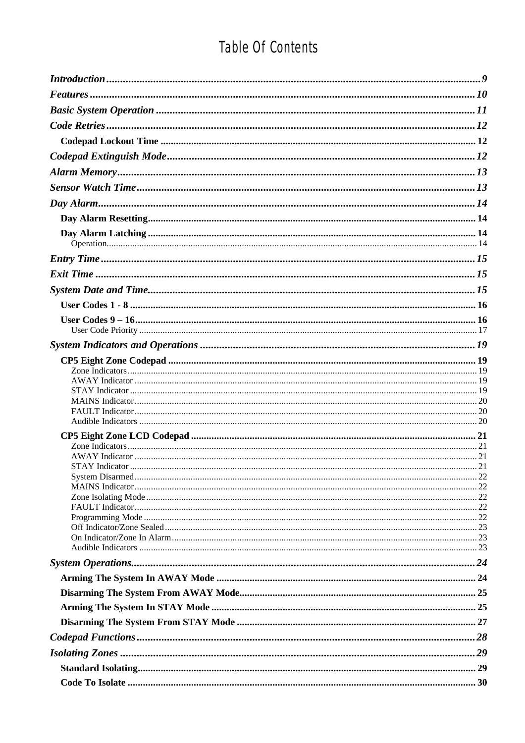# Table Of Contents

*Introduction* ........................................................................ *9*

*Features* ........................................................................ *10*

*Basic System Operation* ........................................................................ *11*

*Code Retries* ........................................................................ *12*

- **Codepad Lockout Time** ........................................................................ 12

*Codepad Extinguish Mode* ........................................................................ *12*

*Alarm Memory* ........................................................................ *13*

*Sensor Watch Time* ........................................................................ *13*

*Day Alarm* ........................................................................ *14*

- **Day Alarm Resetting** ........................................................................ 14
- **Day Alarm Latching** ........................................................................ 14
  - Operation ........................................................................ 14

*Entry Time* ........................................................................ *15*

*Exit Time* ........................................................................ *15*

*System Date and Time* ........................................................................ *15*

- **User Codes 1 - 8** ........................................................................ 16
- **User Codes 9 – 16** ........................................................................ 16
  - User Code Priority ........................................................................ 17

*System Indicators and Operations* ........................................................................ *19*

- **CP5 Eight Zone Codepad** ........................................................................ 19
  - Zone Indicators ........................................................................ 19
  - AWAY Indicator ........................................................................ 19
  - STAY Indicator ........................................................................ 19
  - MAINS Indicator ........................................................................ 20
  - FAULT Indicator ........................................................................ 20
  - Audible Indicators ........................................................................ 20
- **CP5 Eight Zone LCD Codepad** ........................................................................ 21
  - Zone Indicators ........................................................................ 21
  - AWAY Indicator ........................................................................ 21
  - STAY Indicator ........................................................................ 21
  - System Disarmed ........................................................................ 22
  - MAINS Indicator ........................................................................ 22
  - Zone Isolating Mode ........................................................................ 22
  - FAULT Indicator ........................................................................ 22
  - Programming Mode ........................................................................ 22
  - Off Indicator/Zone Sealed ........................................................................ 23
  - On Indicator/Zone In Alarm ........................................................................ 23
  - Audible Indicators ........................................................................ 23

*System Operations* ........................................................................ *24*

- **Arming The System In AWAY Mode** ........................................................................ 24
- **Disarming The System From AWAY Mode** ........................................................................ 25
- **Arming The System In STAY Mode** ........................................................................ 25
- **Disarming The System From STAY Mode** ........................................................................ 27

*Codepad Functions* ........................................................................ *28*

*Isolating Zones* ........................................................................ *29*

- **Standard Isolating** ........................................................................ 29
- **Code To Isolate** ........................................................................ 30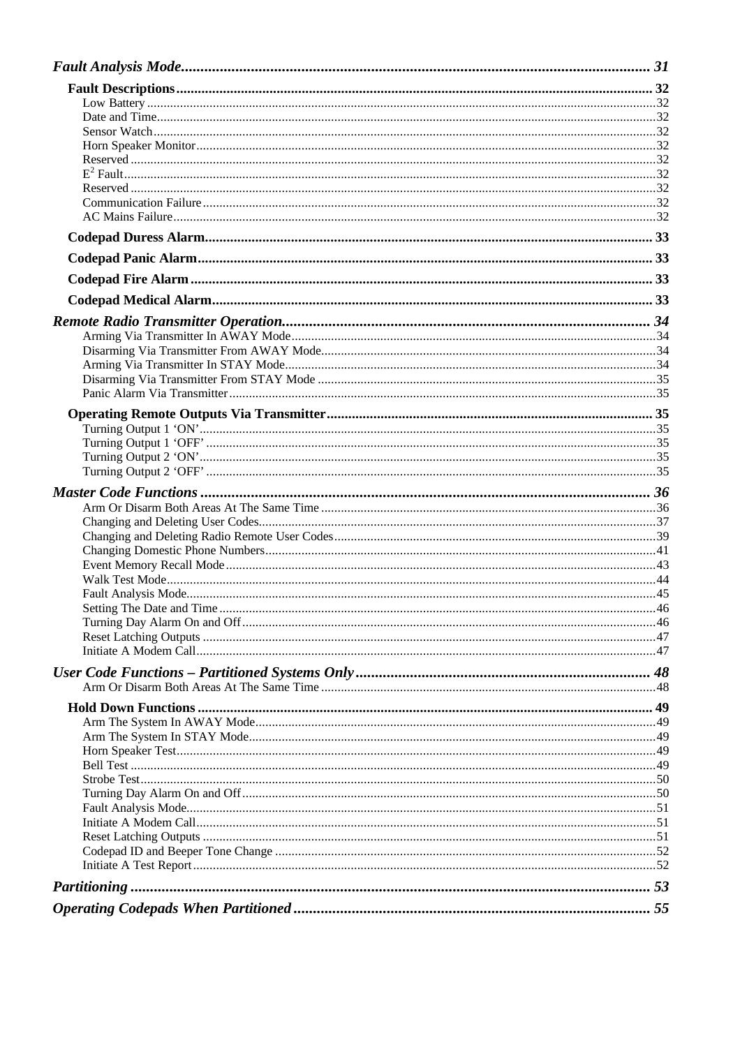*Fault Analysis Mode* ........................................................................ 31

**Fault Descriptions** ........................................................................ 32

Low Battery ........................................................................ 32
Date and Time ........................................................................ 32
Sensor Watch ........................................................................ 32
Horn Speaker Monitor ........................................................................ 32
Reserved ........................................................................ 32
$E^2$ Fault ........................................................................ 32
Reserved ........................................................................ 32
Communication Failure ........................................................................ 32
AC Mains Failure ........................................................................ 32

**Codepad Duress Alarm** ........................................................................ 33

**Codepad Panic Alarm** ........................................................................ 33

**Codepad Fire Alarm** ........................................................................ 33

**Codepad Medical Alarm** ........................................................................ 33

*Remote Radio Transmitter Operation* ........................................................................ 34

Arming Via Transmitter In AWAY Mode ........................................................................ 34
Disarming Via Transmitter From AWAY Mode ........................................................................ 34
Arming Via Transmitter In STAY Mode ........................................................................ 34
Disarming Via Transmitter From STAY Mode ........................................................................ 35
Panic Alarm Via Transmitter ........................................................................ 35

**Operating Remote Outputs Via Transmitter** ........................................................................ 35

Turning Output 1 'ON' ........................................................................ 35
Turning Output 1 'OFF' ........................................................................ 35
Turning Output 2 'ON' ........................................................................ 35
Turning Output 2 'OFF' ........................................................................ 35

*Master Code Functions* ........................................................................ 36

Arm Or Disarm Both Areas At The Same Time ........................................................................ 36
Changing and Deleting User Codes ........................................................................ 37
Changing and Deleting Radio Remote User Codes ........................................................................ 39
Changing Domestic Phone Numbers ........................................................................ 41
Event Memory Recall Mode ........................................................................ 43
Walk Test Mode ........................................................................ 44
Fault Analysis Mode ........................................................................ 45
Setting The Date and Time ........................................................................ 46
Turning Day Alarm On and Off ........................................................................ 46
Reset Latching Outputs ........................................................................ 47
Initiate A Modem Call ........................................................................ 47

*User Code Functions – Partitioned Systems Only* ........................................................................ 48

Arm Or Disarm Both Areas At The Same Time ........................................................................ 48

**Hold Down Functions** ........................................................................ 49

Arm The System In AWAY Mode ........................................................................ 49
Arm The System In STAY Mode ........................................................................ 49
Horn Speaker Test ........................................................................ 49
Bell Test ........................................................................ 49
Strobe Test ........................................................................ 50
Turning Day Alarm On and Off ........................................................................ 50
Fault Analysis Mode ........................................................................ 51
Initiate A Modem Call ........................................................................ 51
Reset Latching Outputs ........................................................................ 51
Codepad ID and Beeper Tone Change ........................................................................ 52
Initiate A Test Report ........................................................................ 52

*Partitioning* ........................................................................ 53

*Operating Codepads When Partitioned* ........................................................................ 55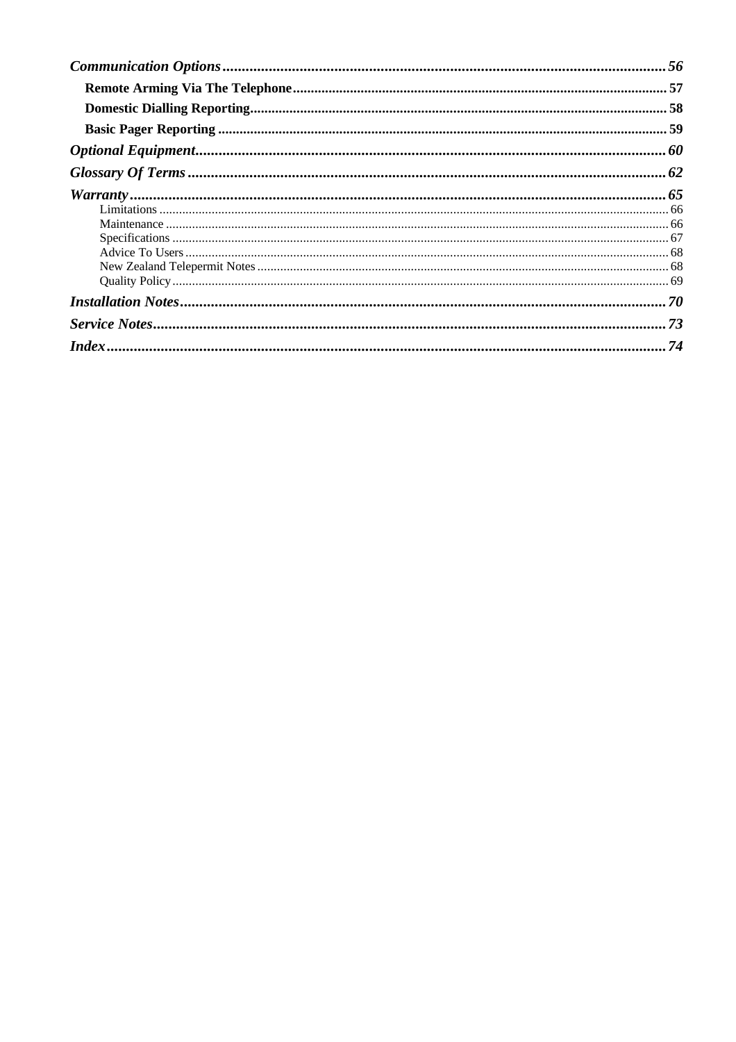*Communication Options* ... 56

**Remote Arming Via The Telephone** ... 57

**Domestic Dialling Reporting** ... 58

**Basic Pager Reporting** ... 59

*Optional Equipment* ... 60

*Glossary Of Terms* ... 62

*Warranty* ... 65

Limitations ... 66

Maintenance ... 66

Specifications ... 67

Advice To Users ... 68

New Zealand Telepermit Notes ... 68

Quality Policy ... 69

*Installation Notes* ... 70

*Service Notes* ... 73

*Index* ... 74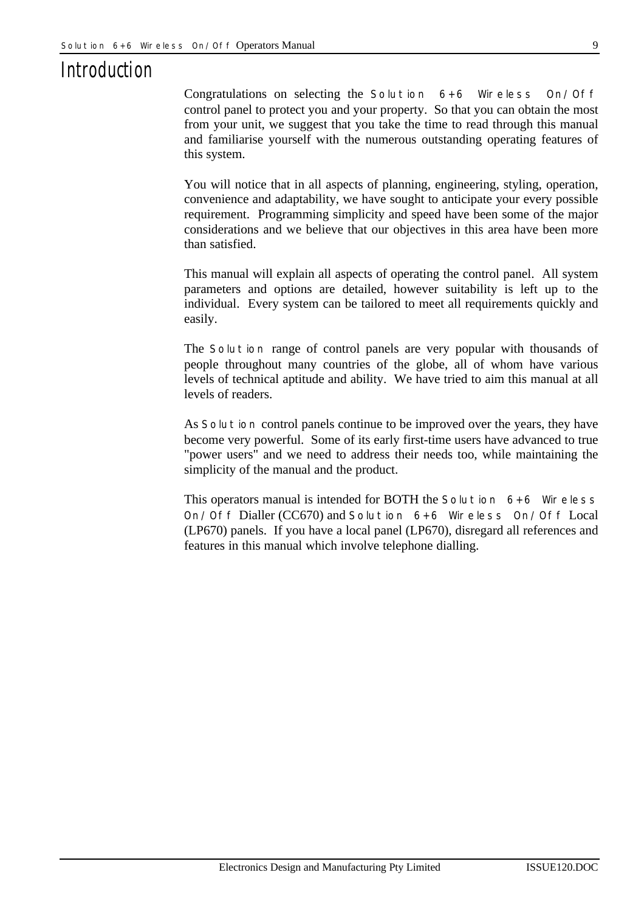# Introduction

Congratulations on selecting the Solution 6+6 Wireless On/Off control panel to protect you and your property. So that you can obtain the most from your unit, we suggest that you take the time to read through this manual and familiarise yourself with the numerous outstanding operating features of this system.

You will notice that in all aspects of planning, engineering, styling, operation, convenience and adaptability, we have sought to anticipate your every possible requirement. Programming simplicity and speed have been some of the major considerations and we believe that our objectives in this area have been more than satisfied.

This manual will explain all aspects of operating the control panel. All system parameters and options are detailed, however suitability is left up to the individual. Every system can be tailored to meet all requirements quickly and easily.

The Solution range of control panels are very popular with thousands of people throughout many countries of the globe, all of whom have various levels of technical aptitude and ability. We have tried to aim this manual at all levels of readers.

As Solution control panels continue to be improved over the years, they have become very powerful. Some of its early first-time users have advanced to true "power users" and we need to address their needs too, while maintaining the simplicity of the manual and the product.

This operators manual is intended for BOTH the Solution 6+6 Wireless On/Off Dialler (CC670) and Solution 6+6 Wireless On/Off Local (LP670) panels. If you have a local panel (LP670), disregard all references and features in this manual which involve telephone dialling.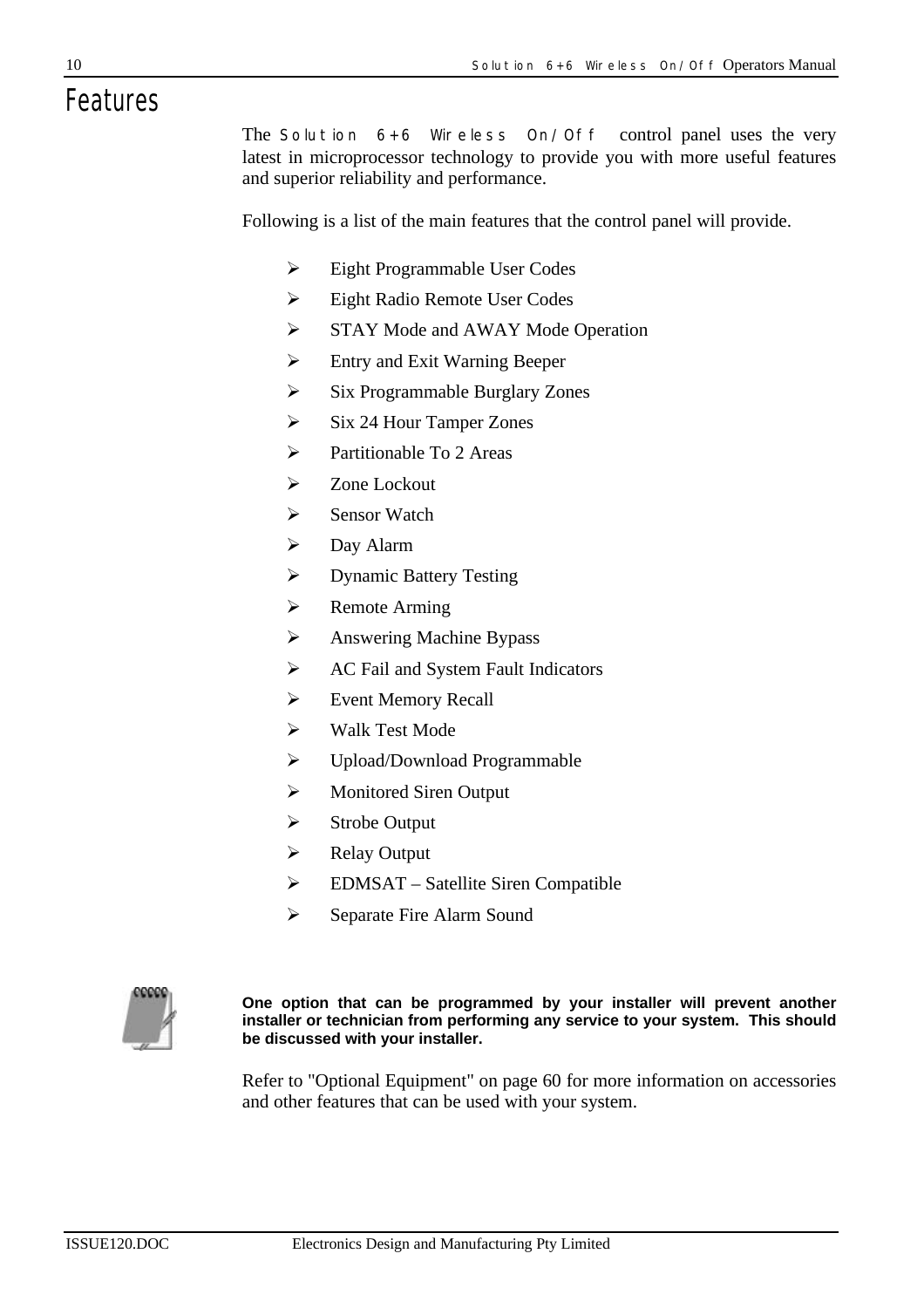# Features

The Solution 6+6 Wireless On/Off control panel uses the very latest in microprocessor technology to provide you with more useful features and superior reliability and performance.

Following is a list of the main features that the control panel will provide.

- Eight Programmable User Codes
- Eight Radio Remote User Codes
- STAY Mode and AWAY Mode Operation
- Entry and Exit Warning Beeper
- Six Programmable Burglary Zones
- Six 24 Hour Tamper Zones
- Partitionable To 2 Areas
- Zone Lockout
- Sensor Watch
- Day Alarm
- Dynamic Battery Testing
- Remote Arming
- Answering Machine Bypass
- AC Fail and System Fault Indicators
- Event Memory Recall
- Walk Test Mode
- Upload/Download Programmable
- Monitored Siren Output
- Strobe Output
- Relay Output
- EDMSAT – Satellite Siren Compatible
- Separate Fire Alarm Sound

**One option that can be programmed by your installer will prevent another installer or technician from performing any service to your system. This should be discussed with your installer.**

Refer to "Optional Equipment" on page 60 for more information on accessories and other features that can be used with your system.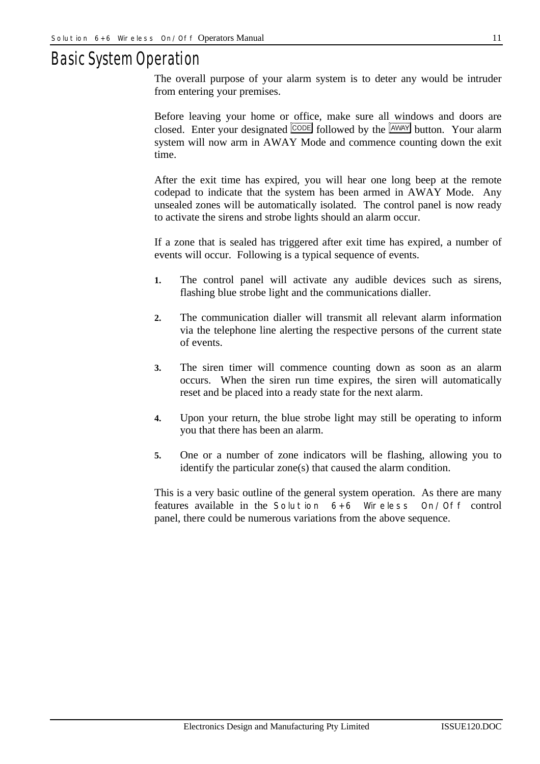# Basic System Operation

The overall purpose of your alarm system is to deter any would be intruder from entering your premises.

Before leaving your home or office, make sure all windows and doors are closed. Enter your designated CODE followed by the AWAY button. Your alarm system will now arm in AWAY Mode and commence counting down the exit time.

After the exit time has expired, you will hear one long beep at the remote codepad to indicate that the system has been armed in AWAY Mode. Any unsealed zones will be automatically isolated. The control panel is now ready to activate the sirens and strobe lights should an alarm occur.

If a zone that is sealed has triggered after exit time has expired, a number of events will occur. Following is a typical sequence of events.

1. The control panel will activate any audible devices such as sirens, flashing blue strobe light and the communications dialler.

2. The communication dialler will transmit all relevant alarm information via the telephone line alerting the respective persons of the current state of events.

3. The siren timer will commence counting down as soon as an alarm occurs. When the siren run time expires, the siren will automatically reset and be placed into a ready state for the next alarm.

4. Upon your return, the blue strobe light may still be operating to inform you that there has been an alarm.

5. One or a number of zone indicators will be flashing, allowing you to identify the particular zone(s) that caused the alarm condition.

This is a very basic outline of the general system operation. As there are many features available in the Solution 6+6 Wireless On/Off control panel, there could be numerous variations from the above sequence.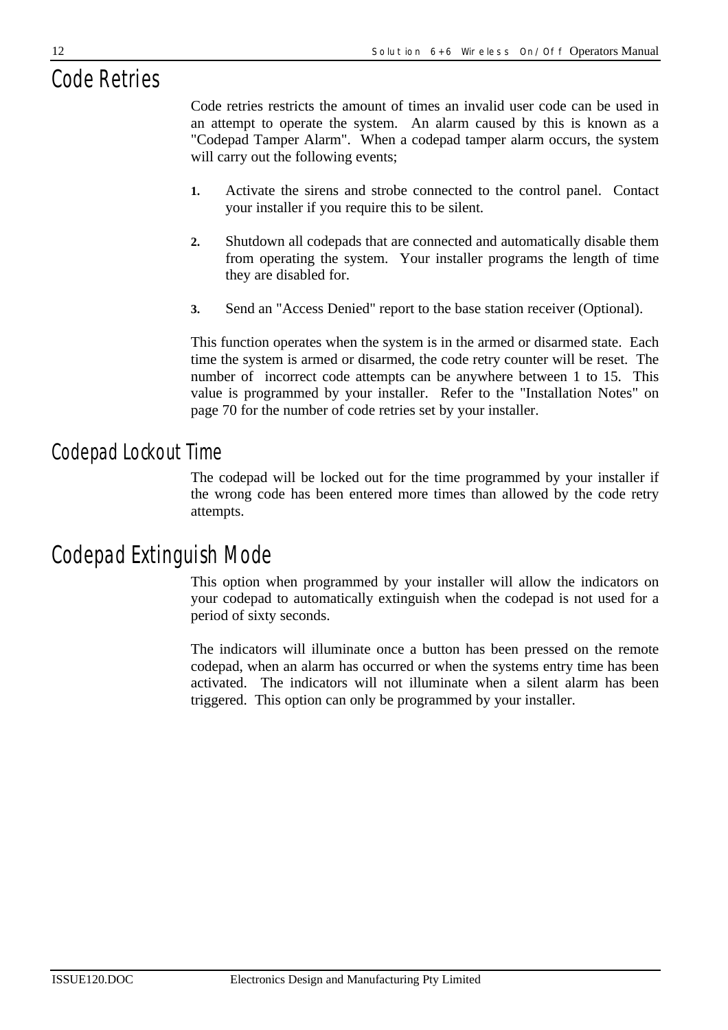# Code Retries

Code retries restricts the amount of times an invalid user code can be used in an attempt to operate the system. An alarm caused by this is known as a "Codepad Tamper Alarm". When a codepad tamper alarm occurs, the system will carry out the following events;

1. Activate the sirens and strobe connected to the control panel. Contact your installer if you require this to be silent.

2. Shutdown all codepads that are connected and automatically disable them from operating the system. Your installer programs the length of time they are disabled for.

3. Send an "Access Denied" report to the base station receiver (Optional).

This function operates when the system is in the armed or disarmed state. Each time the system is armed or disarmed, the code retry counter will be reset. The number of incorrect code attempts can be anywhere between 1 to 15. This value is programmed by your installer. Refer to the "Installation Notes" on page 70 for the number of code retries set by your installer.

## Codepad Lockout Time

The codepad will be locked out for the time programmed by your installer if the wrong code has been entered more times than allowed by the code retry attempts.

# Codepad Extinguish Mode

This option when programmed by your installer will allow the indicators on your codepad to automatically extinguish when the codepad is not used for a period of sixty seconds.

The indicators will illuminate once a button has been pressed on the remote codepad, when an alarm has occurred or when the systems entry time has been activated. The indicators will not illuminate when a silent alarm has been triggered. This option can only be programmed by your installer.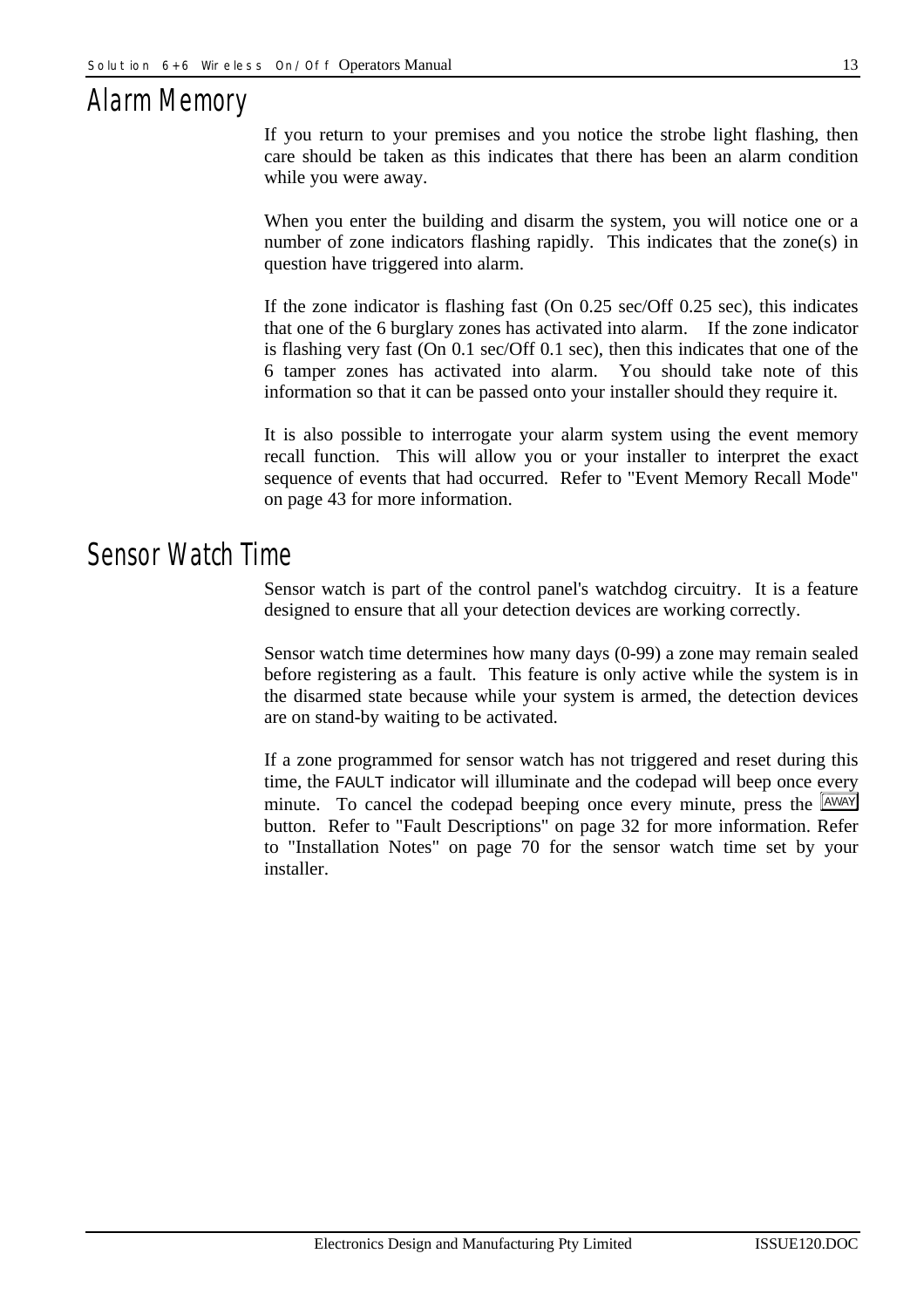# Alarm Memory

If you return to your premises and you notice the strobe light flashing, then care should be taken as this indicates that there has been an alarm condition while you were away.

When you enter the building and disarm the system, you will notice one or a number of zone indicators flashing rapidly. This indicates that the zone(s) in question have triggered into alarm.

If the zone indicator is flashing fast (On 0.25 sec/Off 0.25 sec), this indicates that one of the 6 burglary zones has activated into alarm. If the zone indicator is flashing very fast (On 0.1 sec/Off 0.1 sec), then this indicates that one of the 6 tamper zones has activated into alarm. You should take note of this information so that it can be passed onto your installer should they require it.

It is also possible to interrogate your alarm system using the event memory recall function. This will allow you or your installer to interpret the exact sequence of events that had occurred. Refer to "Event Memory Recall Mode" on page 43 for more information.

# Sensor Watch Time

Sensor watch is part of the control panel's watchdog circuitry. It is a feature designed to ensure that all your detection devices are working correctly.

Sensor watch time determines how many days (0-99) a zone may remain sealed before registering as a fault. This feature is only active while the system is in the disarmed state because while your system is armed, the detection devices are on stand-by waiting to be activated.

If a zone programmed for sensor watch has not triggered and reset during this time, the FAULT indicator will illuminate and the codepad will beep once every minute. To cancel the codepad beeping once every minute, press the [AWAY] button. Refer to "Fault Descriptions" on page 32 for more information. Refer to "Installation Notes" on page 70 for the sensor watch time set by your installer.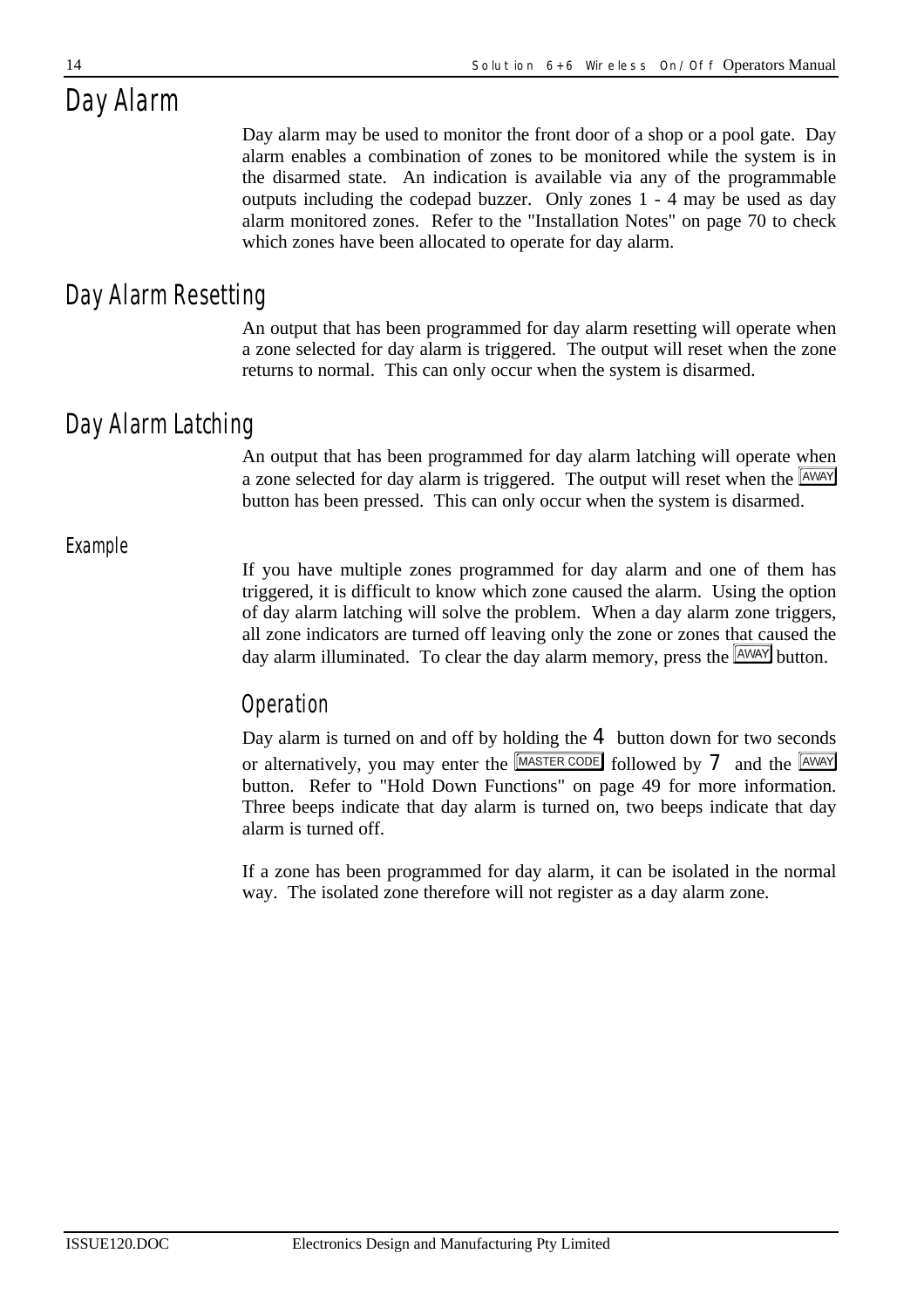# Day Alarm

Day alarm may be used to monitor the front door of a shop or a pool gate. Day alarm enables a combination of zones to be monitored while the system is in the disarmed state. An indication is available via any of the programmable outputs including the codepad buzzer. Only zones 1 - 4 may be used as day alarm monitored zones. Refer to the "Installation Notes" on page 70 to check which zones have been allocated to operate for day alarm.

# Day Alarm Resetting

An output that has been programmed for day alarm resetting will operate when a zone selected for day alarm is triggered. The output will reset when the zone returns to normal. This can only occur when the system is disarmed.

# Day Alarm Latching

An output that has been programmed for day alarm latching will operate when a zone selected for day alarm is triggered. The output will reset when the AWAY button has been pressed. This can only occur when the system is disarmed.

### Example

If you have multiple zones programmed for day alarm and one of them has triggered, it is difficult to know which zone caused the alarm. Using the option of day alarm latching will solve the problem. When a day alarm zone triggers, all zone indicators are turned off leaving only the zone or zones that caused the day alarm illuminated. To clear the day alarm memory, press the AWAY button.

## Operation

Day alarm is turned on and off by holding the 4 button down for two seconds or alternatively, you may enter the MASTER CODE followed by 7 and the AWAY button. Refer to "Hold Down Functions" on page 49 for more information. Three beeps indicate that day alarm is turned on, two beeps indicate that day alarm is turned off.

If a zone has been programmed for day alarm, it can be isolated in the normal way. The isolated zone therefore will not register as a day alarm zone.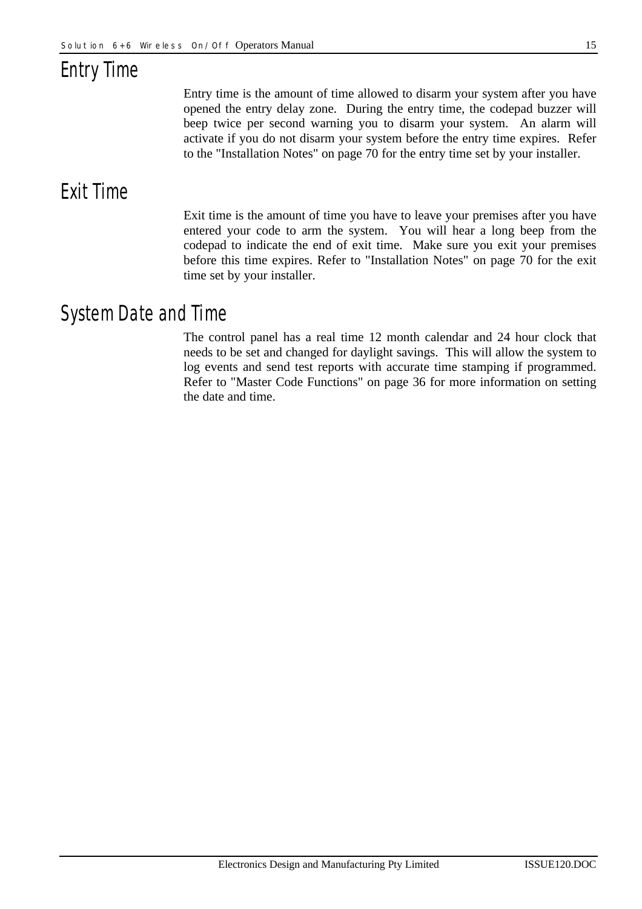## Entry Time

Entry time is the amount of time allowed to disarm your system after you have opened the entry delay zone. During the entry time, the codepad buzzer will beep twice per second warning you to disarm your system. An alarm will activate if you do not disarm your system before the entry time expires. Refer to the "Installation Notes" on page 70 for the entry time set by your installer.

## Exit Time

Exit time is the amount of time you have to leave your premises after you have entered your code to arm the system. You will hear a long beep from the codepad to indicate the end of exit time. Make sure you exit your premises before this time expires. Refer to "Installation Notes" on page 70 for the exit time set by your installer.

## System Date and Time

The control panel has a real time 12 month calendar and 24 hour clock that needs to be set and changed for daylight savings. This will allow the system to log events and send test reports with accurate time stamping if programmed. Refer to "Master Code Functions" on page 36 for more information on setting the date and time.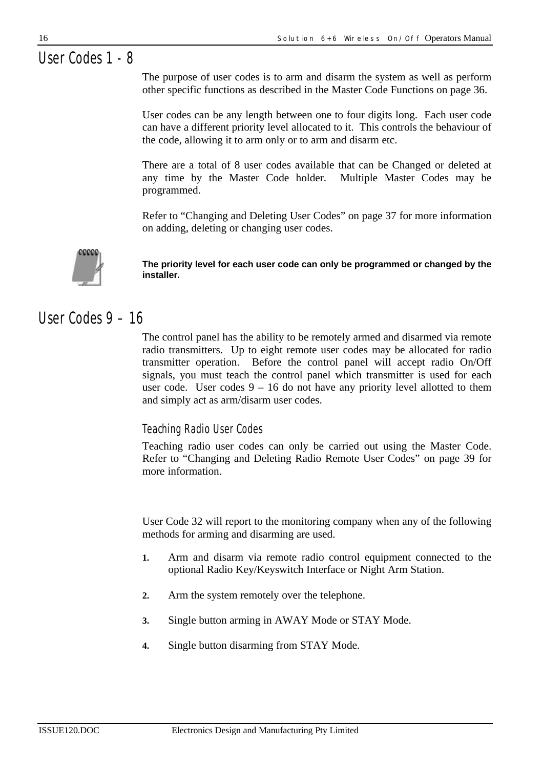# User Codes 1 - 8

The purpose of user codes is to arm and disarm the system as well as perform other specific functions as described in the Master Code Functions on page 36.

User codes can be any length between one to four digits long. Each user code can have a different priority level allocated to it. This controls the behaviour of the code, allowing it to arm only or to arm and disarm etc.

There are a total of 8 user codes available that can be Changed or deleted at any time by the Master Code holder. Multiple Master Codes may be programmed.

Refer to “Changing and Deleting User Codes” on page 37 for more information on adding, deleting or changing user codes.

**The priority level for each user code can only be programmed or changed by the installer.**

# User Codes 9 – 16

The control panel has the ability to be remotely armed and disarmed via remote radio transmitters. Up to eight remote user codes may be allocated for radio transmitter operation. Before the control panel will accept radio On/Off signals, you must teach the control panel which transmitter is used for each user code. User codes 9 – 16 do not have any priority level allotted to them and simply act as arm/disarm user codes.

## Teaching Radio User Codes

Teaching radio user codes can only be carried out using the Master Code. Refer to “Changing and Deleting Radio Remote User Codes” on page 39 for more information.

User Code 32 will report to the monitoring company when any of the following methods for arming and disarming are used.

1. Arm and disarm via remote radio control equipment connected to the optional Radio Key/Keyswitch Interface or Night Arm Station.
2. Arm the system remotely over the telephone.
3. Single button arming in AWAY Mode or STAY Mode.
4. Single button disarming from STAY Mode.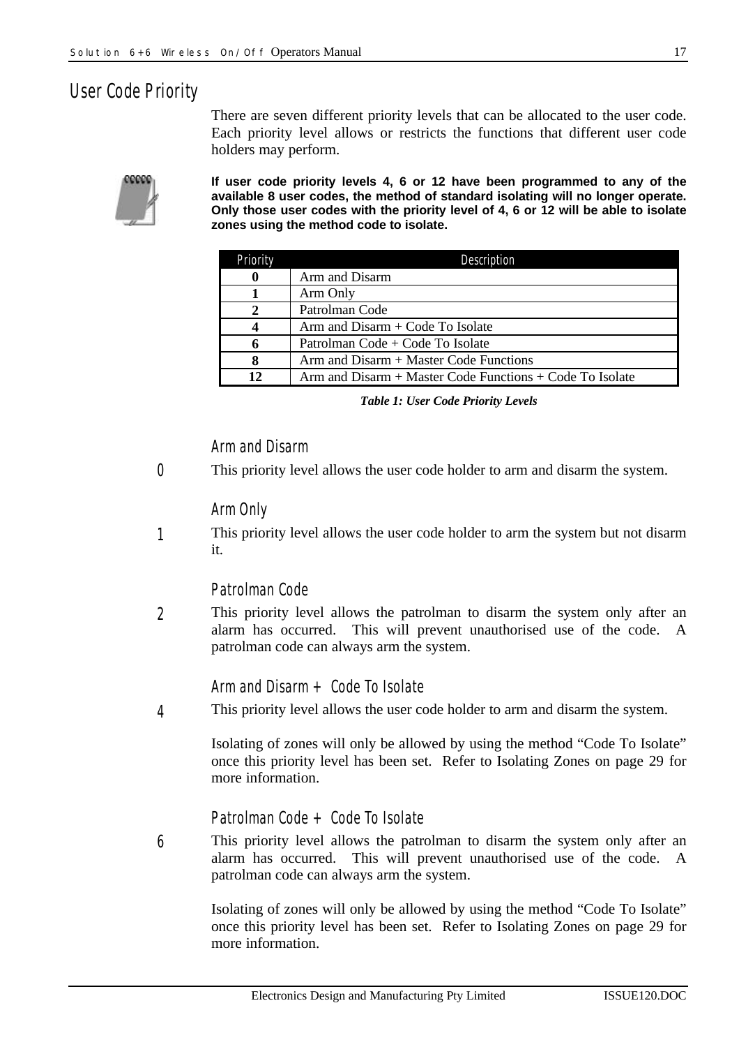## User Code Priority

There are seven different priority levels that can be allocated to the user code. Each priority level allows or restricts the functions that different user code holders may perform.

**If user code priority levels 4, 6 or 12 have been programmed to any of the available 8 user codes, the method of standard isolating will no longer operate. Only those user codes with the priority level of 4, 6 or 12 will be able to isolate zones using the method code to isolate.**

| Priority | Description |
|---|---|
| **0** | Arm and Disarm |
| **1** | Arm Only |
| **2** | Patrolman Code |
| **4** | Arm and Disarm + Code To Isolate |
| **6** | Patrolman Code + Code To Isolate |
| **8** | Arm and Disarm + Master Code Functions |
| **12** | Arm and Disarm + Master Code Functions + Code To Isolate |

***Table 1: User Code Priority Levels***

### 0 Arm and Disarm

This priority level allows the user code holder to arm and disarm the system.

### 1 Arm Only

This priority level allows the user code holder to arm the system but not disarm it.

### 2 Patrolman Code

This priority level allows the patrolman to disarm the system only after an alarm has occurred. This will prevent unauthorised use of the code. A patrolman code can always arm the system.

### 4 Arm and Disarm + Code To Isolate

This priority level allows the user code holder to arm and disarm the system.

Isolating of zones will only be allowed by using the method "Code To Isolate" once this priority level has been set. Refer to Isolating Zones on page 29 for more information.

### 6 Patrolman Code + Code To Isolate

This priority level allows the patrolman to disarm the system only after an alarm has occurred. This will prevent unauthorised use of the code. A patrolman code can always arm the system.

Isolating of zones will only be allowed by using the method "Code To Isolate" once this priority level has been set. Refer to Isolating Zones on page 29 for more information.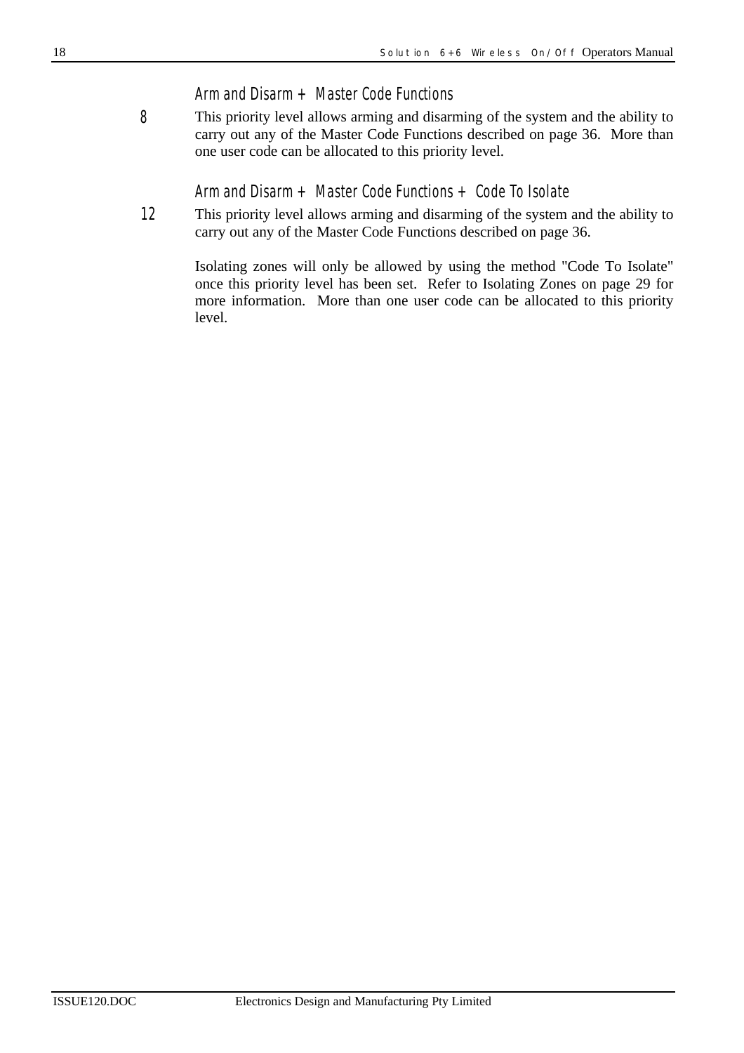### Arm and Disarm + Master Code Functions

**8** This priority level allows arming and disarming of the system and the ability to carry out any of the Master Code Functions described on page 36. More than one user code can be allocated to this priority level.

### Arm and Disarm + Master Code Functions + Code To Isolate

**12** This priority level allows arming and disarming of the system and the ability to carry out any of the Master Code Functions described on page 36.

Isolating zones will only be allowed by using the method "Code To Isolate" once this priority level has been set. Refer to Isolating Zones on page 29 for more information. More than one user code can be allocated to this priority level.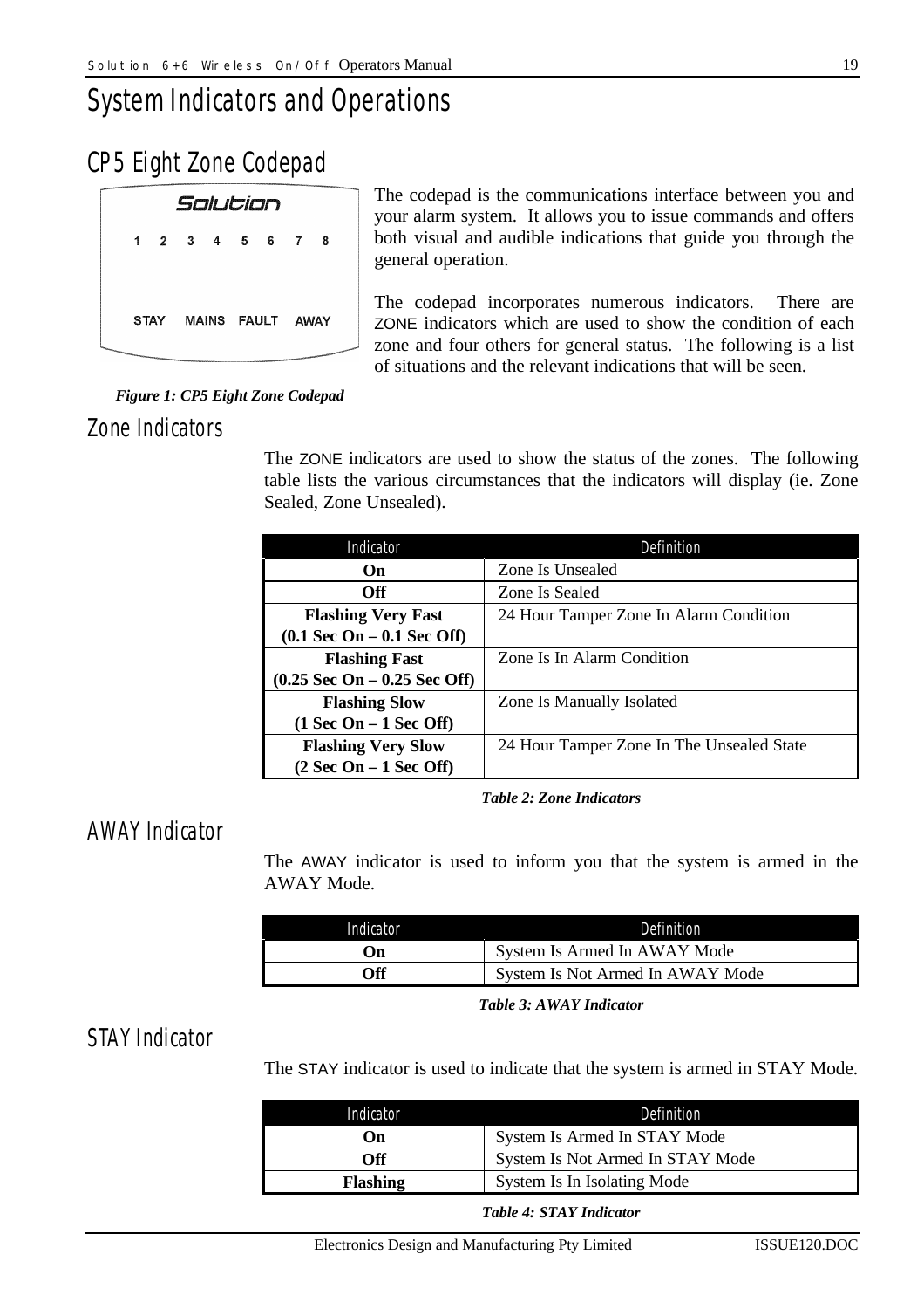# System Indicators and Operations

## CP5 Eight Zone Codepad

The codepad is the communications interface between you and your alarm system. It allows you to issue commands and offers both visual and audible indications that guide you through the general operation.

The codepad incorporates numerous indicators. There are ZONE indicators which are used to show the condition of each zone and four others for general status. The following is a list of situations and the relevant indications that will be seen.

*Figure 1: CP5 Eight Zone Codepad*

### Zone Indicators

The ZONE indicators are used to show the status of the zones. The following table lists the various circumstances that the indicators will display (ie. Zone Sealed, Zone Unsealed).

| Indicator | Definition |
|---|---|
| **On** | Zone Is Unsealed |
| **Off** | Zone Is Sealed |
| **Flashing Very Fast (0.1 Sec On – 0.1 Sec Off)** | 24 Hour Tamper Zone In Alarm Condition |
| **Flashing Fast (0.25 Sec On – 0.25 Sec Off)** | Zone Is In Alarm Condition |
| **Flashing Slow (1 Sec On – 1 Sec Off)** | Zone Is Manually Isolated |
| **Flashing Very Slow (2 Sec On – 1 Sec Off)** | 24 Hour Tamper Zone In The Unsealed State |

*Table 2: Zone Indicators*

### AWAY Indicator

The AWAY indicator is used to inform you that the system is armed in the AWAY Mode.

| Indicator | Definition |
|---|---|
| **On** | System Is Armed In AWAY Mode |
| **Off** | System Is Not Armed In AWAY Mode |

*Table 3: AWAY Indicator*

### STAY Indicator

The STAY indicator is used to indicate that the system is armed in STAY Mode.

| Indicator | Definition |
|---|---|
| **On** | System Is Armed In STAY Mode |
| **Off** | System Is Not Armed In STAY Mode |
| **Flashing** | System Is In Isolating Mode |

*Table 4: STAY Indicator*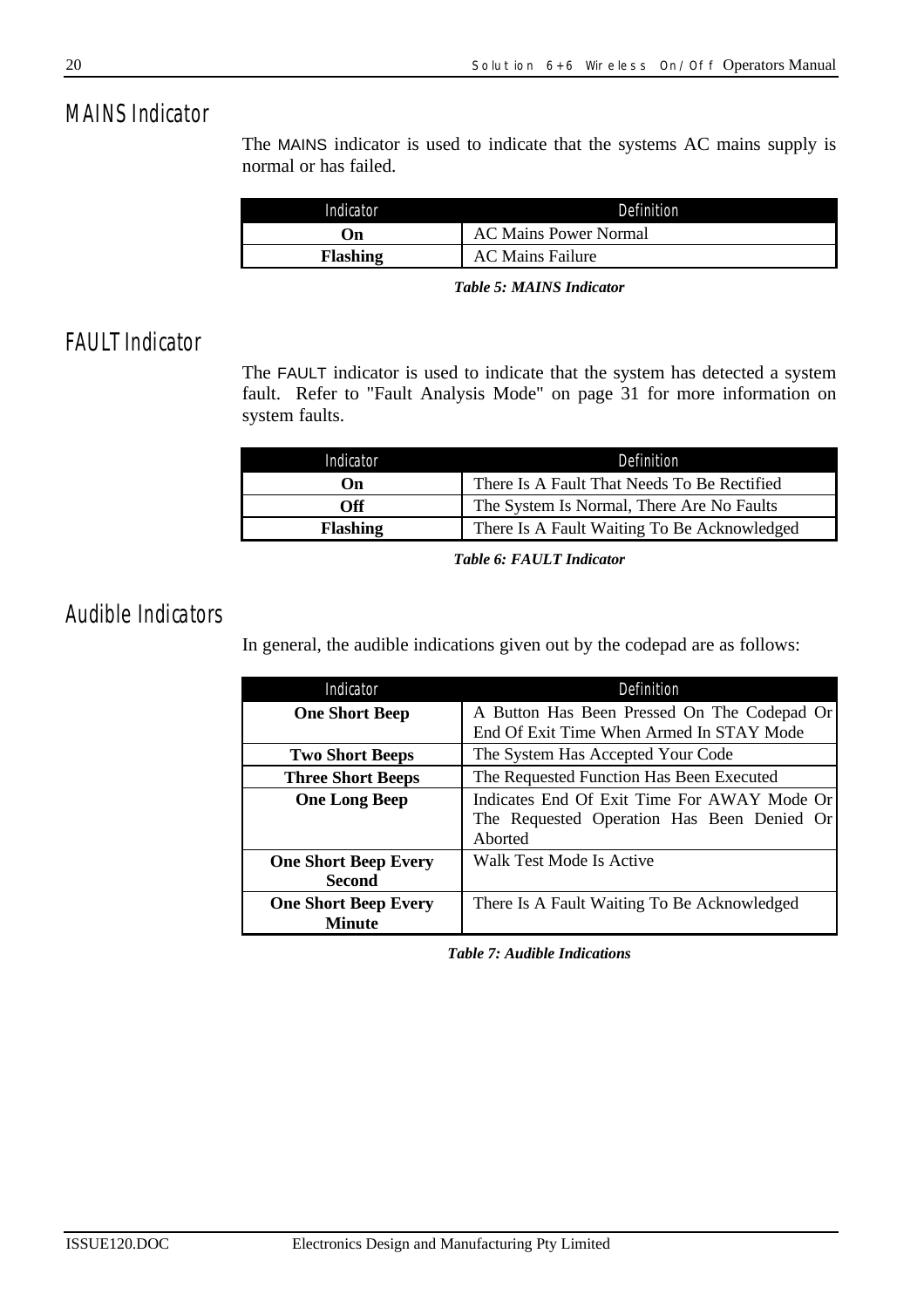## MAINS Indicator

The MAINS indicator is used to indicate that the systems AC mains supply is normal or has failed.

| Indicator | Definition |
|---|---|
| **On** | AC Mains Power Normal |
| **Flashing** | AC Mains Failure |

***Table 5: MAINS Indicator***

## FAULT Indicator

The FAULT indicator is used to indicate that the system has detected a system fault.  Refer to "Fault Analysis Mode" on page 31 for more information on system faults.

| Indicator | Definition |
|---|---|
| **On** | There Is A Fault That Needs To Be Rectified |
| **Off** | The System Is Normal, There Are No Faults |
| **Flashing** | There Is A Fault Waiting To Be Acknowledged |

***Table 6: FAULT Indicator***

## Audible Indicators

In general, the audible indications given out by the codepad are as follows:

| Indicator | Definition |
|---|---|
| **One Short Beep** | A Button Has Been Pressed On The Codepad Or End Of Exit Time When Armed In STAY Mode |
| **Two Short Beeps** | The System Has Accepted Your Code |
| **Three Short Beeps** | The Requested Function Has Been Executed |
| **One Long Beep** | Indicates End Of Exit Time For AWAY Mode Or The Requested Operation Has Been Denied Or Aborted |
| **One Short Beep Every Second** | Walk Test Mode Is Active |
| **One Short Beep Every Minute** | There Is A Fault Waiting To Be Acknowledged |

***Table 7: Audible Indications***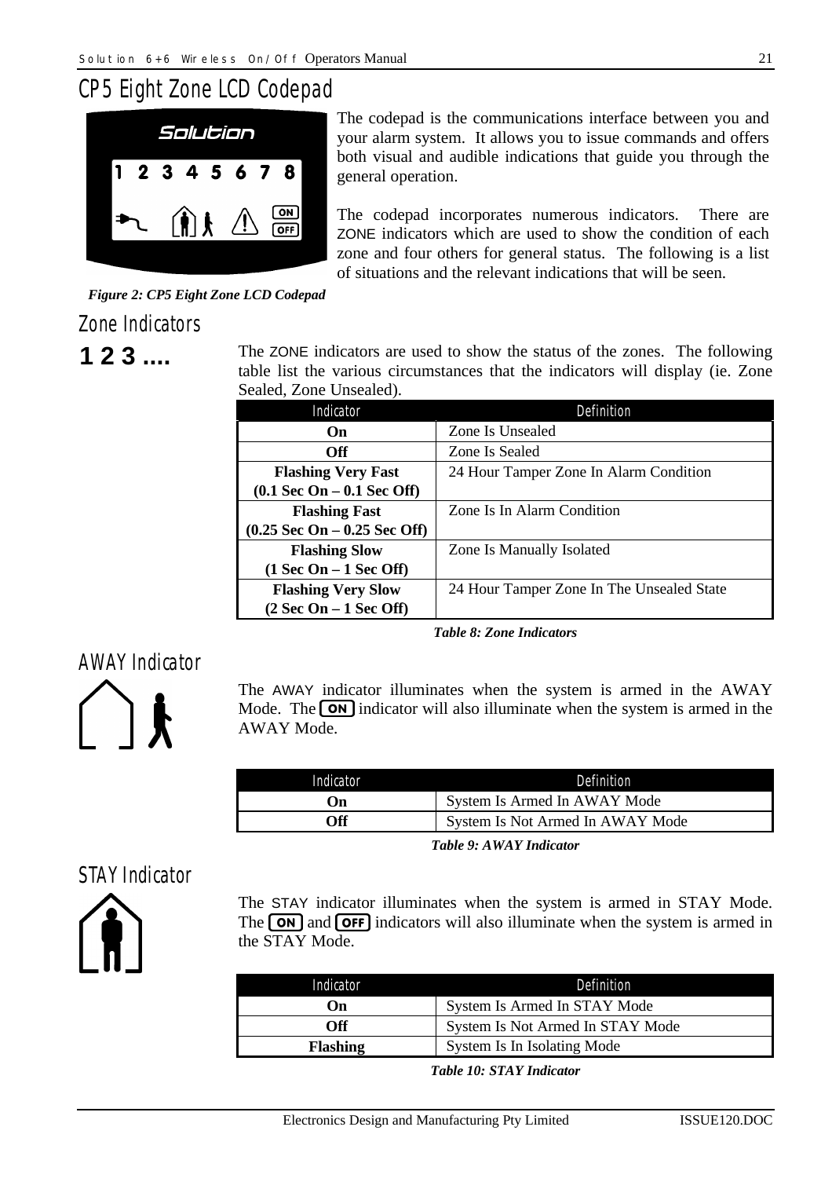# CP5 Eight Zone LCD Codepad

The codepad is the communications interface between you and your alarm system. It allows you to issue commands and offers both visual and audible indications that guide you through the general operation.

The codepad incorporates numerous indicators. There are ZONE indicators which are used to show the condition of each zone and four others for general status. The following is a list of situations and the relevant indications that will be seen.

*Figure 2: CP5 Eight Zone LCD Codepad*

## Zone Indicators

**1 2 3 ....**

The ZONE indicators are used to show the status of the zones. The following table list the various circumstances that the indicators will display (ie. Zone Sealed, Zone Unsealed).

| Indicator | Definition |
|---|---|
| **On** | Zone Is Unsealed |
| **Off** | Zone Is Sealed |
| **Flashing Very Fast (0.1 Sec On – 0.1 Sec Off)** | 24 Hour Tamper Zone In Alarm Condition |
| **Flashing Fast (0.25 Sec On – 0.25 Sec Off)** | Zone Is In Alarm Condition |
| **Flashing Slow (1 Sec On – 1 Sec Off)** | Zone Is Manually Isolated |
| **Flashing Very Slow (2 Sec On – 1 Sec Off)** | 24 Hour Tamper Zone In The Unsealed State |

*Table 8: Zone Indicators*

## AWAY Indicator

The AWAY indicator illuminates when the system is armed in the AWAY Mode. The ON indicator will also illuminate when the system is armed in the AWAY Mode.

| Indicator | Definition |
|---|---|
| **On** | System Is Armed In AWAY Mode |
| **Off** | System Is Not Armed In AWAY Mode |

*Table 9: AWAY Indicator*

## STAY Indicator

The STAY indicator illuminates when the system is armed in STAY Mode. The ON and OFF indicators will also illuminate when the system is armed in the STAY Mode.

| Indicator | Definition |
|---|---|
| **On** | System Is Armed In STAY Mode |
| **Off** | System Is Not Armed In STAY Mode |
| **Flashing** | System Is In Isolating Mode |

*Table 10: STAY Indicator*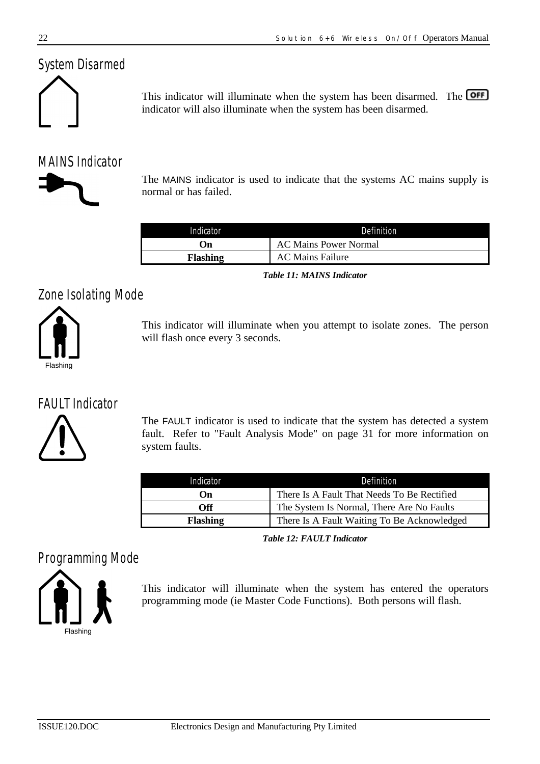## System Disarmed

This indicator will illuminate when the system has been disarmed. The OFF indicator will also illuminate when the system has been disarmed.

## MAINS Indicator

The MAINS indicator is used to indicate that the systems AC mains supply is normal or has failed.

| Indicator | Definition |
|---|---|
| **On** | AC Mains Power Normal |
| **Flashing** | AC Mains Failure |

***Table 11: MAINS Indicator***

## Zone Isolating Mode

Flashing

This indicator will illuminate when you attempt to isolate zones. The person will flash once every 3 seconds.

## FAULT Indicator

The FAULT indicator is used to indicate that the system has detected a system fault. Refer to "Fault Analysis Mode" on page 31 for more information on system faults.

| Indicator | Definition |
|---|---|
| **On** | There Is A Fault That Needs To Be Rectified |
| **Off** | The System Is Normal, There Are No Faults |
| **Flashing** | There Is A Fault Waiting To Be Acknowledged |

***Table 12: FAULT Indicator***

## Programming Mode

Flashing

This indicator will illuminate when the system has entered the operators programming mode (ie Master Code Functions). Both persons will flash.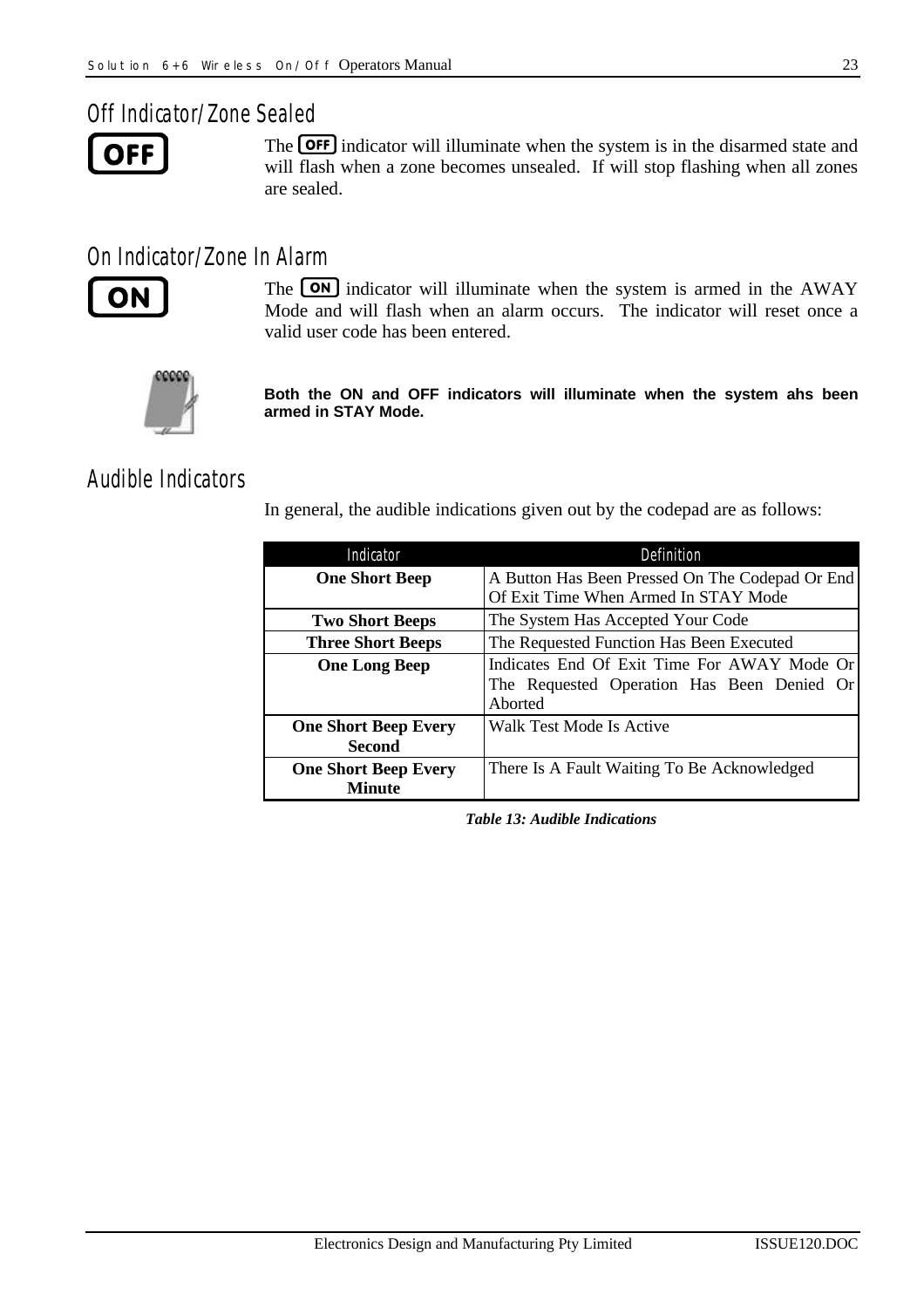## Off Indicator/Zone Sealed

The OFF indicator will illuminate when the system is in the disarmed state and will flash when a zone becomes unsealed. If will stop flashing when all zones are sealed.

## On Indicator/Zone In Alarm

The ON indicator will illuminate when the system is armed in the AWAY Mode and will flash when an alarm occurs. The indicator will reset once a valid user code has been entered.

**Both the ON and OFF indicators will illuminate when the system ahs been armed in STAY Mode.**

## Audible Indicators

In general, the audible indications given out by the codepad are as follows:

| Indicator | Definition |
|---|---|
| **One Short Beep** | A Button Has Been Pressed On The Codepad Or End Of Exit Time When Armed In STAY Mode |
| **Two Short Beeps** | The System Has Accepted Your Code |
| **Three Short Beeps** | The Requested Function Has Been Executed |
| **One Long Beep** | Indicates End Of Exit Time For AWAY Mode Or The Requested Operation Has Been Denied Or Aborted |
| **One Short Beep Every Second** | Walk Test Mode Is Active |
| **One Short Beep Every Minute** | There Is A Fault Waiting To Be Acknowledged |

***Table 13: Audible Indications***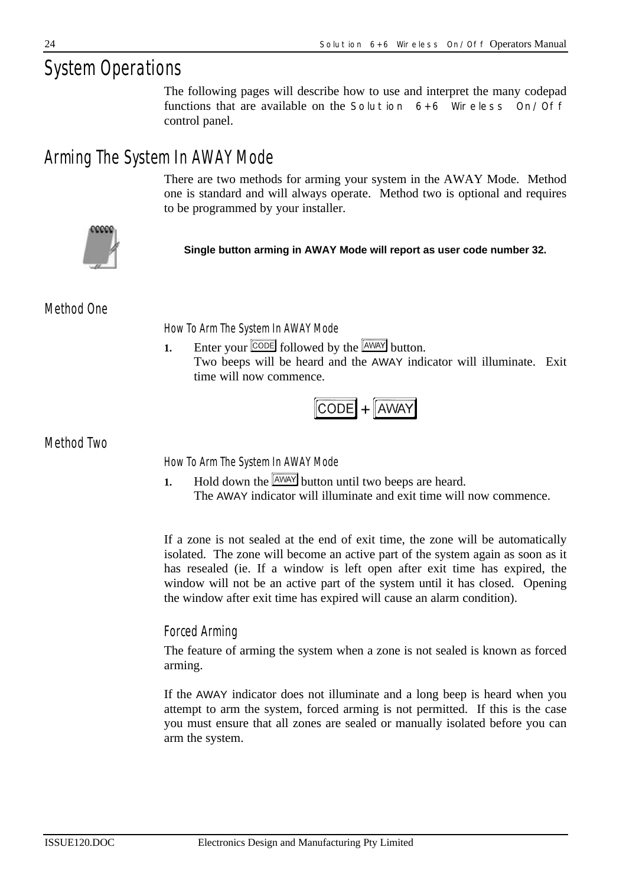# System Operations

The following pages will describe how to use and interpret the many codepad functions that are available on the Solution 6+6 Wireless On/Off control panel.

## Arming The System In AWAY Mode

There are two methods for arming your system in the AWAY Mode. Method one is standard and will always operate. Method two is optional and requires to be programmed by your installer.

**Single button arming in AWAY Mode will report as user code number 32.**

### Method One

#### How To Arm The System In AWAY Mode

1. Enter your CODE followed by the AWAY button.
   Two beeps will be heard and the AWAY indicator will illuminate. Exit time will now commence.

CODE + AWAY

### Method Two

#### How To Arm The System In AWAY Mode

1. Hold down the AWAY button until two beeps are heard.
   The AWAY indicator will illuminate and exit time will now commence.

If a zone is not sealed at the end of exit time, the zone will be automatically isolated. The zone will become an active part of the system again as soon as it has resealed (ie. If a window is left open after exit time has expired, the window will not be an active part of the system until it has closed. Opening the window after exit time has expired will cause an alarm condition).

#### Forced Arming

The feature of arming the system when a zone is not sealed is known as forced arming.

If the AWAY indicator does not illuminate and a long beep is heard when you attempt to arm the system, forced arming is not permitted. If this is the case you must ensure that all zones are sealed or manually isolated before you can arm the system.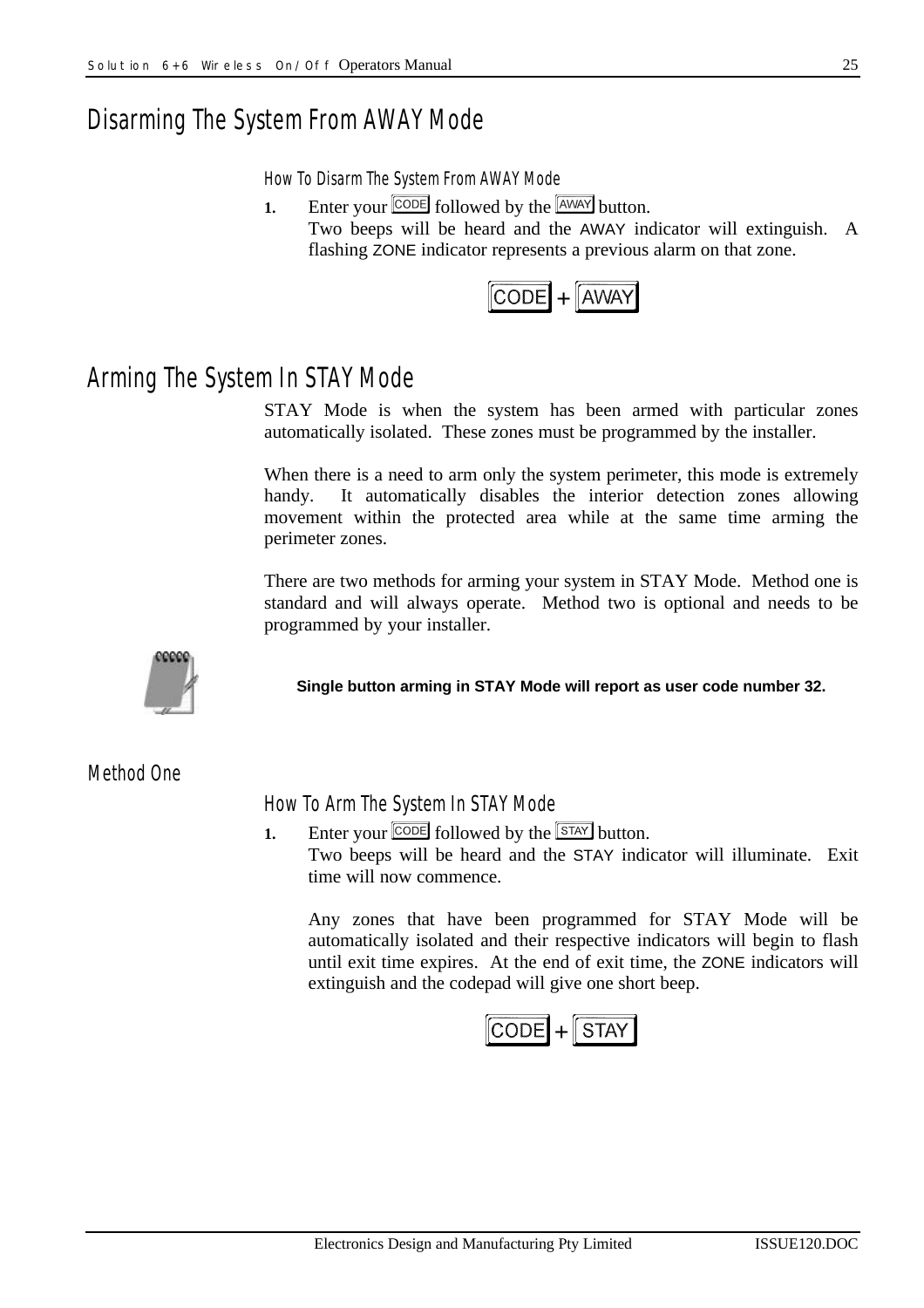# Disarming The System From AWAY Mode

### How To Disarm The System From AWAY Mode

1. Enter your CODE followed by the AWAY button.
   Two beeps will be heard and the AWAY indicator will extinguish. A flashing ZONE indicator represents a previous alarm on that zone.

   CODE + AWAY

# Arming The System In STAY Mode

STAY Mode is when the system has been armed with particular zones automatically isolated. These zones must be programmed by the installer.

When there is a need to arm only the system perimeter, this mode is extremely handy. It automatically disables the interior detection zones allowing movement within the protected area while at the same time arming the perimeter zones.

There are two methods for arming your system in STAY Mode. Method one is standard and will always operate. Method two is optional and needs to be programmed by your installer.

**Single button arming in STAY Mode will report as user code number 32.**

## Method One

### How To Arm The System In STAY Mode

1. Enter your CODE followed by the STAY button.
   Two beeps will be heard and the STAY indicator will illuminate. Exit time will now commence.

   Any zones that have been programmed for STAY Mode will be automatically isolated and their respective indicators will begin to flash until exit time expires. At the end of exit time, the ZONE indicators will extinguish and the codepad will give one short beep.

   CODE + STAY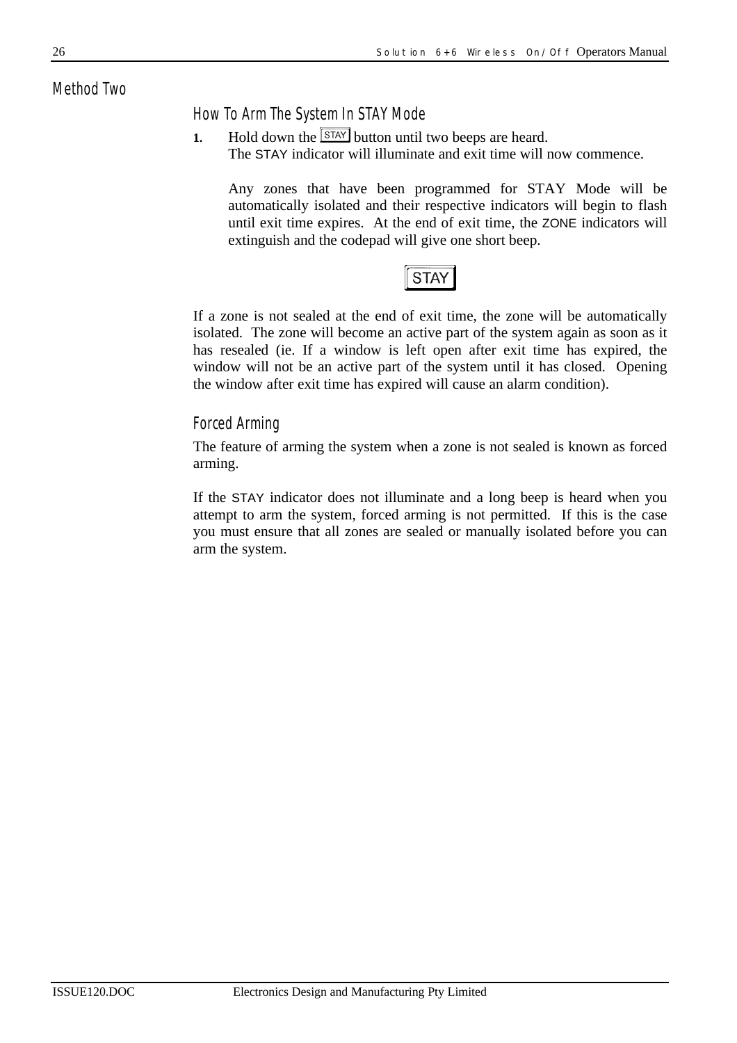## Method Two

### How To Arm The System In STAY Mode

**1.** Hold down the STAY button until two beeps are heard.
The STAY indicator will illuminate and exit time will now commence.

Any zones that have been programmed for STAY Mode will be automatically isolated and their respective indicators will begin to flash until exit time expires. At the end of exit time, the ZONE indicators will extinguish and the codepad will give one short beep.

STAY

If a zone is not sealed at the end of exit time, the zone will be automatically isolated. The zone will become an active part of the system again as soon as it has resealed (ie. If a window is left open after exit time has expired, the window will not be an active part of the system until it has closed. Opening the window after exit time has expired will cause an alarm condition).

### Forced Arming

The feature of arming the system when a zone is not sealed is known as forced arming.

If the STAY indicator does not illuminate and a long beep is heard when you attempt to arm the system, forced arming is not permitted. If this is the case you must ensure that all zones are sealed or manually isolated before you can arm the system.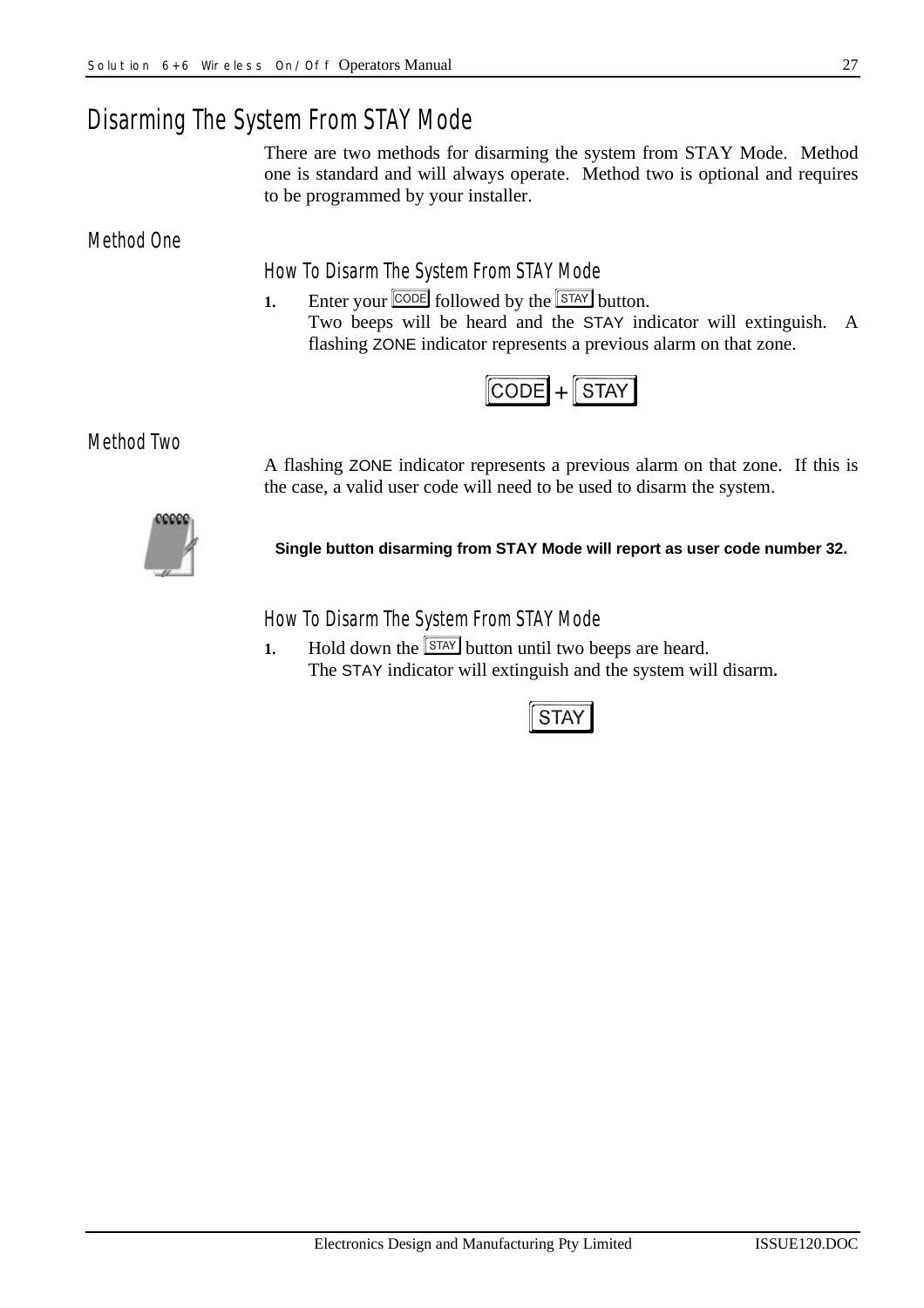# Disarming The System From STAY Mode

There are two methods for disarming the system from STAY Mode. Method one is standard and will always operate. Method two is optional and requires to be programmed by your installer.

## Method One

### How To Disarm The System From STAY Mode

1. Enter your [CODE] followed by the [STAY] button.
   Two beeps will be heard and the STAY indicator will extinguish. A flashing ZONE indicator represents a previous alarm on that zone.

[CODE] + [STAY]

## Method Two

A flashing ZONE indicator represents a previous alarm on that zone. If this is the case, a valid user code will need to be used to disarm the system.

**Single button disarming from STAY Mode will report as user code number 32.**

### How To Disarm The System From STAY Mode

1. Hold down the [STAY] button until two beeps are heard.
   The STAY indicator will extinguish and the system will disarm**.**

[STAY]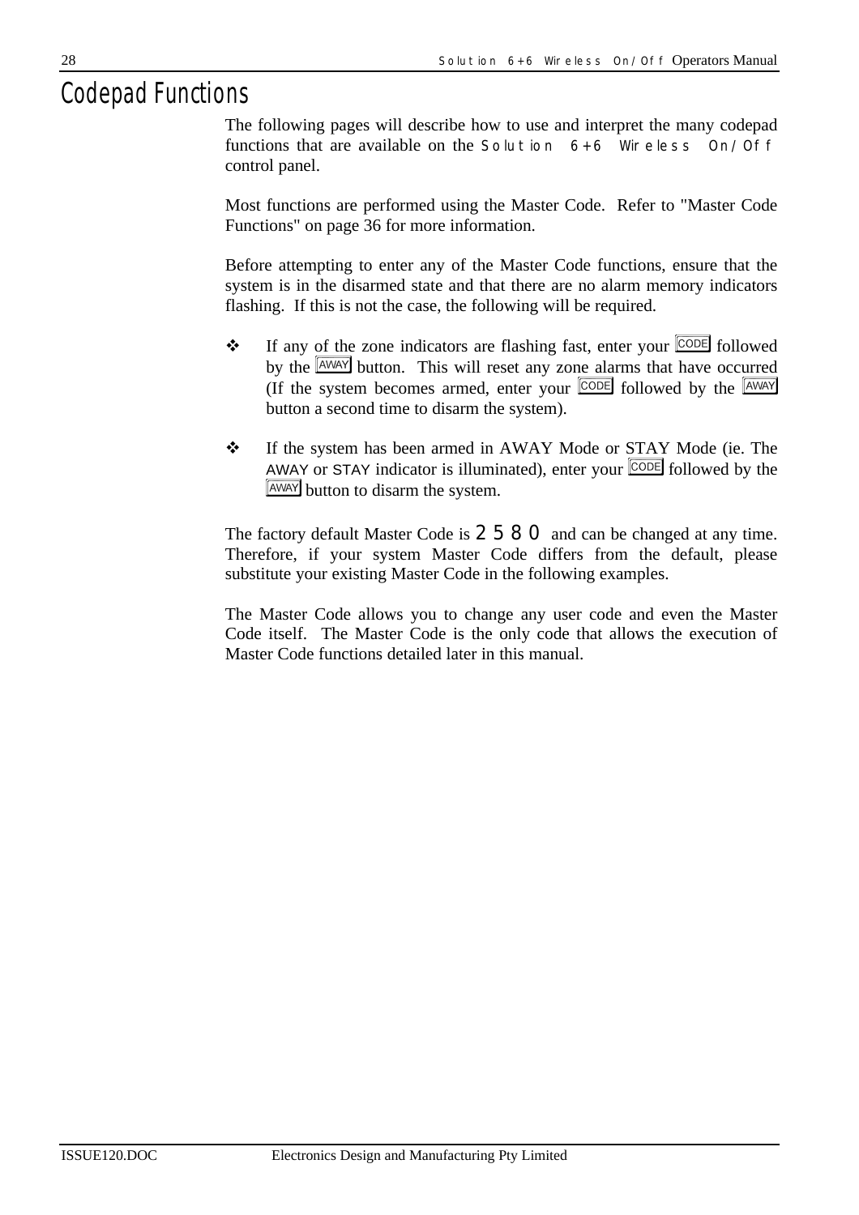# Codepad Functions

The following pages will describe how to use and interpret the many codepad functions that are available on the Solution 6+6 Wireless On/Off control panel.

Most functions are performed using the Master Code. Refer to "Master Code Functions" on page 36 for more information.

Before attempting to enter any of the Master Code functions, ensure that the system is in the disarmed state and that there are no alarm memory indicators flashing. If this is not the case, the following will be required.

- ❖ If any of the zone indicators are flashing fast, enter your CODE followed by the AWAY button. This will reset any zone alarms that have occurred (If the system becomes armed, enter your CODE followed by the AWAY button a second time to disarm the system).

- ❖ If the system has been armed in AWAY Mode or STAY Mode (ie. The AWAY or STAY indicator is illuminated), enter your CODE followed by the AWAY button to disarm the system.

The factory default Master Code is 2580 and can be changed at any time. Therefore, if your system Master Code differs from the default, please substitute your existing Master Code in the following examples.

The Master Code allows you to change any user code and even the Master Code itself. The Master Code is the only code that allows the execution of Master Code functions detailed later in this manual.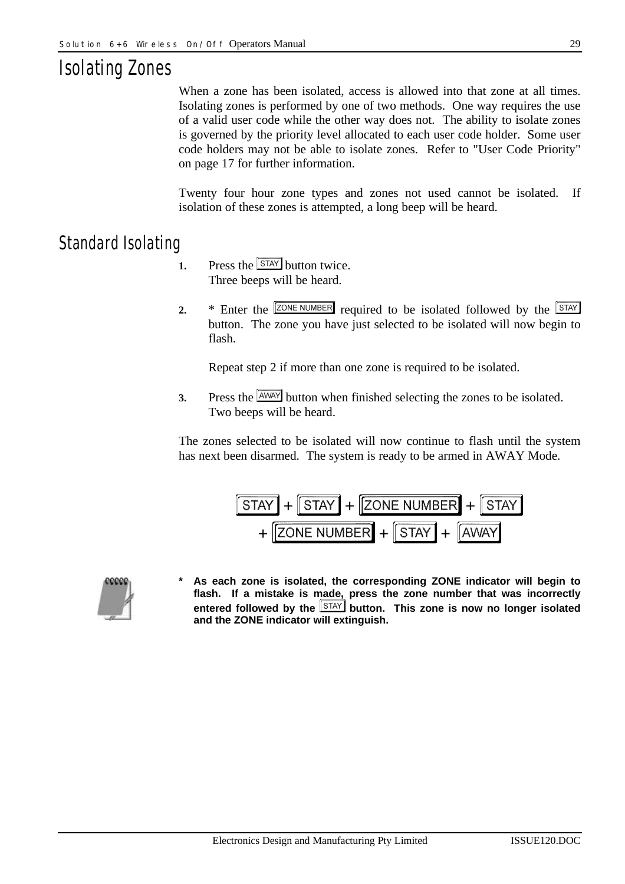# Isolating Zones

When a zone has been isolated, access is allowed into that zone at all times. Isolating zones is performed by one of two methods. One way requires the use of a valid user code while the other way does not. The ability to isolate zones is governed by the priority level allocated to each user code holder. Some user code holders may not be able to isolate zones. Refer to "User Code Priority" on page 17 for further information.

Twenty four hour zone types and zones not used cannot be isolated. If isolation of these zones is attempted, a long beep will be heard.

## Standard Isolating

1. Press the [STAY] button twice.
   Three beeps will be heard.

2. * Enter the [ZONE NUMBER] required to be isolated followed by the [STAY] button. The zone you have just selected to be isolated will now begin to flash.

   Repeat step 2 if more than one zone is required to be isolated.

3. Press the [AWAY] button when finished selecting the zones to be isolated.
   Two beeps will be heard.

The zones selected to be isolated will now continue to flash until the system has next been disarmed. The system is ready to be armed in AWAY Mode.

[STAY] + [STAY] + [ZONE NUMBER] + [STAY]
+ [ZONE NUMBER] + [STAY] + [AWAY]

**\* As each zone is isolated, the corresponding ZONE indicator will begin to flash. If a mistake is made, press the zone number that was incorrectly entered followed by the [STAY] button. This zone is now no longer isolated and the ZONE indicator will extinguish.**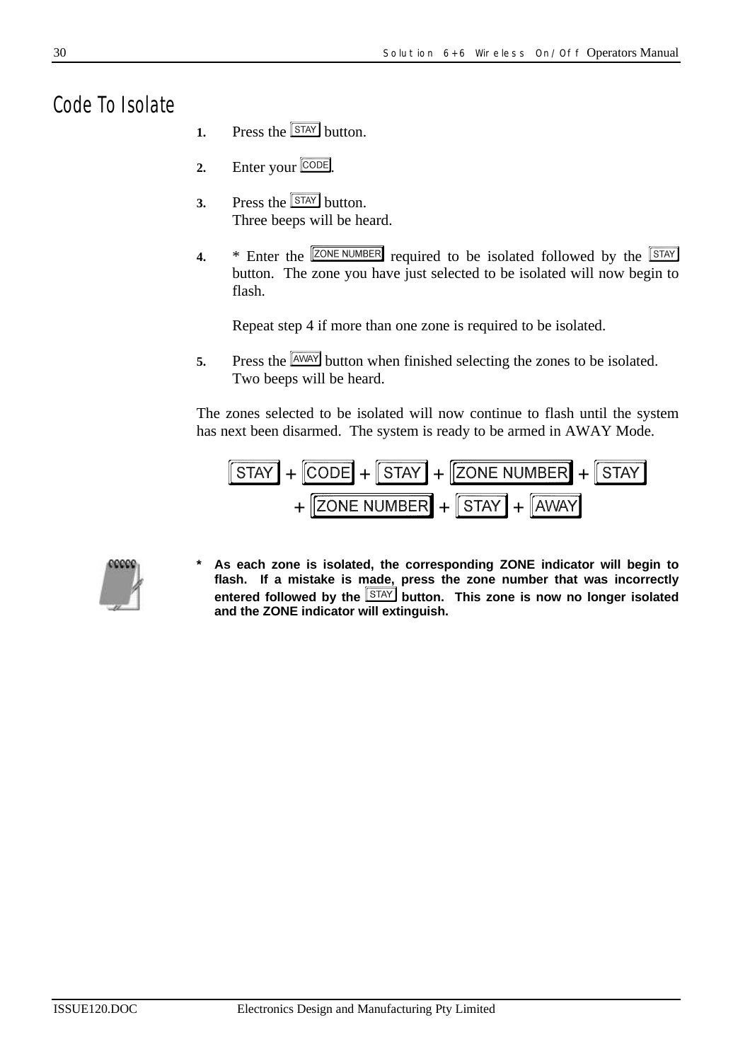## Code To Isolate

1. Press the [STAY] button.

2. Enter your [CODE].

3. Press the [STAY] button.
   Three beeps will be heard.

4. * Enter the [ZONE NUMBER] required to be isolated followed by the [STAY] button. The zone you have just selected to be isolated will now begin to flash.

   Repeat step 4 if more than one zone is required to be isolated.

5. Press the [AWAY] button when finished selecting the zones to be isolated.
   Two beeps will be heard.

The zones selected to be isolated will now continue to flash until the system has next been disarmed. The system is ready to be armed in AWAY Mode.

[STAY] + [CODE] + [STAY] + [ZONE NUMBER] + [STAY]
+ [ZONE NUMBER] + [STAY] + [AWAY]

**\* As each zone is isolated, the corresponding ZONE indicator will begin to flash. If a mistake is made, press the zone number that was incorrectly entered followed by the [STAY] button. This zone is now no longer isolated and the ZONE indicator will extinguish.**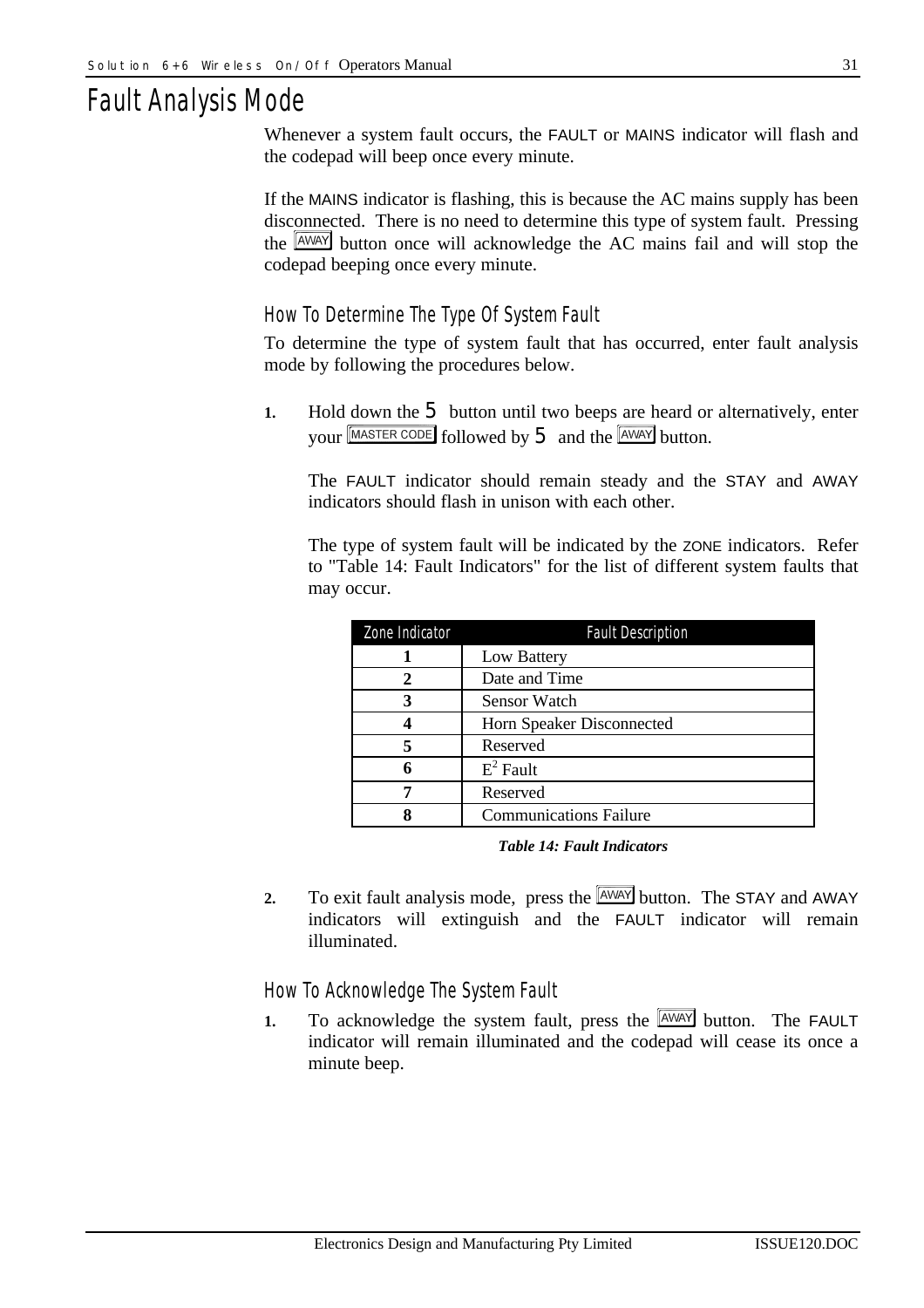# Fault Analysis Mode

Whenever a system fault occurs, the FAULT or MAINS indicator will flash and the codepad will beep once every minute.

If the MAINS indicator is flashing, this is because the AC mains supply has been disconnected. There is no need to determine this type of system fault. Pressing the [AWAY] button once will acknowledge the AC mains fail and will stop the codepad beeping once every minute.

## How To Determine The Type Of System Fault

To determine the type of system fault that has occurred, enter fault analysis mode by following the procedures below.

1. Hold down the 5 button until two beeps are heard or alternatively, enter your [MASTER CODE] followed by 5 and the [AWAY] button.

   The FAULT indicator should remain steady and the STAY and AWAY indicators should flash in unison with each other.

   The type of system fault will be indicated by the ZONE indicators. Refer to "Table 14: Fault Indicators" for the list of different system faults that may occur.

| Zone Indicator | Fault Description |
|---|---|
| **1** | Low Battery |
| **2** | Date and Time |
| **3** | Sensor Watch |
| **4** | Horn Speaker Disconnected |
| **5** | Reserved |
| **6** | $E^2$ Fault |
| **7** | Reserved |
| **8** | Communications Failure |

***Table 14: Fault Indicators***

2. To exit fault analysis mode, press the [AWAY] button. The STAY and AWAY indicators will extinguish and the FAULT indicator will remain illuminated.

## How To Acknowledge The System Fault

1. To acknowledge the system fault, press the [AWAY] button. The FAULT indicator will remain illuminated and the codepad will cease its once a minute beep.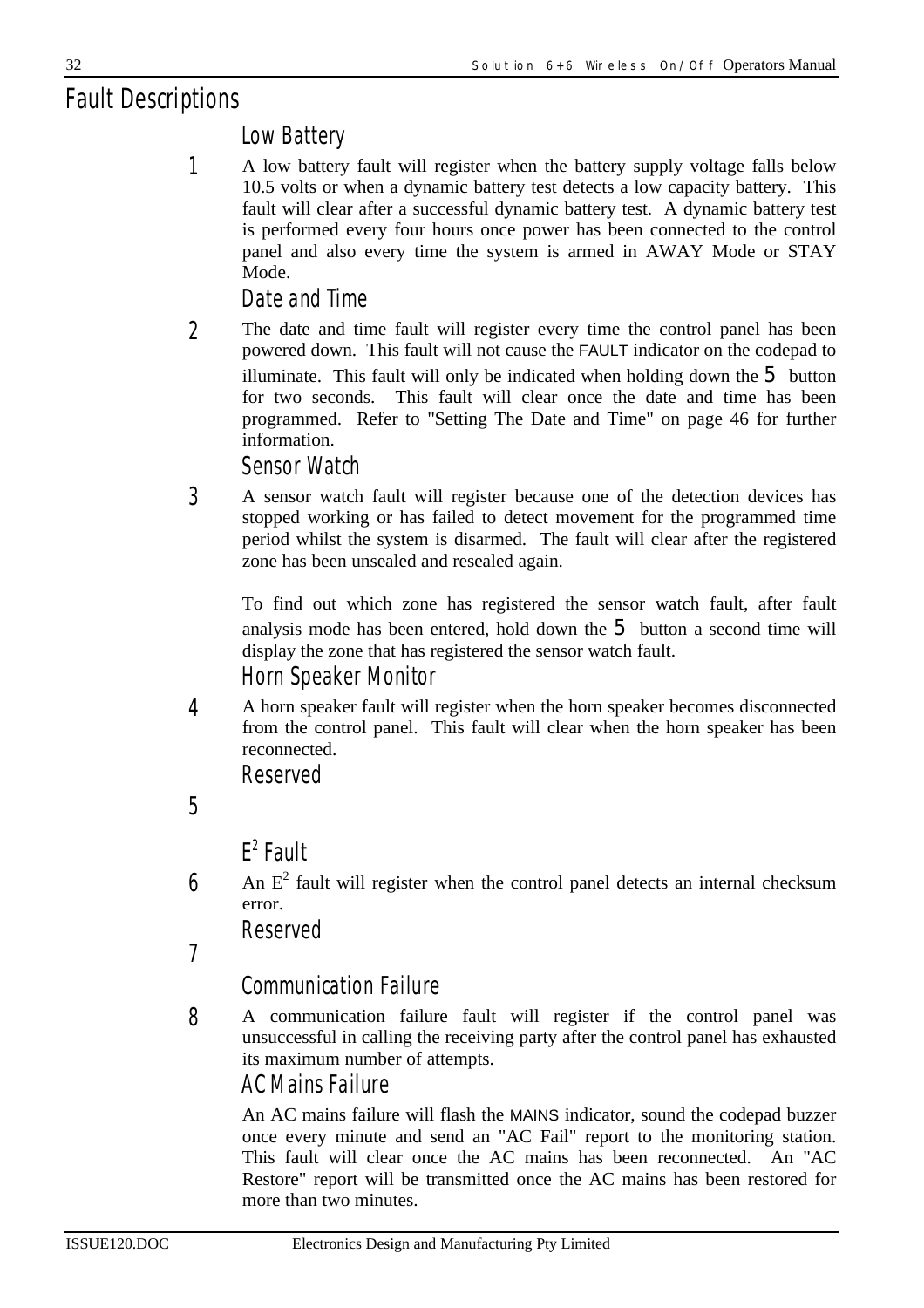# Fault Descriptions

## Low Battery

1 A low battery fault will register when the battery supply voltage falls below 10.5 volts or when a dynamic battery test detects a low capacity battery. This fault will clear after a successful dynamic battery test. A dynamic battery test is performed every four hours once power has been connected to the control panel and also every time the system is armed in AWAY Mode or STAY Mode.

## Date and Time

2 The date and time fault will register every time the control panel has been powered down. This fault will not cause the FAULT indicator on the codepad to illuminate. This fault will only be indicated when holding down the 5 button for two seconds. This fault will clear once the date and time has been programmed. Refer to "Setting The Date and Time" on page 46 for further information.

## Sensor Watch

3 A sensor watch fault will register because one of the detection devices has stopped working or has failed to detect movement for the programmed time period whilst the system is disarmed. The fault will clear after the registered zone has been unsealed and resealed again.

To find out which zone has registered the sensor watch fault, after fault analysis mode has been entered, hold down the 5 button a second time will display the zone that has registered the sensor watch fault.

## Horn Speaker Monitor

4 A horn speaker fault will register when the horn speaker becomes disconnected from the control panel. This fault will clear when the horn speaker has been reconnected.

## Reserved

5

## $E^2$ Fault

6 An $E^2$ fault will register when the control panel detects an internal checksum error.

## Reserved

7

## Communication Failure

8 A communication failure fault will register if the control panel was unsuccessful in calling the receiving party after the control panel has exhausted its maximum number of attempts.

## AC Mains Failure

An AC mains failure will flash the MAINS indicator, sound the codepad buzzer once every minute and send an "AC Fail" report to the monitoring station. This fault will clear once the AC mains has been reconnected. An "AC Restore" report will be transmitted once the AC mains has been restored for more than two minutes.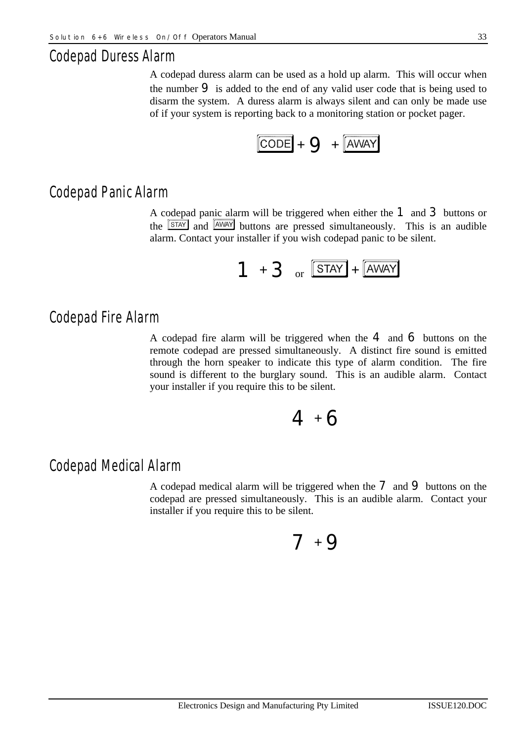## Codepad Duress Alarm

A codepad duress alarm can be used as a hold up alarm. This will occur when the number 9 is added to the end of any valid user code that is being used to disarm the system. A duress alarm is always silent and can only be made use of if your system is reporting back to a monitoring station or pocket pager.

CODE + 9 + AWAY

## Codepad Panic Alarm

A codepad panic alarm will be triggered when either the 1 and 3 buttons or the STAY and AWAY buttons are pressed simultaneously. This is an audible alarm. Contact your installer if you wish codepad panic to be silent.

1 + 3 or STAY + AWAY

## Codepad Fire Alarm

A codepad fire alarm will be triggered when the 4 and 6 buttons on the remote codepad are pressed simultaneously. A distinct fire sound is emitted through the horn speaker to indicate this type of alarm condition. The fire sound is different to the burglary sound. This is an audible alarm. Contact your installer if you require this to be silent.

4 + 6

## Codepad Medical Alarm

A codepad medical alarm will be triggered when the 7 and 9 buttons on the codepad are pressed simultaneously. This is an audible alarm. Contact your installer if you require this to be silent.

7 + 9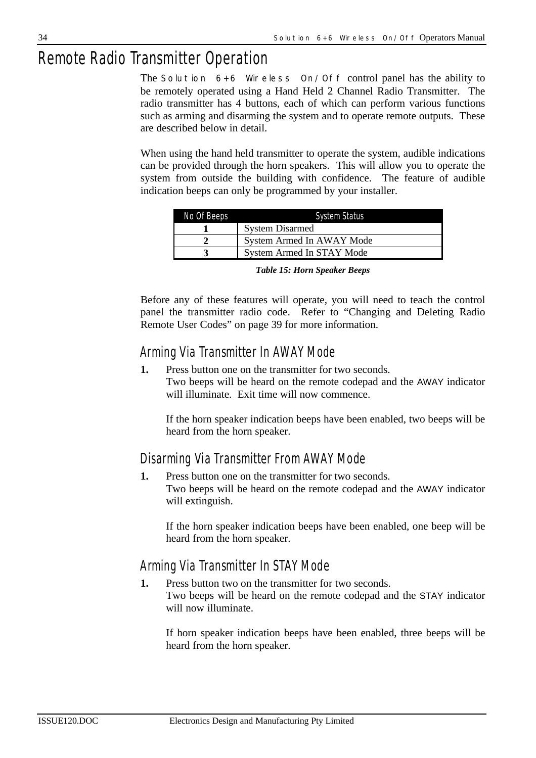# Remote Radio Transmitter Operation

The Solution 6+6 Wireless On/Off control panel has the ability to be remotely operated using a Hand Held 2 Channel Radio Transmitter. The radio transmitter has 4 buttons, each of which can perform various functions such as arming and disarming the system and to operate remote outputs. These are described below in detail.

When using the hand held transmitter to operate the system, audible indications can be provided through the horn speakers. This will allow you to operate the system from outside the building with confidence. The feature of audible indication beeps can only be programmed by your installer.

| No Of Beeps | System Status |
|---|---|
| **1** | System Disarmed |
| **2** | System Armed In AWAY Mode |
| **3** | System Armed In STAY Mode |

***Table 15: Horn Speaker Beeps***

Before any of these features will operate, you will need to teach the control panel the transmitter radio code. Refer to "Changing and Deleting Radio Remote User Codes" on page 39 for more information.

## Arming Via Transmitter In AWAY Mode

**1.** Press button one on the transmitter for two seconds.
Two beeps will be heard on the remote codepad and the AWAY indicator will illuminate. Exit time will now commence.

If the horn speaker indication beeps have been enabled, two beeps will be heard from the horn speaker.

## Disarming Via Transmitter From AWAY Mode

**1.** Press button one on the transmitter for two seconds.
Two beeps will be heard on the remote codepad and the AWAY indicator will extinguish.

If the horn speaker indication beeps have been enabled, one beep will be heard from the horn speaker.

## Arming Via Transmitter In STAY Mode

**1.** Press button two on the transmitter for two seconds.
Two beeps will be heard on the remote codepad and the STAY indicator will now illuminate.

If horn speaker indication beeps have been enabled, three beeps will be heard from the horn speaker.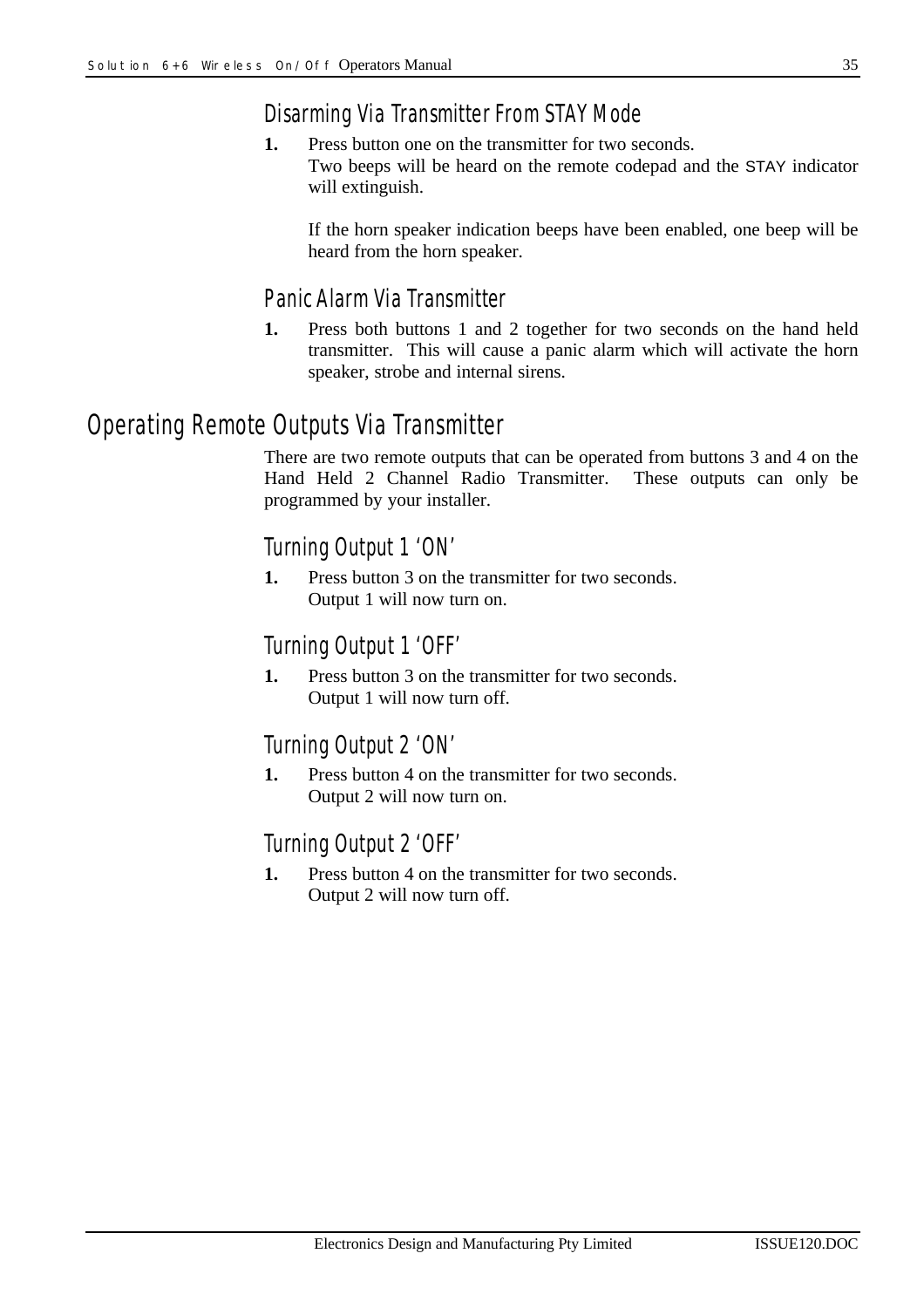### Disarming Via Transmitter From STAY Mode

**1.** Press button one on the transmitter for two seconds.
Two beeps will be heard on the remote codepad and the STAY indicator will extinguish.

If the horn speaker indication beeps have been enabled, one beep will be heard from the horn speaker.

### Panic Alarm Via Transmitter

**1.** Press both buttons 1 and 2 together for two seconds on the hand held transmitter. This will cause a panic alarm which will activate the horn speaker, strobe and internal sirens.

## Operating Remote Outputs Via Transmitter

There are two remote outputs that can be operated from buttons 3 and 4 on the Hand Held 2 Channel Radio Transmitter. These outputs can only be programmed by your installer.

### Turning Output 1 'ON'

**1.** Press button 3 on the transmitter for two seconds.
Output 1 will now turn on.

### Turning Output 1 'OFF'

**1.** Press button 3 on the transmitter for two seconds.
Output 1 will now turn off.

### Turning Output 2 'ON'

**1.** Press button 4 on the transmitter for two seconds.
Output 2 will now turn on.

### Turning Output 2 'OFF'

**1.** Press button 4 on the transmitter for two seconds.
Output 2 will now turn off.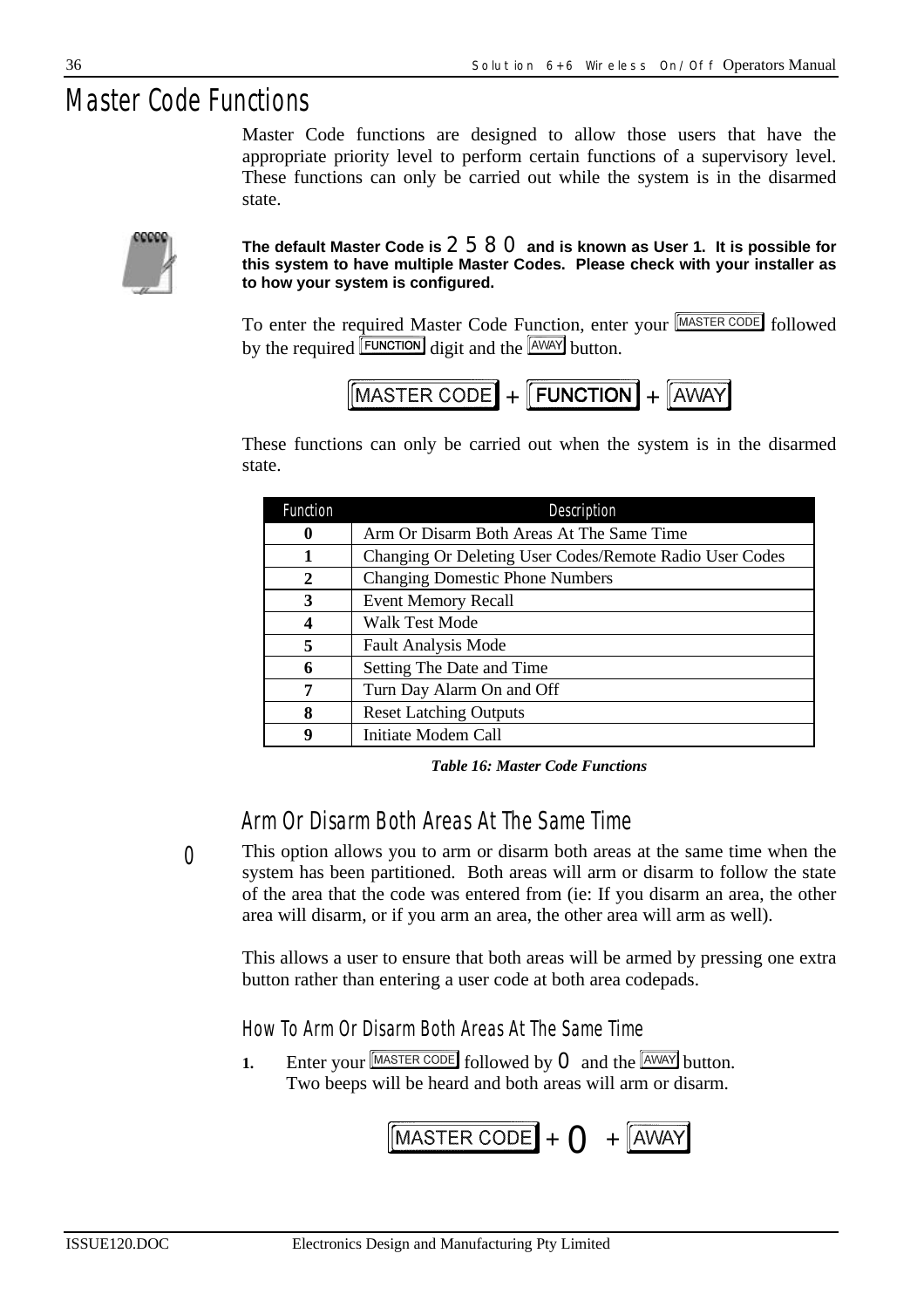# Master Code Functions

Master Code functions are designed to allow those users that have the appropriate priority level to perform certain functions of a supervisory level. These functions can only be carried out while the system is in the disarmed state.

**The default Master Code is 2 5 8 0 and is known as User 1. It is possible for this system to have multiple Master Codes. Please check with your installer as to how your system is configured.**

To enter the required Master Code Function, enter your [MASTER CODE] followed by the required [FUNCTION] digit and the [AWAY] button.

[MASTER CODE] + [FUNCTION] + [AWAY]

These functions can only be carried out when the system is in the disarmed state.

| Function | Description |
|---|---|
| **0** | Arm Or Disarm Both Areas At The Same Time |
| **1** | Changing Or Deleting User Codes/Remote Radio User Codes |
| **2** | Changing Domestic Phone Numbers |
| **3** | Event Memory Recall |
| **4** | Walk Test Mode |
| **5** | Fault Analysis Mode |
| **6** | Setting The Date and Time |
| **7** | Turn Day Alarm On and Off |
| **8** | Reset Latching Outputs |
| **9** | Initiate Modem Call |

*Table 16: Master Code Functions*

## Arm Or Disarm Both Areas At The Same Time

0

This option allows you to arm or disarm both areas at the same time when the system has been partitioned. Both areas will arm or disarm to follow the state of the area that the code was entered from (ie: If you disarm an area, the other area will disarm, or if you arm an area, the other area will arm as well).

This allows a user to ensure that both areas will be armed by pressing one extra button rather than entering a user code at both area codepads.

### How To Arm Or Disarm Both Areas At The Same Time

**1.** Enter your [MASTER CODE] followed by 0 and the [AWAY] button.
Two beeps will be heard and both areas will arm or disarm.

[MASTER CODE] + 0 + [AWAY]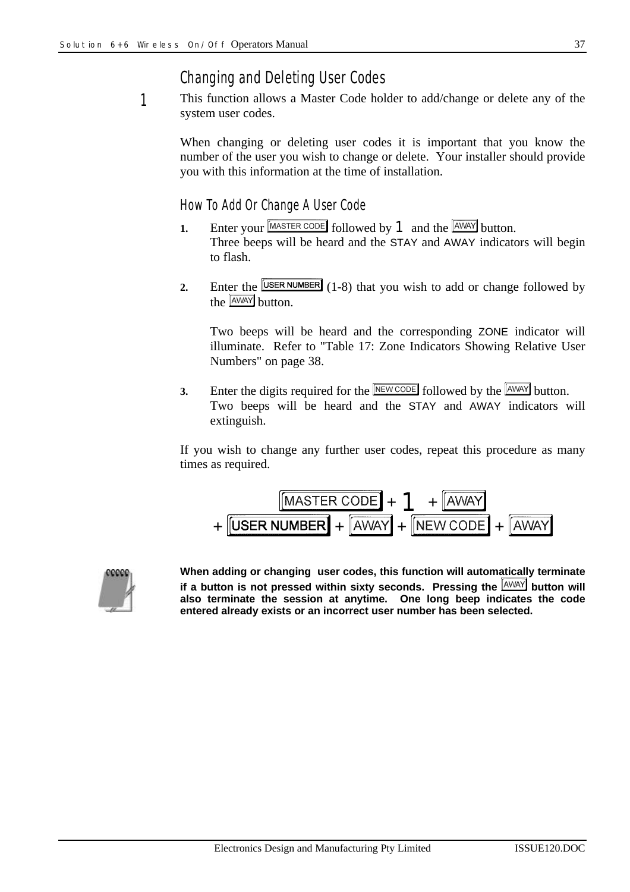## Changing and Deleting User Codes

1

This function allows a Master Code holder to add/change or delete any of the system user codes.

When changing or deleting user codes it is important that you know the number of the user you wish to change or delete. Your installer should provide you with this information at the time of installation.

### How To Add Or Change A User Code

1. Enter your [MASTER CODE] followed by 1 and the [AWAY] button.
   Three beeps will be heard and the STAY and AWAY indicators will begin to flash.

2. Enter the [USER NUMBER] (1-8) that you wish to add or change followed by the [AWAY] button.

   Two beeps will be heard and the corresponding ZONE indicator will illuminate. Refer to "Table 17: Zone Indicators Showing Relative User Numbers" on page 38.

3. Enter the digits required for the [NEW CODE] followed by the [AWAY] button.
   Two beeps will be heard and the STAY and AWAY indicators will extinguish.

If you wish to change any further user codes, repeat this procedure as many times as required.

[MASTER CODE] + 1 + [AWAY]
+ [USER NUMBER] + [AWAY] + [NEW CODE] + [AWAY]

**When adding or changing user codes, this function will automatically terminate if a button is not pressed within sixty seconds. Pressing the [AWAY] button will also terminate the session at anytime. One long beep indicates the code entered already exists or an incorrect user number has been selected.**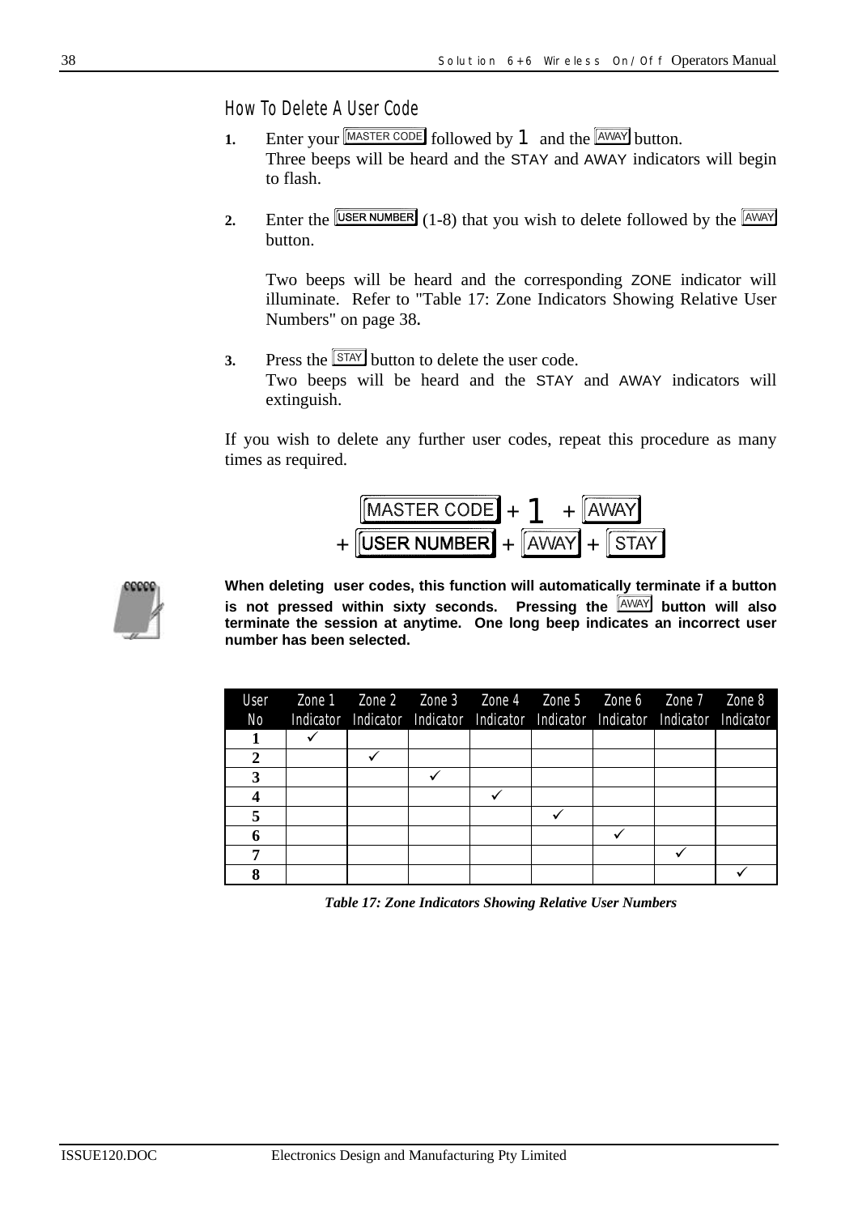## How To Delete A User Code

1. Enter your [MASTER CODE] followed by 1 and the [AWAY] button.
   Three beeps will be heard and the STAY and AWAY indicators will begin to flash.

2. Enter the [USER NUMBER] (1-8) that you wish to delete followed by the [AWAY] button.

   Two beeps will be heard and the corresponding ZONE indicator will illuminate. Refer to "Table 17: Zone Indicators Showing Relative User Numbers" on page 38**.**

3. Press the [STAY] button to delete the user code.
   Two beeps will be heard and the STAY and AWAY indicators will extinguish.

If you wish to delete any further user codes, repeat this procedure as many times as required.

[MASTER CODE] + 1 + [AWAY]
+ [USER NUMBER] + [AWAY] + [STAY]

**When deleting user codes, this function will automatically terminate if a button is not pressed within sixty seconds. Pressing the [AWAY] button will also terminate the session at anytime. One long beep indicates an incorrect user number has been selected.**

| User No | Zone 1 Indicator | Zone 2 Indicator | Zone 3 Indicator | Zone 4 Indicator | Zone 5 Indicator | Zone 6 Indicator | Zone 7 Indicator | Zone 8 Indicator |
|---|---|---|---|---|---|---|---|---|
| **1** | ✓ | | | | | | | |
| **2** | | ✓ | | | | | | |
| **3** | | | ✓ | | | | | |
| **4** | | | | ✓ | | | | |
| **5** | | | | | ✓ | | | |
| **6** | | | | | | ✓ | | |
| **7** | | | | | | | ✓ | |
| **8** | | | | | | | | ✓ |

*Table 17: Zone Indicators Showing Relative User Numbers*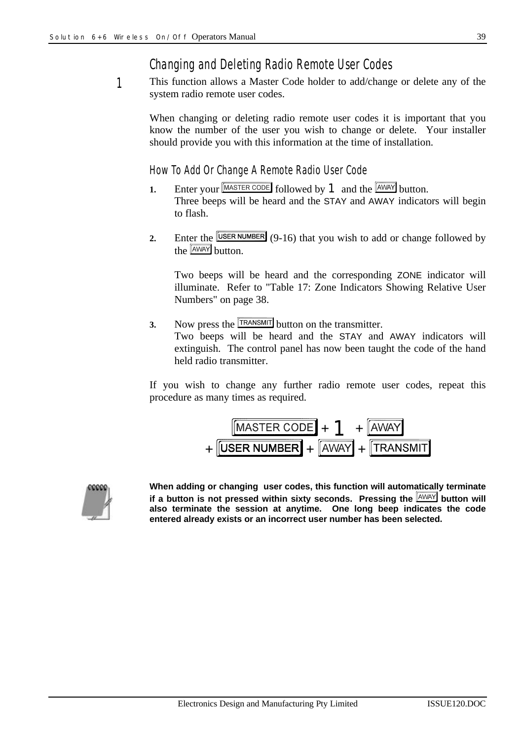## Changing and Deleting Radio Remote User Codes

1 This function allows a Master Code holder to add/change or delete any of the system radio remote user codes.

When changing or deleting radio remote user codes it is important that you know the number of the user you wish to change or delete. Your installer should provide you with this information at the time of installation.

### How To Add Or Change A Remote Radio User Code

1. Enter your [MASTER CODE] followed by 1 and the [AWAY] button.
   Three beeps will be heard and the STAY and AWAY indicators will begin to flash.

2. Enter the [USER NUMBER] (9-16) that you wish to add or change followed by the [AWAY] button.

   Two beeps will be heard and the corresponding ZONE indicator will illuminate. Refer to "Table 17: Zone Indicators Showing Relative User Numbers" on page 38.

3. Now press the [TRANSMIT] button on the transmitter.
   Two beeps will be heard and the STAY and AWAY indicators will extinguish. The control panel has now been taught the code of the hand held radio transmitter.

If you wish to change any further radio remote user codes, repeat this procedure as many times as required.

[MASTER CODE] + 1 + [AWAY]
+ [USER NUMBER] + [AWAY] + [TRANSMIT]

**When adding or changing user codes, this function will automatically terminate if a button is not pressed within sixty seconds. Pressing the [AWAY] button will also terminate the session at anytime. One long beep indicates the code entered already exists or an incorrect user number has been selected.**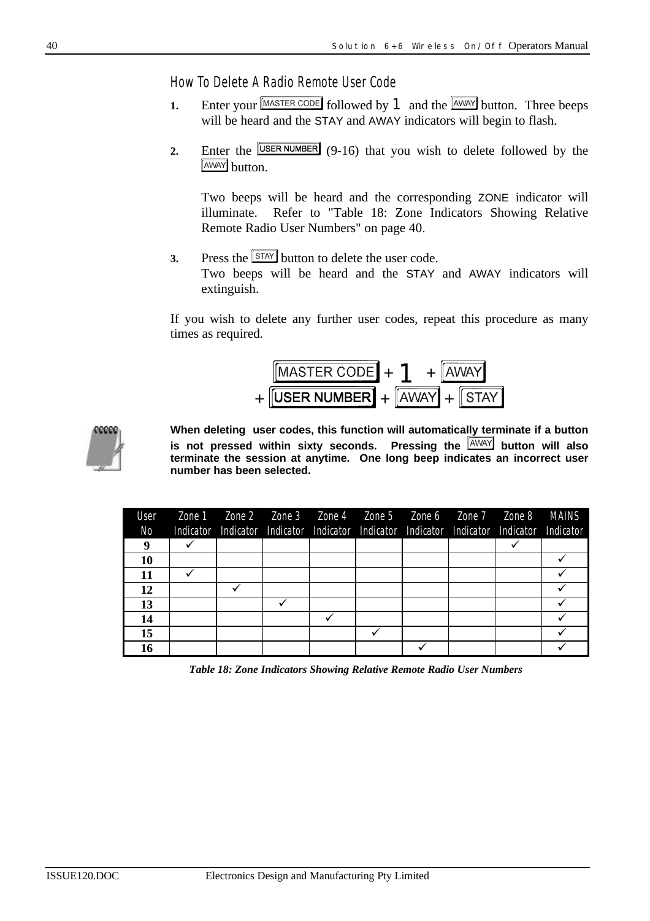## How To Delete A Radio Remote User Code

1. Enter your MASTER CODE followed by 1 and the AWAY button. Three beeps will be heard and the STAY and AWAY indicators will begin to flash.

2. Enter the USER NUMBER (9-16) that you wish to delete followed by the AWAY button.

   Two beeps will be heard and the corresponding ZONE indicator will illuminate. Refer to "Table 18: Zone Indicators Showing Relative Remote Radio User Numbers" on page 40.

3. Press the STAY button to delete the user code.
   Two beeps will be heard and the STAY and AWAY indicators will extinguish.

If you wish to delete any further user codes, repeat this procedure as many times as required.

MASTER CODE + 1 + AWAY
+ USER NUMBER + AWAY + STAY

**When deleting user codes, this function will automatically terminate if a button is not pressed within sixty seconds. Pressing the AWAY button will also terminate the session at anytime. One long beep indicates an incorrect user number has been selected.**

| User No | Zone 1 Indicator | Zone 2 Indicator | Zone 3 Indicator | Zone 4 Indicator | Zone 5 Indicator | Zone 6 Indicator | Zone 7 Indicator | Zone 8 Indicator | MAINS Indicator |
|---|---|---|---|---|---|---|---|---|---|
| **9** | ✓ | | | | | | | ✓ | |
| **10** | | | | | | | | | ✓ |
| **11** | ✓ | | | | | | | | ✓ |
| **12** | | ✓ | | | | | | | ✓ |
| **13** | | | ✓ | | | | | | ✓ |
| **14** | | | | ✓ | | | | | ✓ |
| **15** | | | | | ✓ | | | | ✓ |
| **16** | | | | | | ✓ | | | ✓ |

*Table 18: Zone Indicators Showing Relative Remote Radio User Numbers*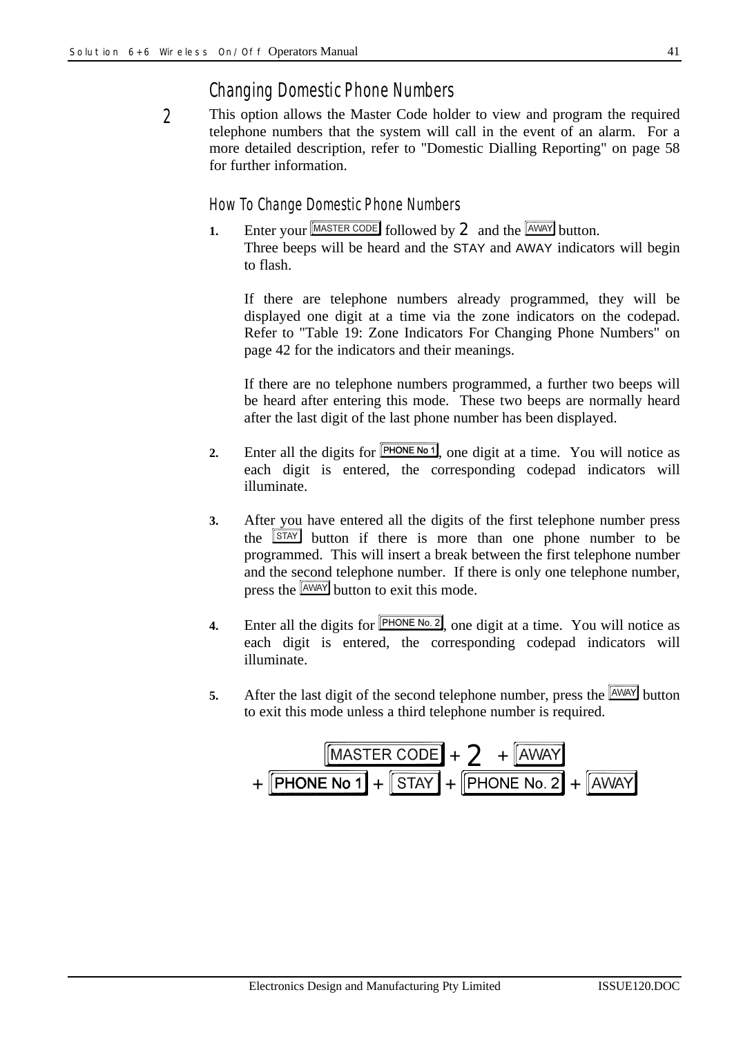## Changing Domestic Phone Numbers

2

This option allows the Master Code holder to view and program the required telephone numbers that the system will call in the event of an alarm. For a more detailed description, refer to "Domestic Dialling Reporting" on page 58 for further information.

### How To Change Domestic Phone Numbers

1. Enter your [MASTER CODE] followed by 2 and the [AWAY] button.
   Three beeps will be heard and the STAY and AWAY indicators will begin to flash.

   If there are telephone numbers already programmed, they will be displayed one digit at a time via the zone indicators on the codepad. Refer to "Table 19: Zone Indicators For Changing Phone Numbers" on page 42 for the indicators and their meanings.

   If there are no telephone numbers programmed, a further two beeps will be heard after entering this mode. These two beeps are normally heard after the last digit of the last phone number has been displayed.

2. Enter all the digits for [PHONE No 1], one digit at a time. You will notice as each digit is entered, the corresponding codepad indicators will illuminate.

3. After you have entered all the digits of the first telephone number press the [STAY] button if there is more than one phone number to be programmed. This will insert a break between the first telephone number and the second telephone number. If there is only one telephone number, press the [AWAY] button to exit this mode.

4. Enter all the digits for [PHONE No. 2], one digit at a time. You will notice as each digit is entered, the corresponding codepad indicators will illuminate.

5. After the last digit of the second telephone number, press the [AWAY] button to exit this mode unless a third telephone number is required.

[MASTER CODE] + 2 + [AWAY]
+ [PHONE No 1] + [STAY] + [PHONE No. 2] + [AWAY]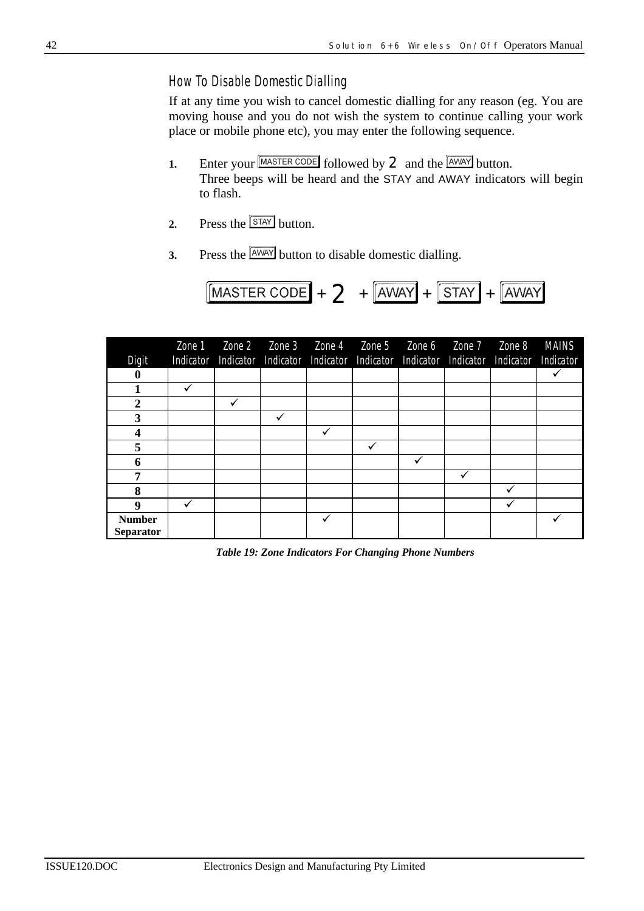### How To Disable Domestic Dialling

If at any time you wish to cancel domestic dialling for any reason (eg. You are moving house and you do not wish the system to continue calling your work place or mobile phone etc), you may enter the following sequence.

1. Enter your [MASTER CODE] followed by 2 and the [AWAY] button.
   Three beeps will be heard and the STAY and AWAY indicators will begin to flash.

2. Press the [STAY] button.

3. Press the [AWAY] button to disable domestic dialling.

[MASTER CODE] + 2 + [AWAY] + [STAY] + [AWAY]

| Digit | Zone 1 Indicator | Zone 2 Indicator | Zone 3 Indicator | Zone 4 Indicator | Zone 5 Indicator | Zone 6 Indicator | Zone 7 Indicator | Zone 8 Indicator | MAINS Indicator |
|---|---|---|---|---|---|---|---|---|---|
| **0** | | | | | | | | | ✓ |
| **1** | ✓ | | | | | | | | |
| **2** | | ✓ | | | | | | | |
| **3** | | | ✓ | | | | | | |
| **4** | | | | ✓ | | | | | |
| **5** | | | | | ✓ | | | | |
| **6** | | | | | | ✓ | | | |
| **7** | | | | | | | ✓ | | |
| **8** | | | | | | | | ✓ | |
| **9** | ✓ | | | | | | | ✓ | |
| **Number Separator** | | | | ✓ | | | | | ✓ |

***Table 19: Zone Indicators For Changing Phone Numbers***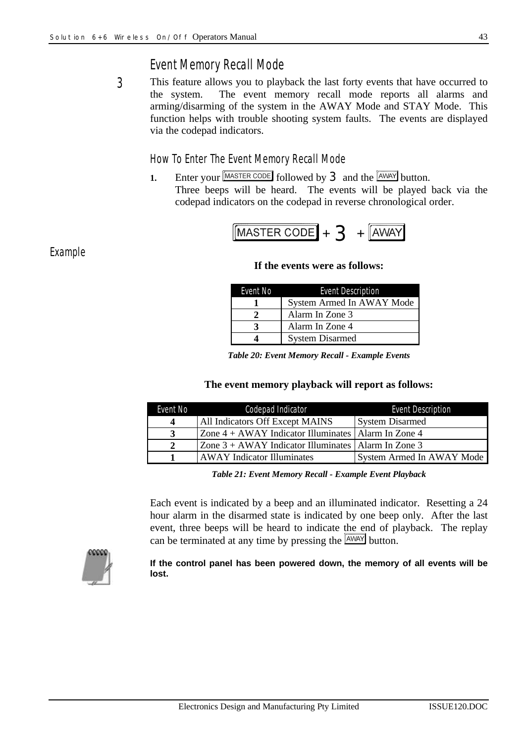## Event Memory Recall Mode

3 This feature allows you to playback the last forty events that have occurred to the system. The event memory recall mode reports all alarms and arming/disarming of the system in the AWAY Mode and STAY Mode. This function helps with trouble shooting system faults. The events are displayed via the codepad indicators.

### How To Enter The Event Memory Recall Mode

1. Enter your MASTER CODE followed by 3 and the AWAY button.
   Three beeps will be heard. The events will be played back via the codepad indicators on the codepad in reverse chronological order.

MASTER CODE + 3 + AWAY

### Example

**If the events were as follows:**

| Event No | Event Description |
|---|---|
| **1** | System Armed In AWAY Mode |
| **2** | Alarm In Zone 3 |
| **3** | Alarm In Zone 4 |
| **4** | System Disarmed |

***Table 20: Event Memory Recall - Example Events***

**The event memory playback will report as follows:**

| Event No | Codepad Indicator | Event Description |
|---|---|---|
| **4** | All Indicators Off Except MAINS | System Disarmed |
| **3** | Zone 4 + AWAY Indicator Illuminates | Alarm In Zone 4 |
| **2** | Zone 3 + AWAY Indicator Illuminates | Alarm In Zone 3 |
| **1** | AWAY Indicator Illuminates | System Armed In AWAY Mode |

***Table 21: Event Memory Recall - Example Event Playback***

Each event is indicated by a beep and an illuminated indicator. Resetting a 24 hour alarm in the disarmed state is indicated by one beep only. After the last event, three beeps will be heard to indicate the end of playback. The replay can be terminated at any time by pressing the AWAY button.

**If the control panel has been powered down, the memory of all events will be lost.**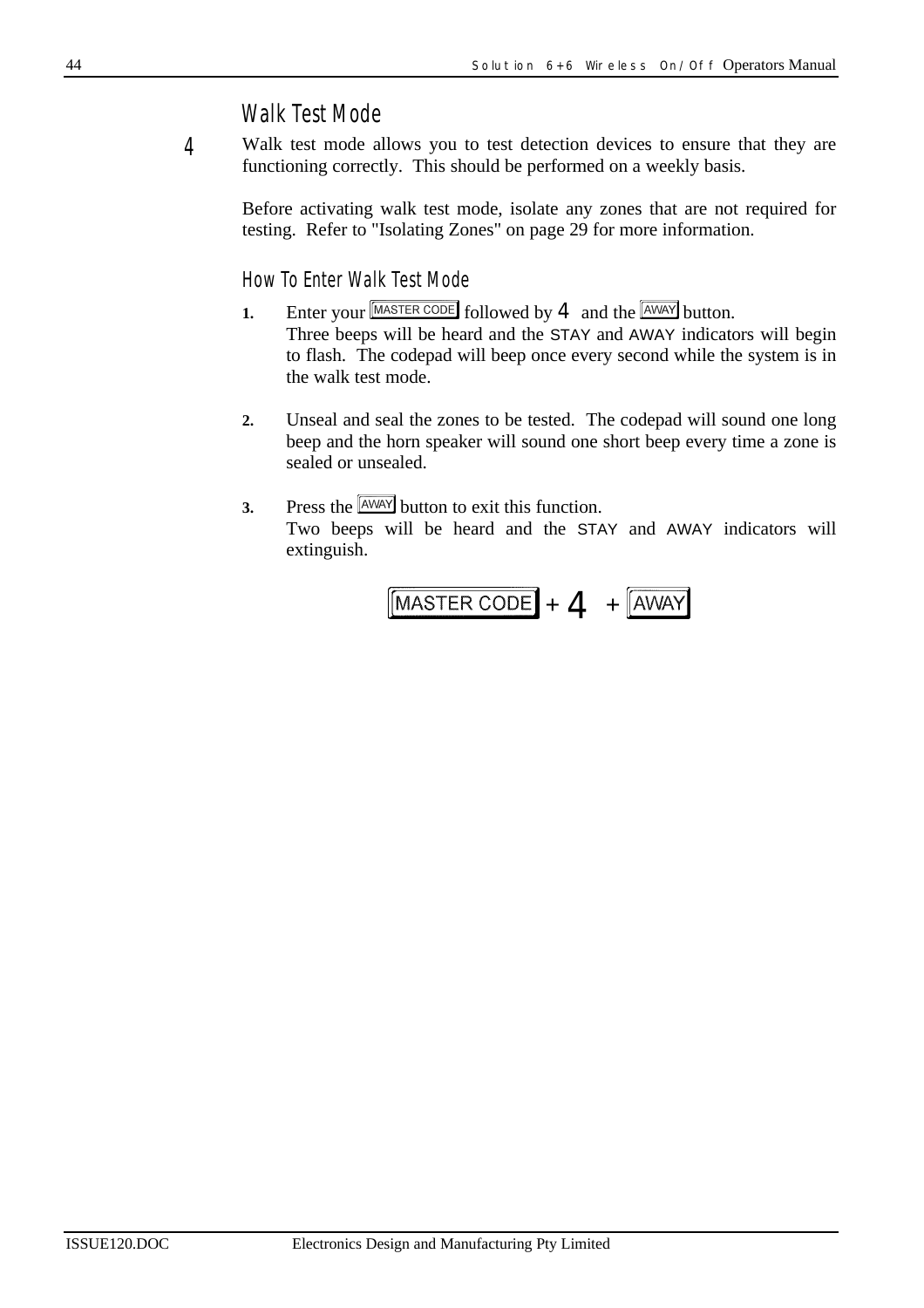## Walk Test Mode

4 Walk test mode allows you to test detection devices to ensure that they are functioning correctly. This should be performed on a weekly basis.

Before activating walk test mode, isolate any zones that are not required for testing. Refer to "Isolating Zones" on page 29 for more information.

### How To Enter Walk Test Mode

1. Enter your [MASTER CODE] followed by 4 and the [AWAY] button.
   Three beeps will be heard and the STAY and AWAY indicators will begin to flash. The codepad will beep once every second while the system is in the walk test mode.

2. Unseal and seal the zones to be tested. The codepad will sound one long beep and the horn speaker will sound one short beep every time a zone is sealed or unsealed.

3. Press the [AWAY] button to exit this function.
   Two beeps will be heard and the STAY and AWAY indicators will extinguish.

[MASTER CODE] + 4 + [AWAY]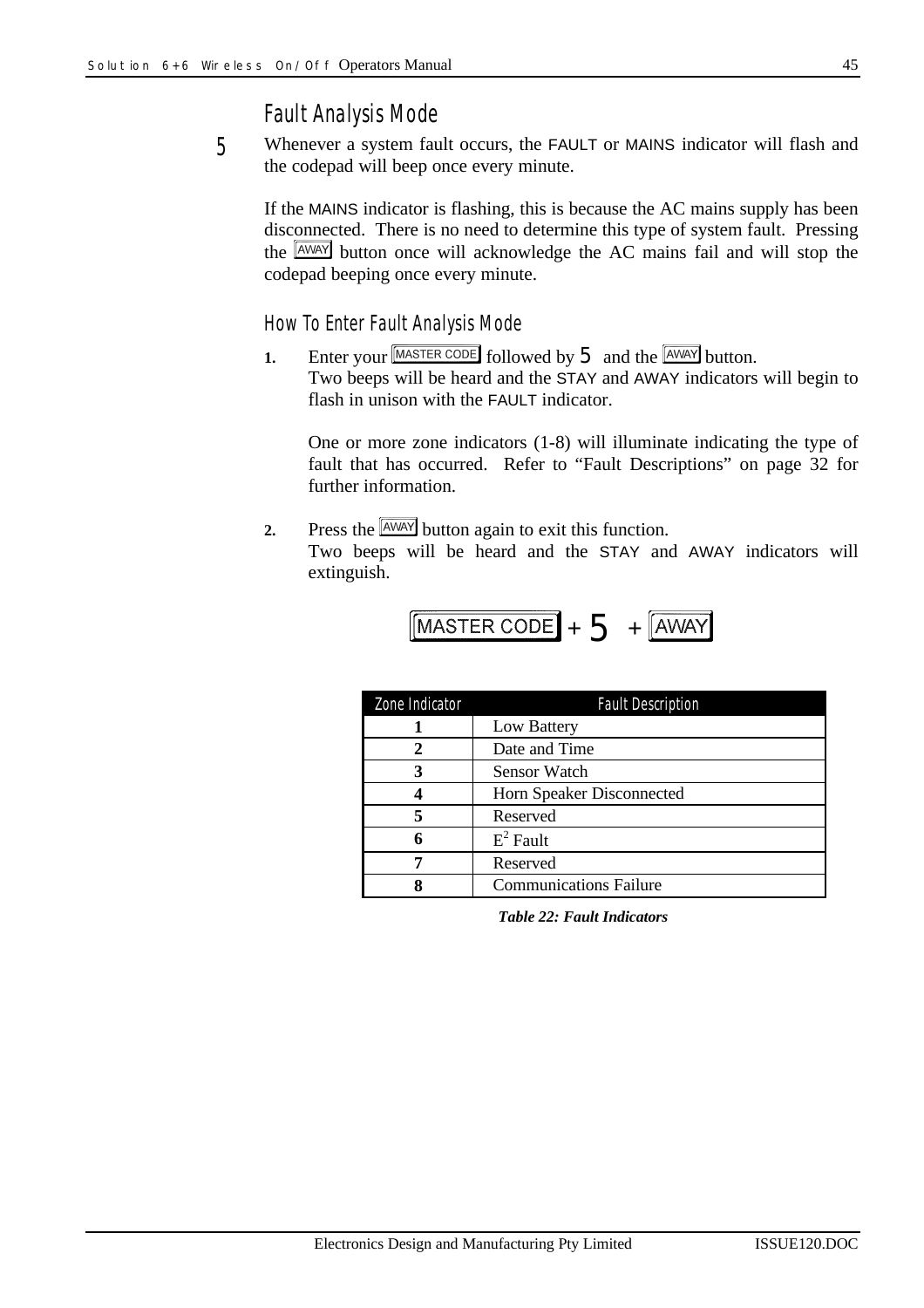## Fault Analysis Mode

5 Whenever a system fault occurs, the FAULT or MAINS indicator will flash and the codepad will beep once every minute.

If the MAINS indicator is flashing, this is because the AC mains supply has been disconnected. There is no need to determine this type of system fault. Pressing the AWAY button once will acknowledge the AC mains fail and will stop the codepad beeping once every minute.

### How To Enter Fault Analysis Mode

1. Enter your MASTER CODE followed by 5 and the AWAY button.
   Two beeps will be heard and the STAY and AWAY indicators will begin to flash in unison with the FAULT indicator.

   One or more zone indicators (1-8) will illuminate indicating the type of fault that has occurred. Refer to "Fault Descriptions" on page 32 for further information.

2. Press the AWAY button again to exit this function.
   Two beeps will be heard and the STAY and AWAY indicators will extinguish.

MASTER CODE + 5 + AWAY

| Zone Indicator | Fault Description |
|---|---|
| 1 | Low Battery |
| 2 | Date and Time |
| 3 | Sensor Watch |
| 4 | Horn Speaker Disconnected |
| 5 | Reserved |
| 6 | $E^2$ Fault |
| 7 | Reserved |
| 8 | Communications Failure |

*Table 22: Fault Indicators*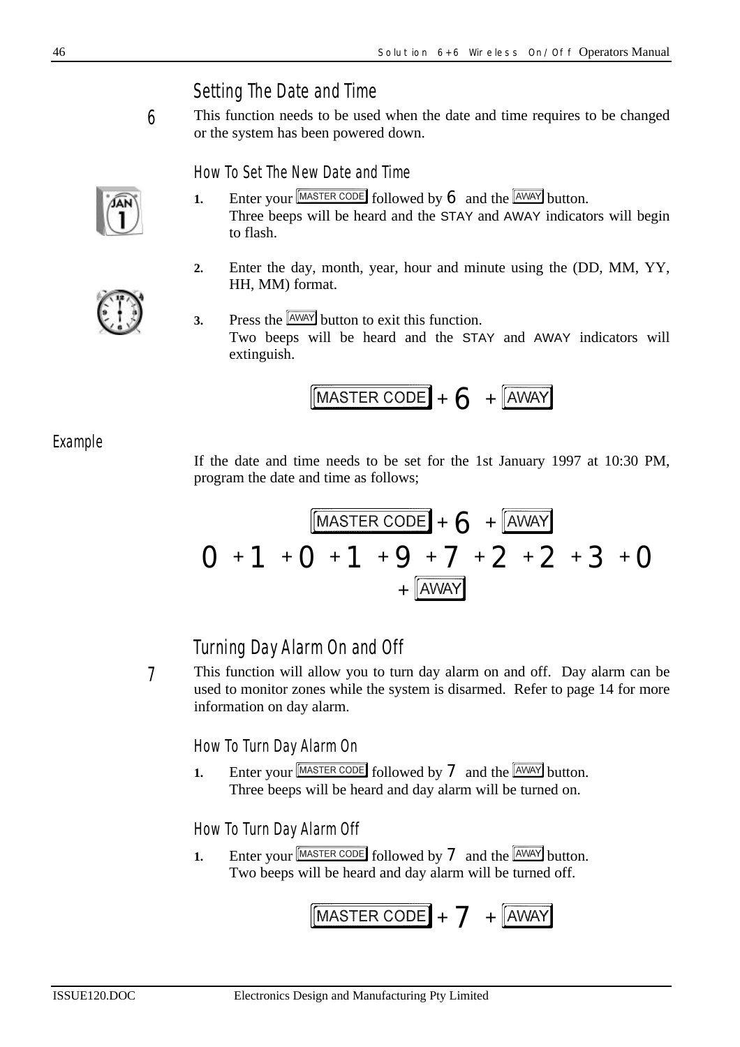## Setting The Date and Time

6

This function needs to be used when the date and time requires to be changed or the system has been powered down.

### How To Set The New Date and Time

1. Enter your MASTER CODE followed by 6 and the AWAY button.
   Three beeps will be heard and the STAY and AWAY indicators will begin to flash.

2. Enter the day, month, year, hour and minute using the (DD, MM, YY, HH, MM) format.

3. Press the AWAY button to exit this function.
   Two beeps will be heard and the STAY and AWAY indicators will extinguish.

MASTER CODE + 6 + AWAY

### Example

If the date and time needs to be set for the 1st January 1997 at 10:30 PM, program the date and time as follows;

MASTER CODE + 6 + AWAY
0 + 1 + 0 + 1 + 9 + 7 + 2 + 2 + 3 + 0
+ AWAY

## Turning Day Alarm On and Off

7

This function will allow you to turn day alarm on and off. Day alarm can be used to monitor zones while the system is disarmed. Refer to page 14 for more information on day alarm.

### How To Turn Day Alarm On

1. Enter your MASTER CODE followed by 7 and the AWAY button.
   Three beeps will be heard and day alarm will be turned on.

### How To Turn Day Alarm Off

1. Enter your MASTER CODE followed by 7 and the AWAY button.
   Two beeps will be heard and day alarm will be turned off.

MASTER CODE + 7 + AWAY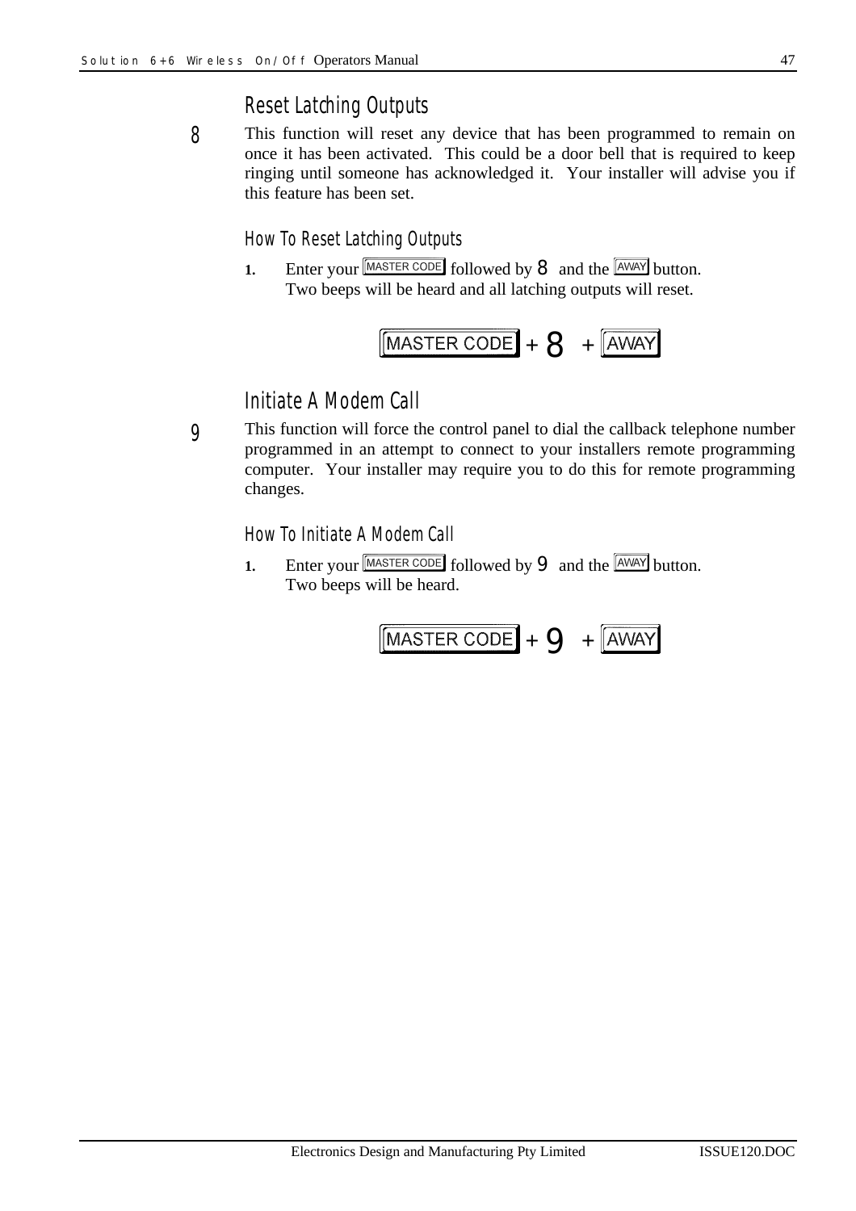## Reset Latching Outputs

8

This function will reset any device that has been programmed to remain on once it has been activated. This could be a door bell that is required to keep ringing until someone has acknowledged it. Your installer will advise you if this feature has been set.

### How To Reset Latching Outputs

1. Enter your [MASTER CODE] followed by 8 and the [AWAY] button.
   Two beeps will be heard and all latching outputs will reset.

[MASTER CODE] + 8 + [AWAY]

## Initiate A Modem Call

9

This function will force the control panel to dial the callback telephone number programmed in an attempt to connect to your installers remote programming computer. Your installer may require you to do this for remote programming changes.

### How To Initiate A Modem Call

1. Enter your [MASTER CODE] followed by 9 and the [AWAY] button.
   Two beeps will be heard.

[MASTER CODE] + 9 + [AWAY]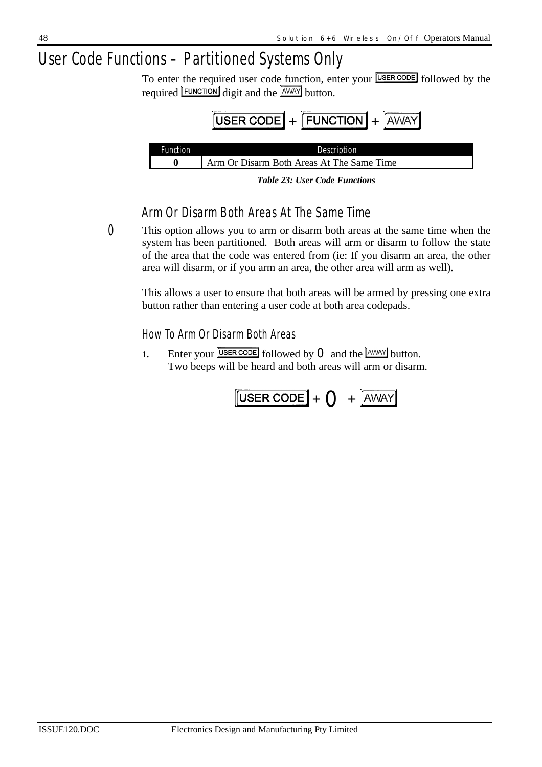# User Code Functions – Partitioned Systems Only

To enter the required user code function, enter your USER CODE followed by the required FUNCTION digit and the AWAY button.

USER CODE + FUNCTION + AWAY

| Function | Description |
|---|---|
| **0** | Arm Or Disarm Both Areas At The Same Time |

***Table 23: User Code Functions***

## Arm Or Disarm Both Areas At The Same Time

0 This option allows you to arm or disarm both areas at the same time when the system has been partitioned. Both areas will arm or disarm to follow the state of the area that the code was entered from (ie: If you disarm an area, the other area will disarm, or if you arm an area, the other area will arm as well).

This allows a user to ensure that both areas will be armed by pressing one extra button rather than entering a user code at both area codepads.

### How To Arm Or Disarm Both Areas

**1.** Enter your USER CODE followed by 0 and the AWAY button.
Two beeps will be heard and both areas will arm or disarm.

USER CODE + 0 + AWAY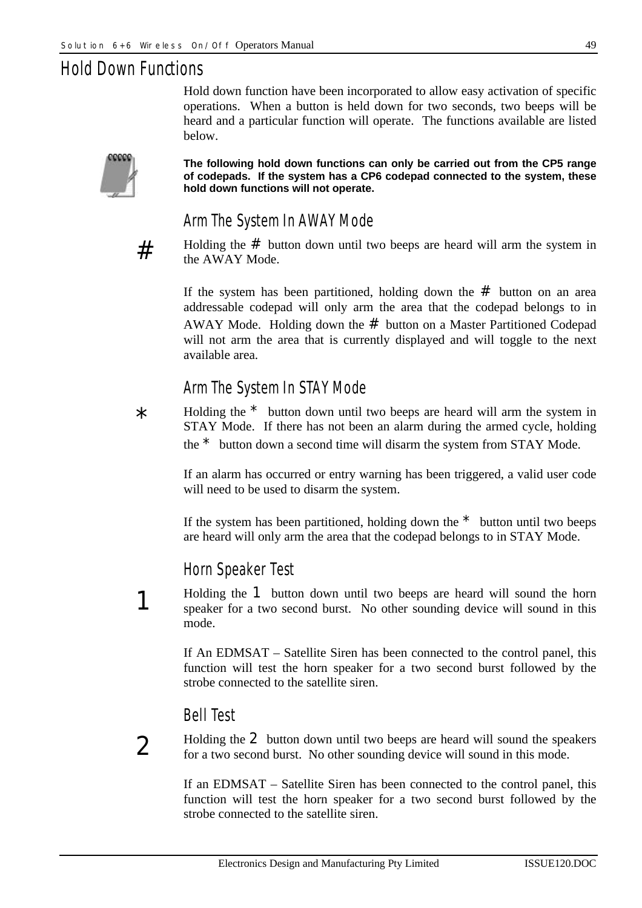## Hold Down Functions

Hold down function have been incorporated to allow easy activation of specific operations. When a button is held down for two seconds, two beeps will be heard and a particular function will operate. The functions available are listed below.

**The following hold down functions can only be carried out from the CP5 range of codepads. If the system has a CP6 codepad connected to the system, these hold down functions will not operate.**

### Arm The System In AWAY Mode

#

Holding the # button down until two beeps are heard will arm the system in the AWAY Mode.

If the system has been partitioned, holding down the # button on an area addressable codepad will only arm the area that the codepad belongs to in AWAY Mode. Holding down the # button on a Master Partitioned Codepad will not arm the area that is currently displayed and will toggle to the next available area.

### Arm The System In STAY Mode

*

Holding the * button down until two beeps are heard will arm the system in STAY Mode. If there has not been an alarm during the armed cycle, holding the * button down a second time will disarm the system from STAY Mode.

If an alarm has occurred or entry warning has been triggered, a valid user code will need to be used to disarm the system.

If the system has been partitioned, holding down the * button until two beeps are heard will only arm the area that the codepad belongs to in STAY Mode.

### Horn Speaker Test

1

Holding the 1 button down until two beeps are heard will sound the horn speaker for a two second burst. No other sounding device will sound in this mode.

If An EDMSAT – Satellite Siren has been connected to the control panel, this function will test the horn speaker for a two second burst followed by the strobe connected to the satellite siren.

### Bell Test

2

Holding the 2 button down until two beeps are heard will sound the speakers for a two second burst. No other sounding device will sound in this mode.

If an EDMSAT – Satellite Siren has been connected to the control panel, this function will test the horn speaker for a two second burst followed by the strobe connected to the satellite siren.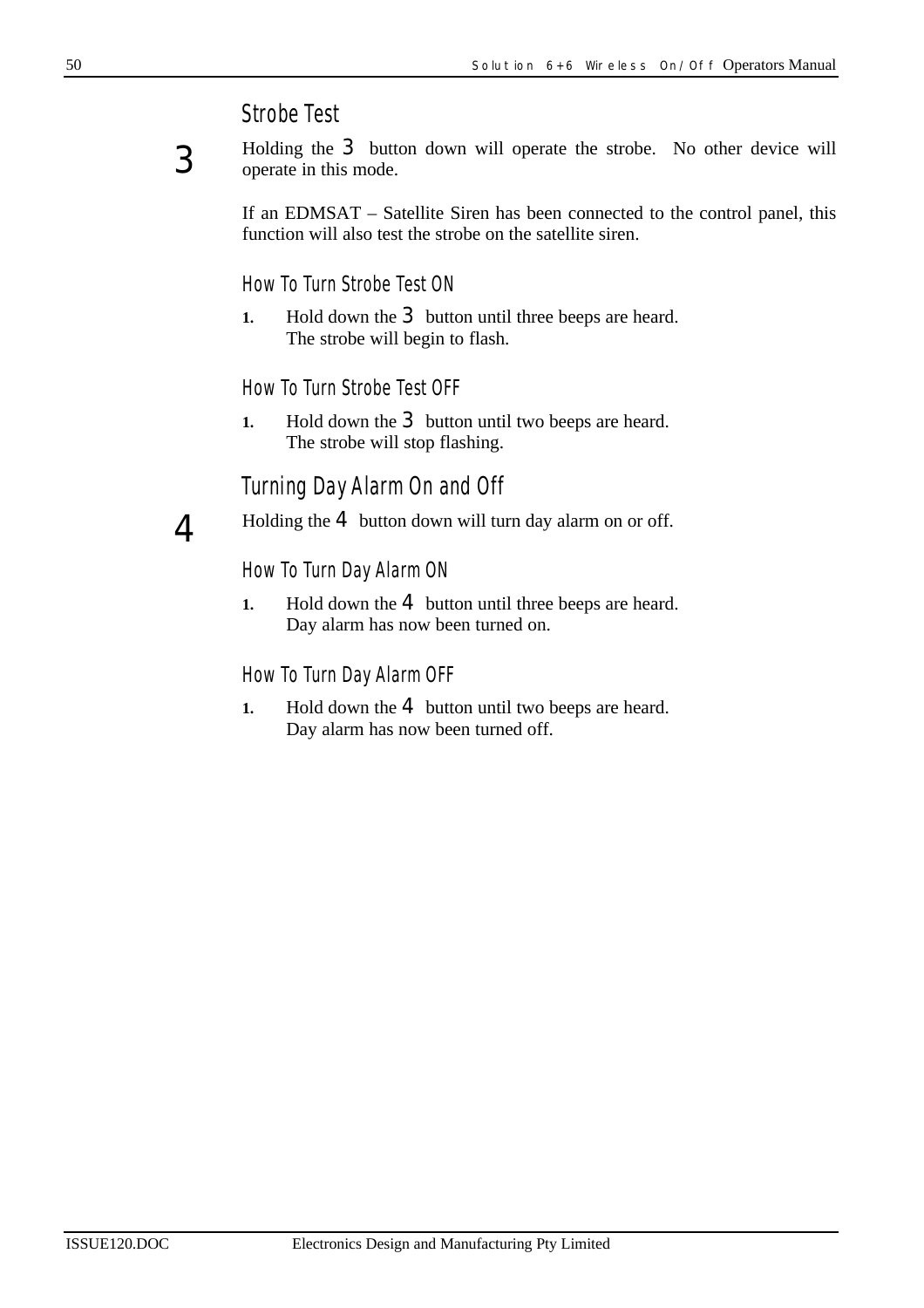## Strobe Test

3

Holding the 3 button down will operate the strobe. No other device will operate in this mode.

If an EDMSAT – Satellite Siren has been connected to the control panel, this function will also test the strobe on the satellite siren.

### How To Turn Strobe Test ON

1. Hold down the 3 button until three beeps are heard.
   The strobe will begin to flash.

### How To Turn Strobe Test OFF

1. Hold down the 3 button until two beeps are heard.
   The strobe will stop flashing.

## Turning Day Alarm On and Off

4

Holding the 4 button down will turn day alarm on or off.

### How To Turn Day Alarm ON

1. Hold down the 4 button until three beeps are heard.
   Day alarm has now been turned on.

### How To Turn Day Alarm OFF

1. Hold down the 4 button until two beeps are heard.
   Day alarm has now been turned off.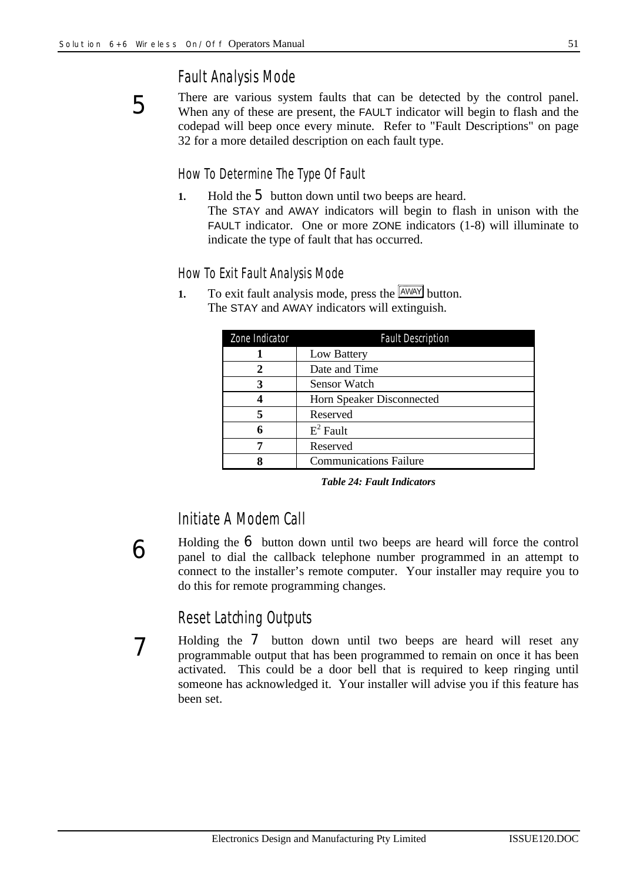## Fault Analysis Mode

5

There are various system faults that can be detected by the control panel. When any of these are present, the FAULT indicator will begin to flash and the codepad will beep once every minute. Refer to "Fault Descriptions" on page 32 for a more detailed description on each fault type.

### How To Determine The Type Of Fault

1. Hold the 5 button down until two beeps are heard.
   The STAY and AWAY indicators will begin to flash in unison with the FAULT indicator. One or more ZONE indicators (1-8) will illuminate to indicate the type of fault that has occurred.

### How To Exit Fault Analysis Mode

1. To exit fault analysis mode, press the AWAY button.
   The STAY and AWAY indicators will extinguish.

| Zone Indicator | Fault Description |
|---|---|
| 1 | Low Battery |
| 2 | Date and Time |
| 3 | Sensor Watch |
| 4 | Horn Speaker Disconnected |
| 5 | Reserved |
| 6 | $E^2$ Fault |
| 7 | Reserved |
| 8 | Communications Failure |

*Table 24: Fault Indicators*

## Initiate A Modem Call

6

Holding the 6 button down until two beeps are heard will force the control panel to dial the callback telephone number programmed in an attempt to connect to the installer's remote computer. Your installer may require you to do this for remote programming changes.

## Reset Latching Outputs

7

Holding the 7 button down until two beeps are heard will reset any programmable output that has been programmed to remain on once it has been activated. This could be a door bell that is required to keep ringing until someone has acknowledged it. Your installer will advise you if this feature has been set.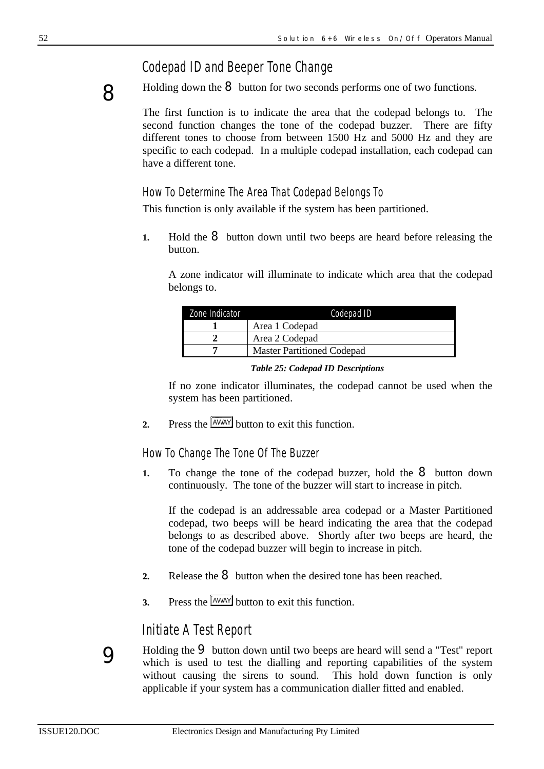## Codepad ID and Beeper Tone Change

8

Holding down the 8 button for two seconds performs one of two functions.

The first function is to indicate the area that the codepad belongs to. The second function changes the tone of the codepad buzzer. There are fifty different tones to choose from between 1500 Hz and 5000 Hz and they are specific to each codepad. In a multiple codepad installation, each codepad can have a different tone.

### How To Determine The Area That Codepad Belongs To

This function is only available if the system has been partitioned.

**1.** Hold the 8 button down until two beeps are heard before releasing the button.

A zone indicator will illuminate to indicate which area that the codepad belongs to.

| Zone Indicator | Codepad ID |
|---|---|
| **1** | Area 1 Codepad |
| **2** | Area 2 Codepad |
| **7** | Master Partitioned Codepad |

***Table 25: Codepad ID Descriptions***

If no zone indicator illuminates, the codepad cannot be used when the system has been partitioned.

**2.** Press the AWAY button to exit this function.

### How To Change The Tone Of The Buzzer

**1.** To change the tone of the codepad buzzer, hold the 8 button down continuously. The tone of the buzzer will start to increase in pitch.

If the codepad is an addressable area codepad or a Master Partitioned codepad, two beeps will be heard indicating the area that the codepad belongs to as described above. Shortly after two beeps are heard, the tone of the codepad buzzer will begin to increase in pitch.

**2.** Release the 8 button when the desired tone has been reached.

**3.** Press the AWAY button to exit this function.

## Initiate A Test Report

9

Holding the 9 button down until two beeps are heard will send a "Test" report which is used to test the dialling and reporting capabilities of the system without causing the sirens to sound. This hold down function is only applicable if your system has a communication dialler fitted and enabled.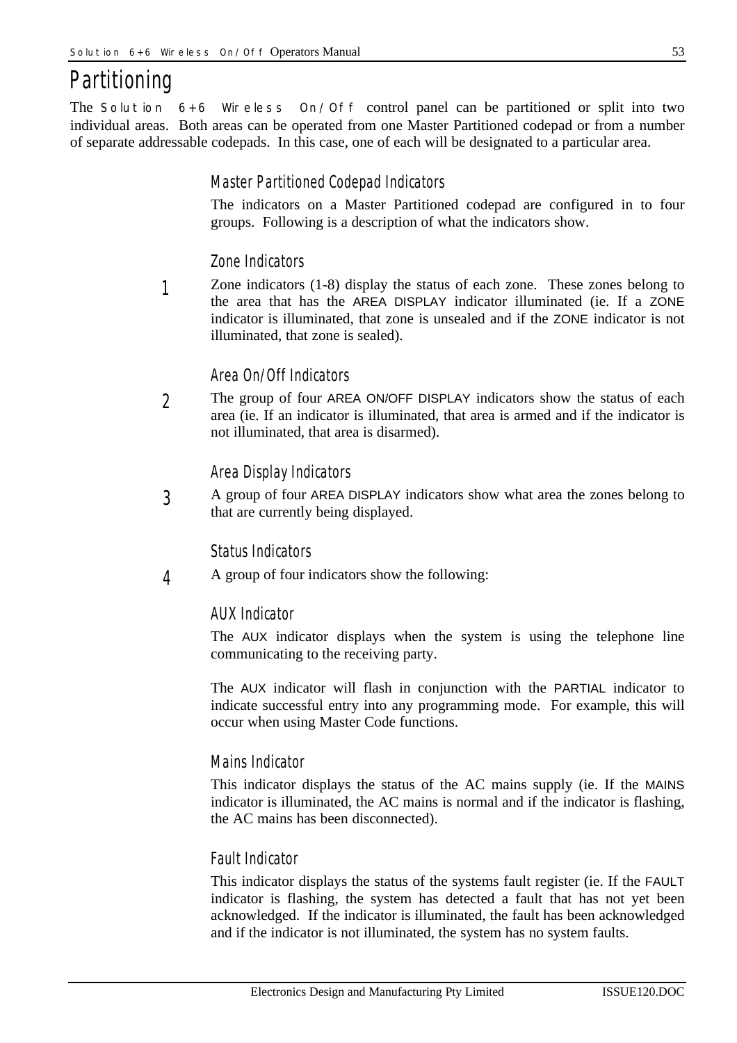# Partitioning

The Solution 6+6 Wireless On/Off control panel can be partitioned or split into two individual areas. Both areas can be operated from one Master Partitioned codepad or from a number of separate addressable codepads. In this case, one of each will be designated to a particular area.

## Master Partitioned Codepad Indicators

The indicators on a Master Partitioned codepad are configured in to four groups. Following is a description of what the indicators show.

### Zone Indicators

**1** Zone indicators (1-8) display the status of each zone. These zones belong to the area that has the AREA DISPLAY indicator illuminated (ie. If a ZONE indicator is illuminated, that zone is unsealed and if the ZONE indicator is not illuminated, that zone is sealed).

### Area On/Off Indicators

**2** The group of four AREA ON/OFF DISPLAY indicators show the status of each area (ie. If an indicator is illuminated, that area is armed and if the indicator is not illuminated, that area is disarmed).

### Area Display Indicators

**3** A group of four AREA DISPLAY indicators show what area the zones belong to that are currently being displayed.

### Status Indicators

**4** A group of four indicators show the following:

### AUX Indicator

The AUX indicator displays when the system is using the telephone line communicating to the receiving party.

The AUX indicator will flash in conjunction with the PARTIAL indicator to indicate successful entry into any programming mode. For example, this will occur when using Master Code functions.

### Mains Indicator

This indicator displays the status of the AC mains supply (ie. If the MAINS indicator is illuminated, the AC mains is normal and if the indicator is flashing, the AC mains has been disconnected).

### Fault Indicator

This indicator displays the status of the systems fault register (ie. If the FAULT indicator is flashing, the system has detected a fault that has not yet been acknowledged. If the indicator is illuminated, the fault has been acknowledged and if the indicator is not illuminated, the system has no system faults.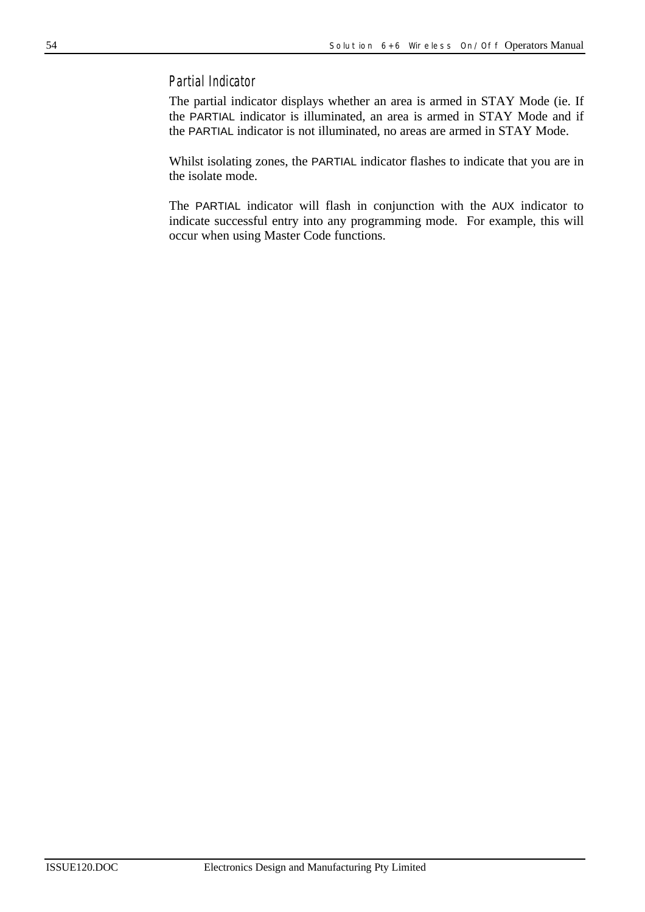## Partial Indicator

The partial indicator displays whether an area is armed in STAY Mode (ie. If the PARTIAL indicator is illuminated, an area is armed in STAY Mode and if the PARTIAL indicator is not illuminated, no areas are armed in STAY Mode.

Whilst isolating zones, the PARTIAL indicator flashes to indicate that you are in the isolate mode.

The PARTIAL indicator will flash in conjunction with the AUX indicator to indicate successful entry into any programming mode.  For example, this will occur when using Master Code functions.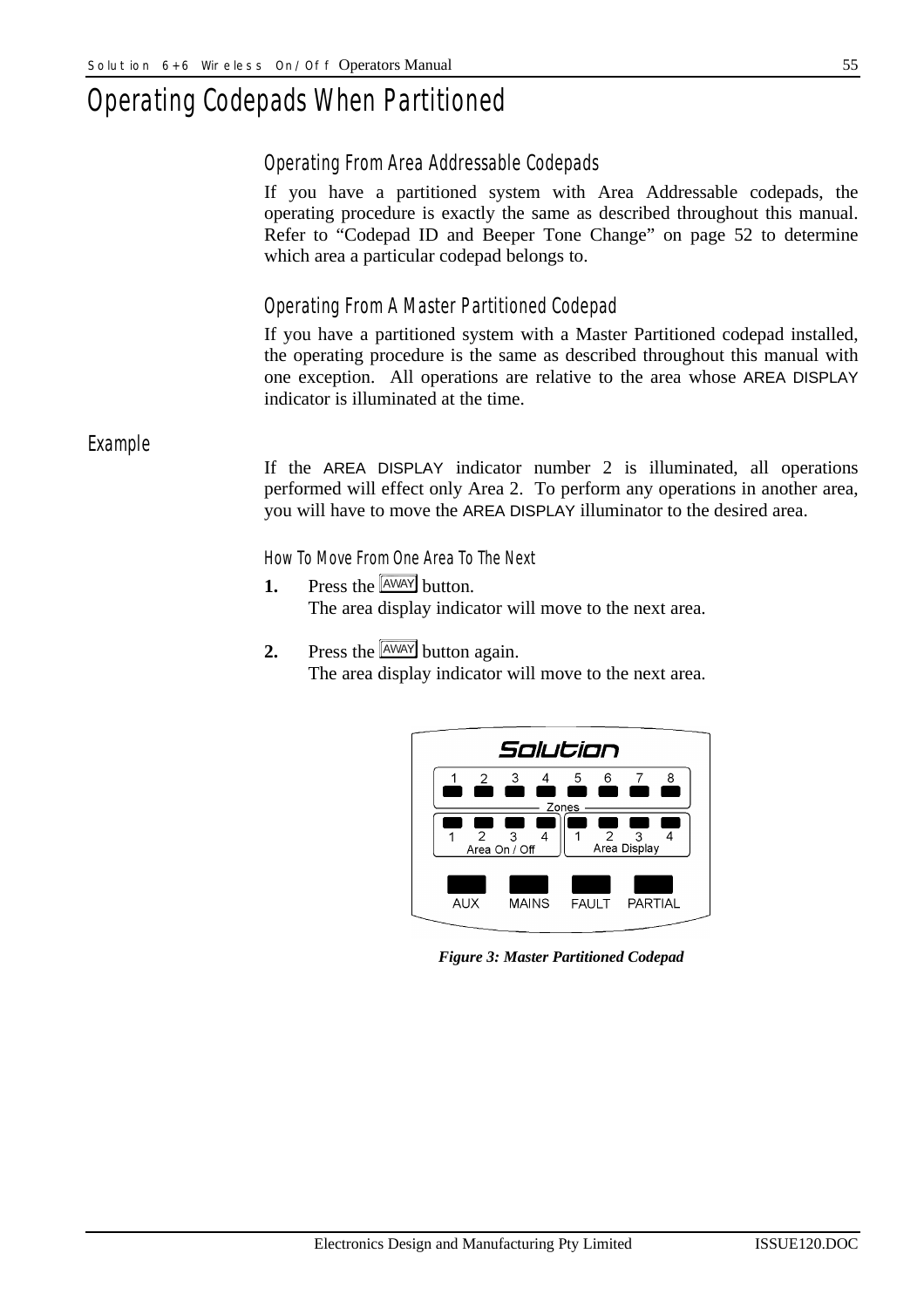# Operating Codepads When Partitioned

## Operating From Area Addressable Codepads

If you have a partitioned system with Area Addressable codepads, the operating procedure is exactly the same as described throughout this manual. Refer to "Codepad ID and Beeper Tone Change" on page 52 to determine which area a particular codepad belongs to.

## Operating From A Master Partitioned Codepad

If you have a partitioned system with a Master Partitioned codepad installed, the operating procedure is the same as described throughout this manual with one exception. All operations are relative to the area whose AREA DISPLAY indicator is illuminated at the time.

### Example

If the AREA DISPLAY indicator number 2 is illuminated, all operations performed will effect only Area 2. To perform any operations in another area, you will have to move the AREA DISPLAY illuminator to the desired area.

#### How To Move From One Area To The Next

1. Press the AWAY button.
   The area display indicator will move to the next area.

2. Press the AWAY button again.
   The area display indicator will move to the next area.

*Figure 3: Master Partitioned Codepad*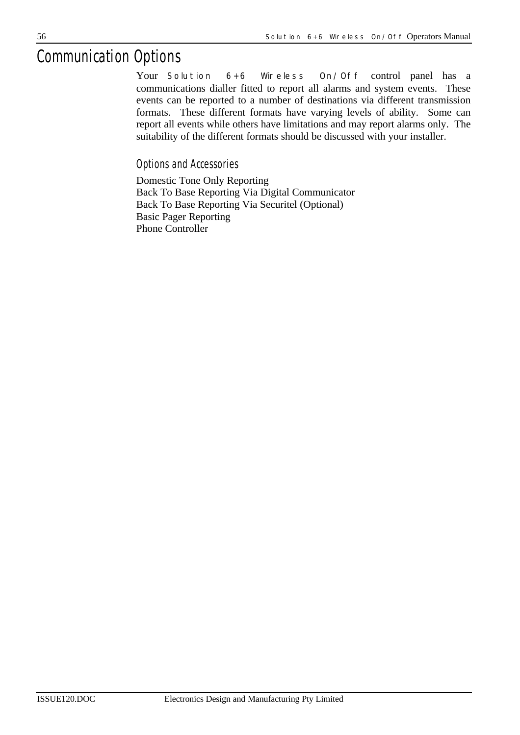# Communication Options

Your Solution 6+6 Wireless On/Off control panel has a communications dialler fitted to report all alarms and system events. These events can be reported to a number of destinations via different transmission formats. These different formats have varying levels of ability. Some can report all events while others have limitations and may report alarms only. The suitability of the different formats should be discussed with your installer.

## Options and Accessories

Domestic Tone Only Reporting
Back To Base Reporting Via Digital Communicator
Back To Base Reporting Via Securitel (Optional)
Basic Pager Reporting
Phone Controller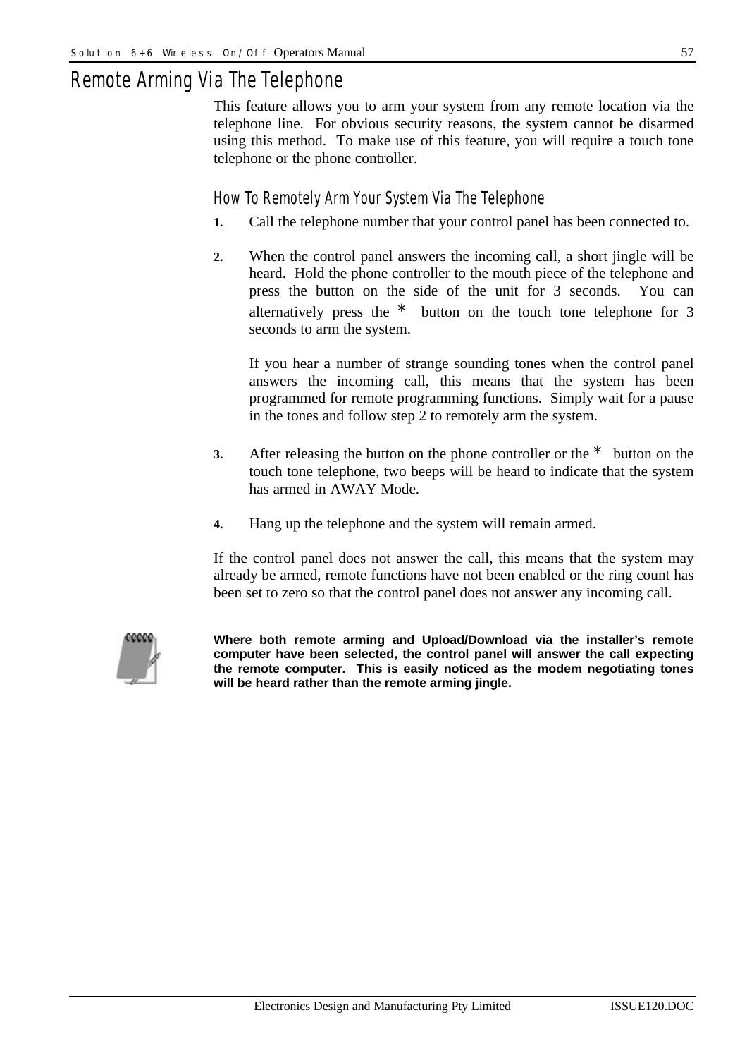# Remote Arming Via The Telephone

This feature allows you to arm your system from any remote location via the telephone line. For obvious security reasons, the system cannot be disarmed using this method. To make use of this feature, you will require a touch tone telephone or the phone controller.

## How To Remotely Arm Your System Via The Telephone

1. Call the telephone number that your control panel has been connected to.

2. When the control panel answers the incoming call, a short jingle will be heard. Hold the phone controller to the mouth piece of the telephone and press the button on the side of the unit for 3 seconds. You can alternatively press the * button on the touch tone telephone for 3 seconds to arm the system.

   If you hear a number of strange sounding tones when the control panel answers the incoming call, this means that the system has been programmed for remote programming functions. Simply wait for a pause in the tones and follow step 2 to remotely arm the system.

3. After releasing the button on the phone controller or the * button on the touch tone telephone, two beeps will be heard to indicate that the system has armed in AWAY Mode.

4. Hang up the telephone and the system will remain armed.

If the control panel does not answer the call, this means that the system may already be armed, remote functions have not been enabled or the ring count has been set to zero so that the control panel does not answer any incoming call.

**Where both remote arming and Upload/Download via the installer's remote computer have been selected, the control panel will answer the call expecting the remote computer. This is easily noticed as the modem negotiating tones will be heard rather than the remote arming jingle.**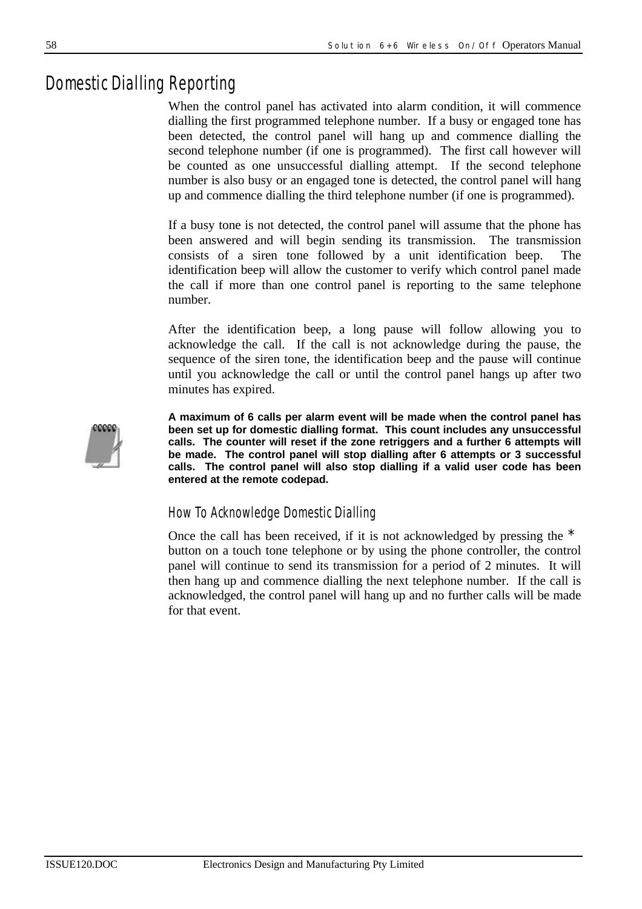# Domestic Dialling Reporting

When the control panel has activated into alarm condition, it will commence dialling the first programmed telephone number. If a busy or engaged tone has been detected, the control panel will hang up and commence dialling the second telephone number (if one is programmed). The first call however will be counted as one unsuccessful dialling attempt. If the second telephone number is also busy or an engaged tone is detected, the control panel will hang up and commence dialling the third telephone number (if one is programmed).

If a busy tone is not detected, the control panel will assume that the phone has been answered and will begin sending its transmission. The transmission consists of a siren tone followed by a unit identification beep. The identification beep will allow the customer to verify which control panel made the call if more than one control panel is reporting to the same telephone number.

After the identification beep, a long pause will follow allowing you to acknowledge the call. If the call is not acknowledge during the pause, the sequence of the siren tone, the identification beep and the pause will continue until you acknowledge the call or until the control panel hangs up after two minutes has expired.

**A maximum of 6 calls per alarm event will be made when the control panel has been set up for domestic dialling format. This count includes any unsuccessful calls. The counter will reset if the zone retriggers and a further 6 attempts will be made. The control panel will stop dialling after 6 attempts or 3 successful calls. The control panel will also stop dialling if a valid user code has been entered at the remote codepad.**

## How To Acknowledge Domestic Dialling

Once the call has been received, if it is not acknowledged by pressing the * button on a touch tone telephone or by using the phone controller, the control panel will continue to send its transmission for a period of 2 minutes. It will then hang up and commence dialling the next telephone number. If the call is acknowledged, the control panel will hang up and no further calls will be made for that event.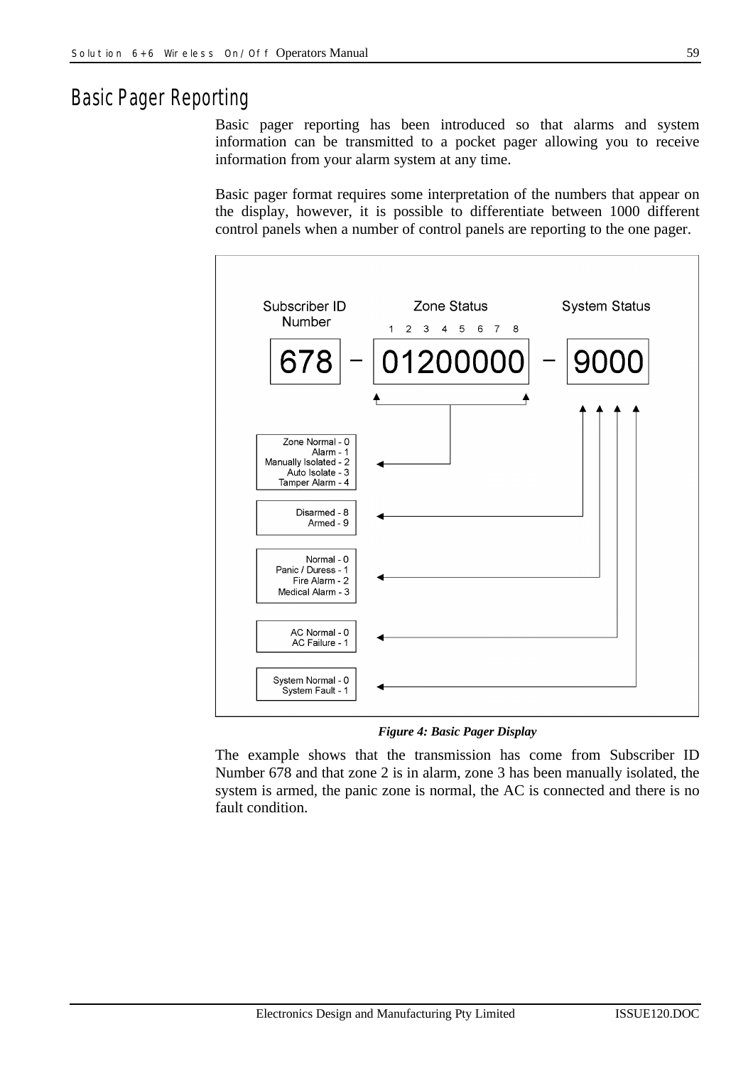## Basic Pager Reporting

Basic pager reporting has been introduced so that alarms and system information can be transmitted to a pocket pager allowing you to receive information from your alarm system at any time.

Basic pager format requires some interpretation of the numbers that appear on the display, however, it is possible to differentiate between 1000 different control panels when a number of control panels are reporting to the one pager.

Subscriber ID Number | Zone Status (1 2 3 4 5 6 7 8) | System Status

678 – 01200000 – 9000

Zone Status:
- Zone Normal - 0
- Alarm - 1
- Manually Isolated - 2
- Auto Isolate - 3
- Tamper Alarm - 4

System Status (first digit):
- Disarmed - 8
- Armed - 9

System Status (second digit):
- Normal - 0
- Panic / Duress - 1
- Fire Alarm - 2
- Medical Alarm - 3

System Status (third digit):
- AC Normal - 0
- AC Failure - 1

System Status (fourth digit):
- System Normal - 0
- System Fault - 1

*Figure 4: Basic Pager Display*

The example shows that the transmission has come from Subscriber ID Number 678 and that zone 2 is in alarm, zone 3 has been manually isolated, the system is armed, the panic zone is normal, the AC is connected and there is no fault condition.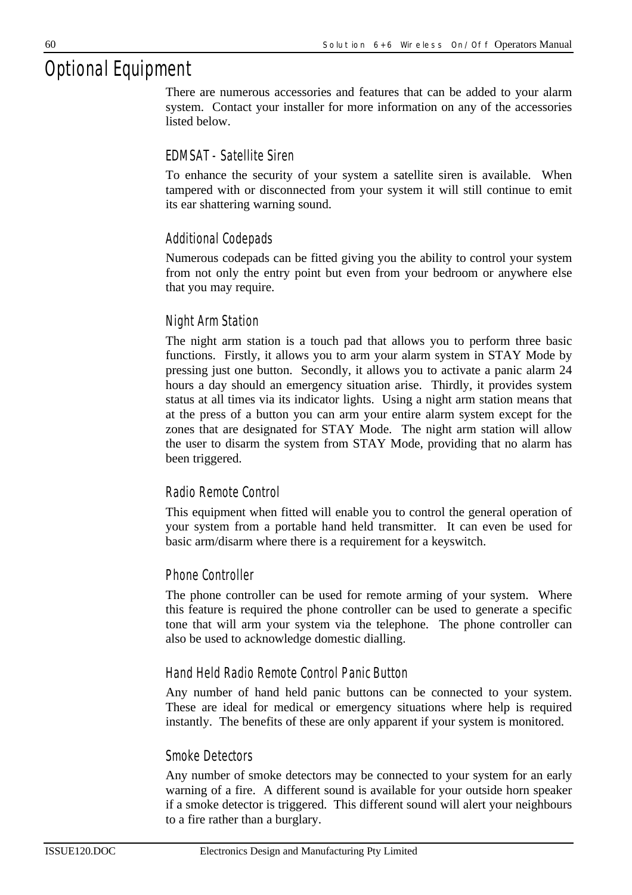# Optional Equipment

There are numerous accessories and features that can be added to your alarm system. Contact your installer for more information on any of the accessories listed below.

## EDMSAT - Satellite Siren

To enhance the security of your system a satellite siren is available. When tampered with or disconnected from your system it will still continue to emit its ear shattering warning sound.

## Additional Codepads

Numerous codepads can be fitted giving you the ability to control your system from not only the entry point but even from your bedroom or anywhere else that you may require.

## Night Arm Station

The night arm station is a touch pad that allows you to perform three basic functions. Firstly, it allows you to arm your alarm system in STAY Mode by pressing just one button. Secondly, it allows you to activate a panic alarm 24 hours a day should an emergency situation arise. Thirdly, it provides system status at all times via its indicator lights. Using a night arm station means that at the press of a button you can arm your entire alarm system except for the zones that are designated for STAY Mode. The night arm station will allow the user to disarm the system from STAY Mode, providing that no alarm has been triggered.

## Radio Remote Control

This equipment when fitted will enable you to control the general operation of your system from a portable hand held transmitter. It can even be used for basic arm/disarm where there is a requirement for a keyswitch.

## Phone Controller

The phone controller can be used for remote arming of your system. Where this feature is required the phone controller can be used to generate a specific tone that will arm your system via the telephone. The phone controller can also be used to acknowledge domestic dialling.

## Hand Held Radio Remote Control Panic Button

Any number of hand held panic buttons can be connected to your system. These are ideal for medical or emergency situations where help is required instantly. The benefits of these are only apparent if your system is monitored.

## Smoke Detectors

Any number of smoke detectors may be connected to your system for an early warning of a fire. A different sound is available for your outside horn speaker if a smoke detector is triggered. This different sound will alert your neighbours to a fire rather than a burglary.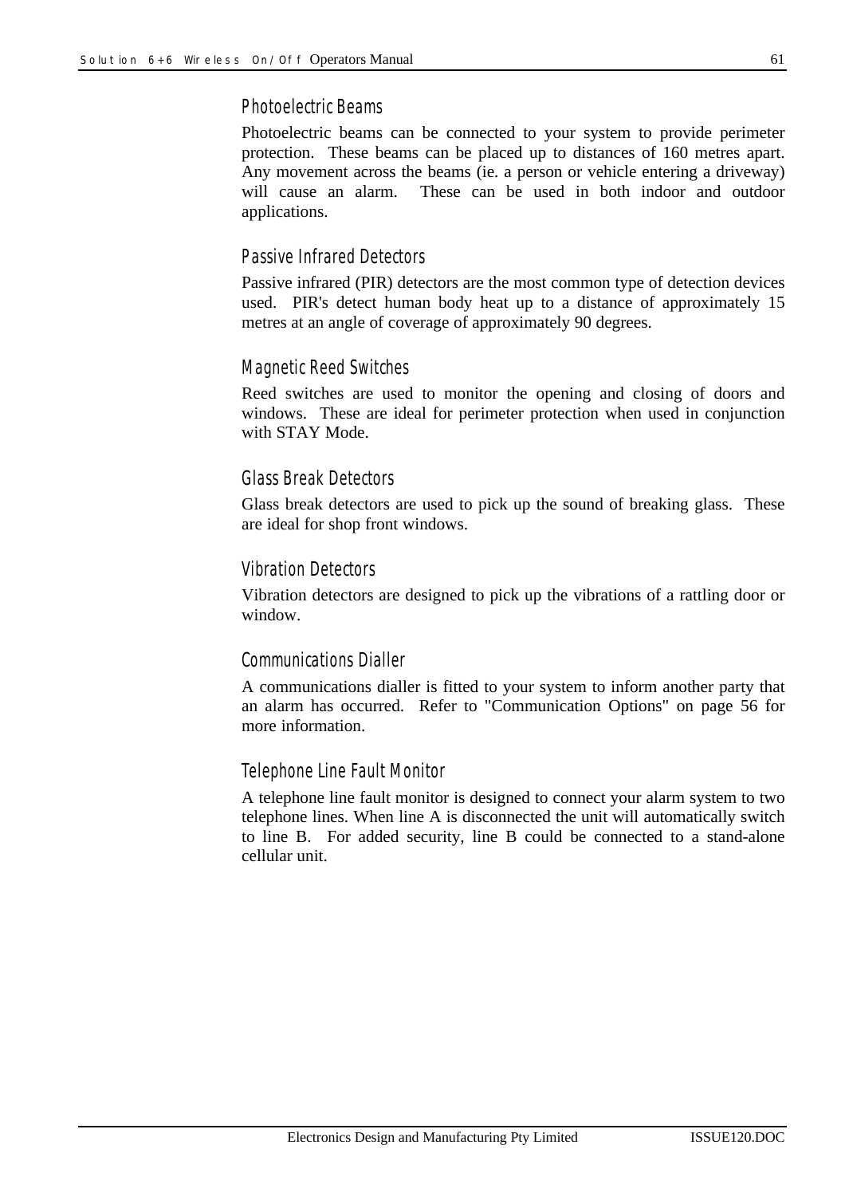### Photoelectric Beams

Photoelectric beams can be connected to your system to provide perimeter protection. These beams can be placed up to distances of 160 metres apart. Any movement across the beams (ie. a person or vehicle entering a driveway) will cause an alarm. These can be used in both indoor and outdoor applications.

### Passive Infrared Detectors

Passive infrared (PIR) detectors are the most common type of detection devices used. PIR's detect human body heat up to a distance of approximately 15 metres at an angle of coverage of approximately 90 degrees.

### Magnetic Reed Switches

Reed switches are used to monitor the opening and closing of doors and windows. These are ideal for perimeter protection when used in conjunction with STAY Mode.

### Glass Break Detectors

Glass break detectors are used to pick up the sound of breaking glass. These are ideal for shop front windows.

### Vibration Detectors

Vibration detectors are designed to pick up the vibrations of a rattling door or window.

### Communications Dialler

A communications dialler is fitted to your system to inform another party that an alarm has occurred. Refer to "Communication Options" on page 56 for more information.

### Telephone Line Fault Monitor

A telephone line fault monitor is designed to connect your alarm system to two telephone lines. When line A is disconnected the unit will automatically switch to line B. For added security, line B could be connected to a stand-alone cellular unit.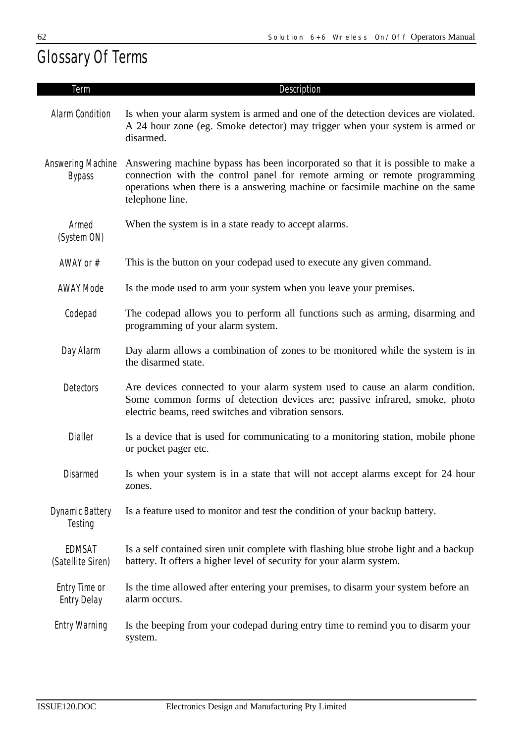# Glossary Of Terms

| Term | Description |
|---|---|
| Alarm Condition | Is when your alarm system is armed and one of the detection devices are violated. A 24 hour zone (eg. Smoke detector) may trigger when your system is armed or disarmed. |
| Answering Machine Bypass | Answering machine bypass has been incorporated so that it is possible to make a connection with the control panel for remote arming or remote programming operations when there is a answering machine or facsimile machine on the same telephone line. |
| Armed (System ON) | When the system is in a state ready to accept alarms. |
| AWAY or # | This is the button on your codepad used to execute any given command. |
| AWAY Mode | Is the mode used to arm your system when you leave your premises. |
| Codepad | The codepad allows you to perform all functions such as arming, disarming and programming of your alarm system. |
| Day Alarm | Day alarm allows a combination of zones to be monitored while the system is in the disarmed state. |
| Detectors | Are devices connected to your alarm system used to cause an alarm condition. Some common forms of detection devices are; passive infrared, smoke, photo electric beams, reed switches and vibration sensors. |
| Dialler | Is a device that is used for communicating to a monitoring station, mobile phone or pocket pager etc. |
| Disarmed | Is when your system is in a state that will not accept alarms except for 24 hour zones. |
| Dynamic Battery Testing | Is a feature used to monitor and test the condition of your backup battery. |
| EDMSAT (Satellite Siren) | Is a self contained siren unit complete with flashing blue strobe light and a backup battery. It offers a higher level of security for your alarm system. |
| Entry Time or Entry Delay | Is the time allowed after entering your premises, to disarm your system before an alarm occurs. |
| Entry Warning | Is the beeping from your codepad during entry time to remind you to disarm your system. |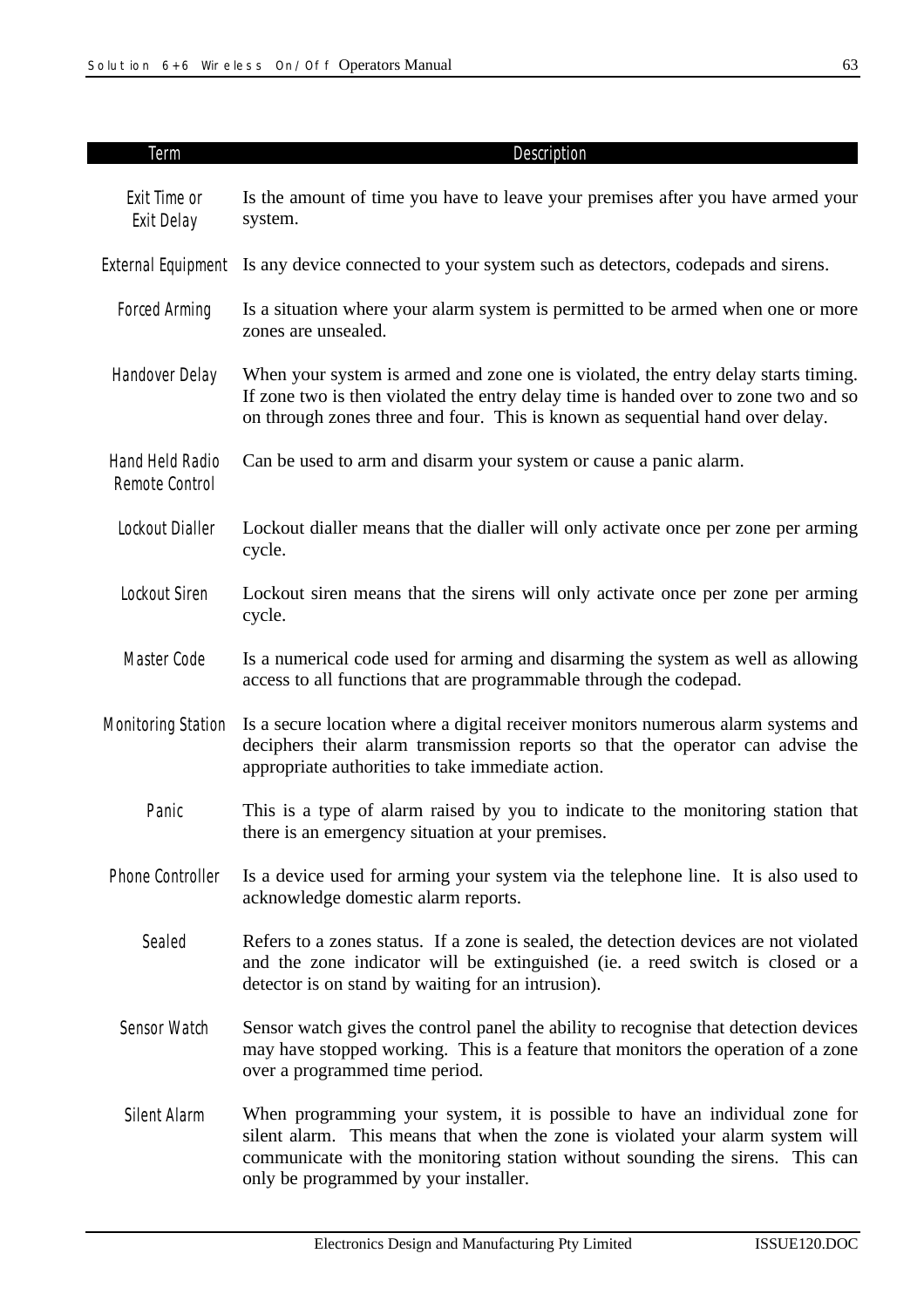| Term | Description |
|---|---|
| Exit Time or Exit Delay | Is the amount of time you have to leave your premises after you have armed your system. |
| External Equipment | Is any device connected to your system such as detectors, codepads and sirens. |
| Forced Arming | Is a situation where your alarm system is permitted to be armed when one or more zones are unsealed. |
| Handover Delay | When your system is armed and zone one is violated, the entry delay starts timing. If zone two is then violated the entry delay time is handed over to zone two and so on through zones three and four. This is known as sequential hand over delay. |
| Hand Held Radio Remote Control | Can be used to arm and disarm your system or cause a panic alarm. |
| Lockout Dialler | Lockout dialler means that the dialler will only activate once per zone per arming cycle. |
| Lockout Siren | Lockout siren means that the sirens will only activate once per zone per arming cycle. |
| Master Code | Is a numerical code used for arming and disarming the system as well as allowing access to all functions that are programmable through the codepad. |
| Monitoring Station | Is a secure location where a digital receiver monitors numerous alarm systems and deciphers their alarm transmission reports so that the operator can advise the appropriate authorities to take immediate action. |
| Panic | This is a type of alarm raised by you to indicate to the monitoring station that there is an emergency situation at your premises. |
| Phone Controller | Is a device used for arming your system via the telephone line. It is also used to acknowledge domestic alarm reports. |
| Sealed | Refers to a zones status. If a zone is sealed, the detection devices are not violated and the zone indicator will be extinguished (ie. a reed switch is closed or a detector is on stand by waiting for an intrusion). |
| Sensor Watch | Sensor watch gives the control panel the ability to recognise that detection devices may have stopped working. This is a feature that monitors the operation of a zone over a programmed time period. |
| Silent Alarm | When programming your system, it is possible to have an individual zone for silent alarm. This means that when the zone is violated your alarm system will communicate with the monitoring station without sounding the sirens. This can only be programmed by your installer. |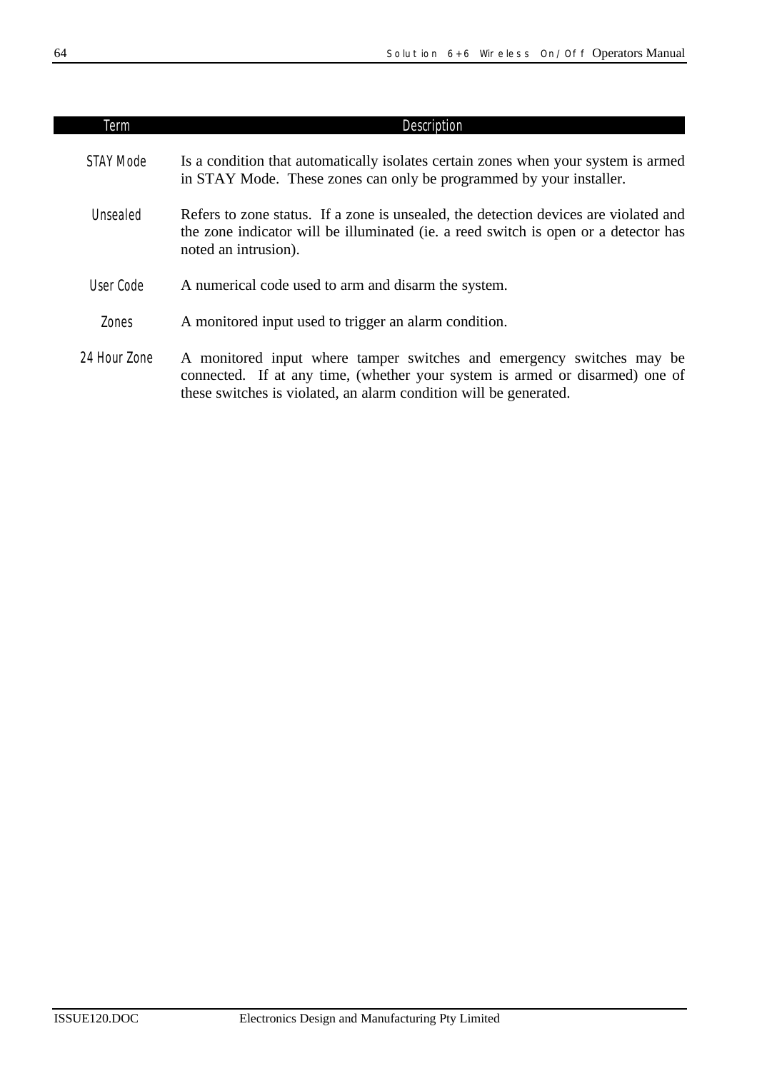| Term | Description |
|---|---|
| STAY Mode | Is a condition that automatically isolates certain zones when your system is armed in STAY Mode. These zones can only be programmed by your installer. |
| Unsealed | Refers to zone status. If a zone is unsealed, the detection devices are violated and the zone indicator will be illuminated (ie. a reed switch is open or a detector has noted an intrusion). |
| User Code | A numerical code used to arm and disarm the system. |
| Zones | A monitored input used to trigger an alarm condition. |
| 24 Hour Zone | A monitored input where tamper switches and emergency switches may be connected. If at any time, (whether your system is armed or disarmed) one of these switches is violated, an alarm condition will be generated. |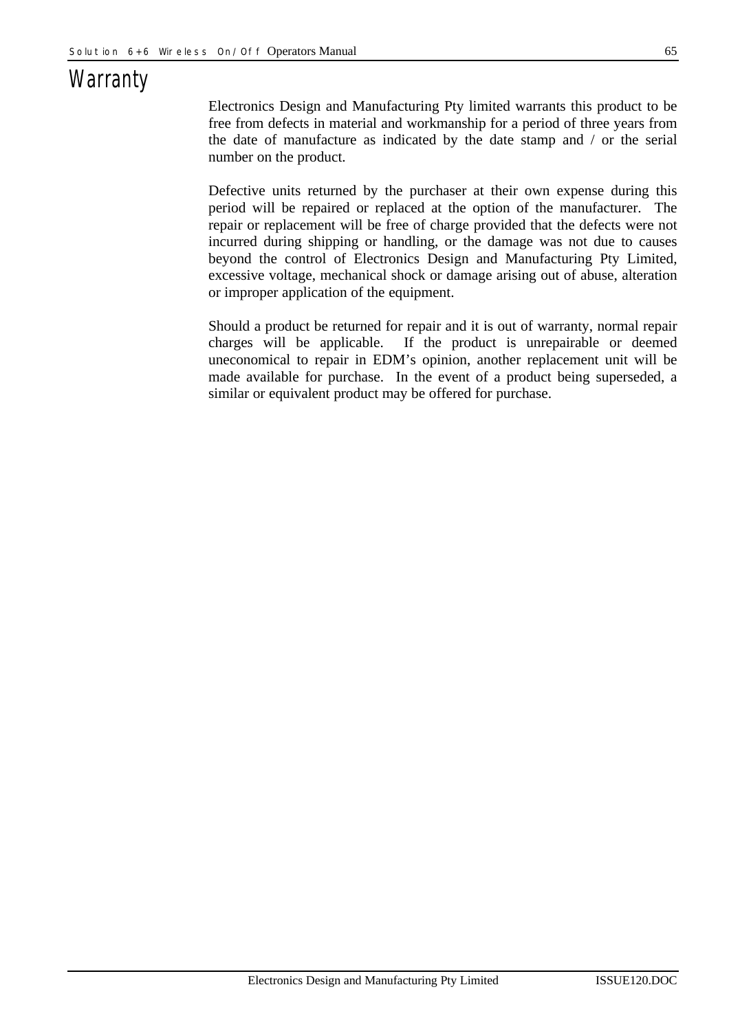# Warranty

Electronics Design and Manufacturing Pty limited warrants this product to be free from defects in material and workmanship for a period of three years from the date of manufacture as indicated by the date stamp and / or the serial number on the product.

Defective units returned by the purchaser at their own expense during this period will be repaired or replaced at the option of the manufacturer. The repair or replacement will be free of charge provided that the defects were not incurred during shipping or handling, or the damage was not due to causes beyond the control of Electronics Design and Manufacturing Pty Limited, excessive voltage, mechanical shock or damage arising out of abuse, alteration or improper application of the equipment.

Should a product be returned for repair and it is out of warranty, normal repair charges will be applicable. If the product is unrepairable or deemed uneconomical to repair in EDM's opinion, another replacement unit will be made available for purchase. In the event of a product being superseded, a similar or equivalent product may be offered for purchase.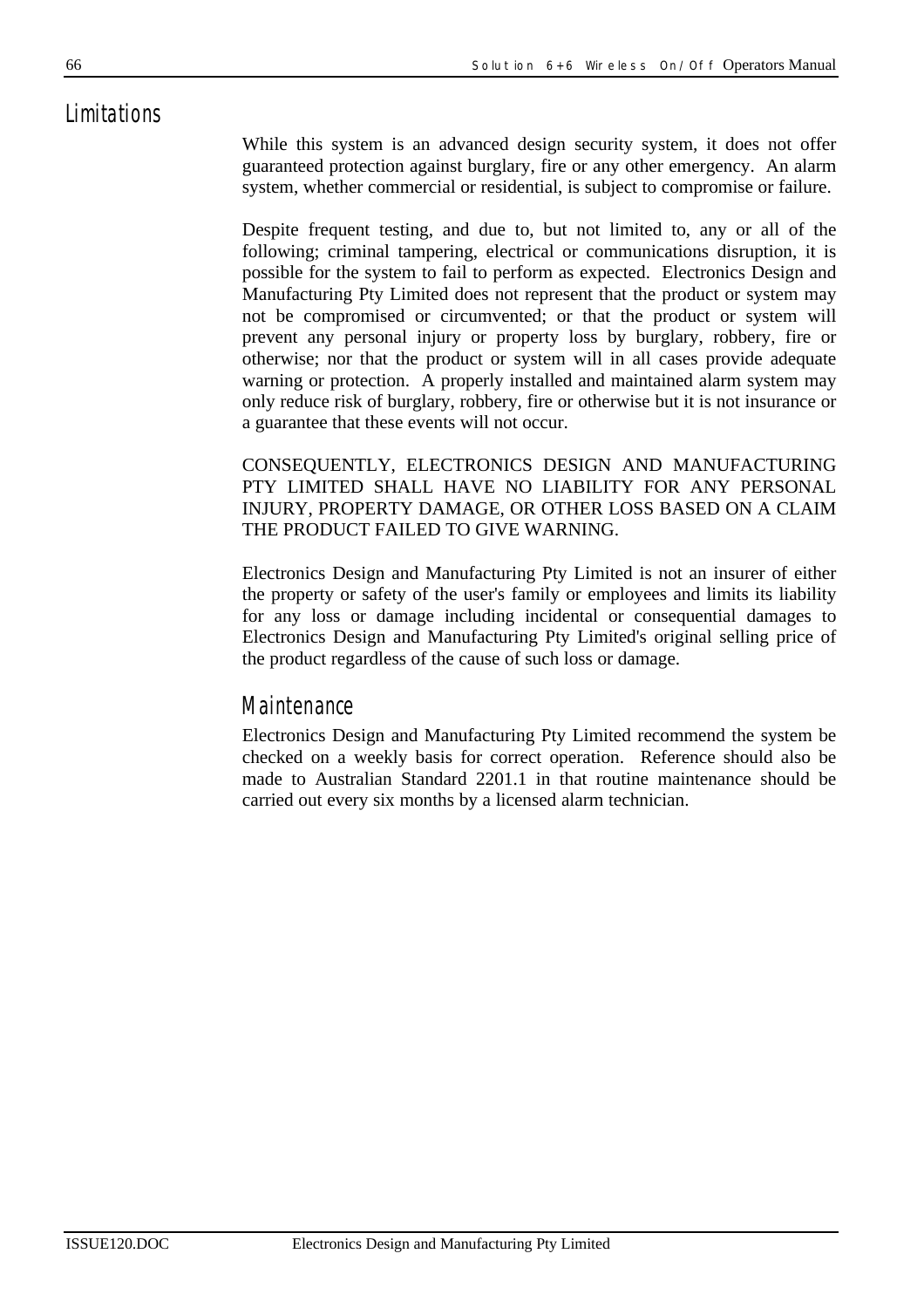# Limitations

While this system is an advanced design security system, it does not offer guaranteed protection against burglary, fire or any other emergency. An alarm system, whether commercial or residential, is subject to compromise or failure.

Despite frequent testing, and due to, but not limited to, any or all of the following; criminal tampering, electrical or communications disruption, it is possible for the system to fail to perform as expected. Electronics Design and Manufacturing Pty Limited does not represent that the product or system may not be compromised or circumvented; or that the product or system will prevent any personal injury or property loss by burglary, robbery, fire or otherwise; nor that the product or system will in all cases provide adequate warning or protection. A properly installed and maintained alarm system may only reduce risk of burglary, robbery, fire or otherwise but it is not insurance or a guarantee that these events will not occur.

CONSEQUENTLY, ELECTRONICS DESIGN AND MANUFACTURING PTY LIMITED SHALL HAVE NO LIABILITY FOR ANY PERSONAL INJURY, PROPERTY DAMAGE, OR OTHER LOSS BASED ON A CLAIM THE PRODUCT FAILED TO GIVE WARNING.

Electronics Design and Manufacturing Pty Limited is not an insurer of either the property or safety of the user's family or employees and limits its liability for any loss or damage including incidental or consequential damages to Electronics Design and Manufacturing Pty Limited's original selling price of the product regardless of the cause of such loss or damage.

## Maintenance

Electronics Design and Manufacturing Pty Limited recommend the system be checked on a weekly basis for correct operation. Reference should also be made to Australian Standard 2201.1 in that routine maintenance should be carried out every six months by a licensed alarm technician.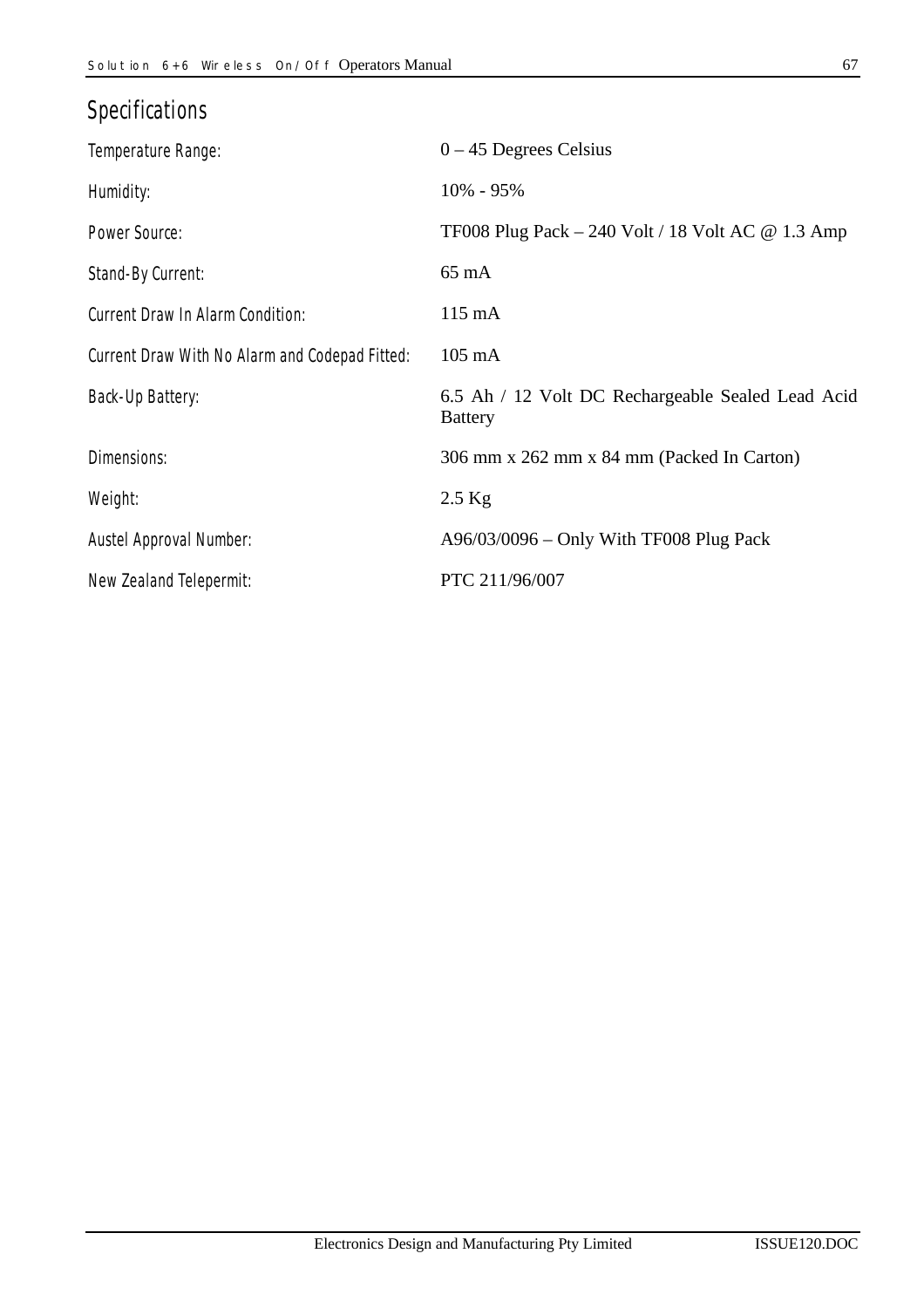## Specifications

| | |
|---|---|
| Temperature Range: | 0 – 45 Degrees Celsius |
| Humidity: | 10% - 95% |
| Power Source: | TF008 Plug Pack – 240 Volt / 18 Volt AC @ 1.3 Amp |
| Stand-By Current: | 65 mA |
| Current Draw In Alarm Condition: | 115 mA |
| Current Draw With No Alarm and Codepad Fitted: | 105 mA |
| Back-Up Battery: | 6.5 Ah / 12 Volt DC Rechargeable Sealed Lead Acid Battery |
| Dimensions: | 306 mm x 262 mm x 84 mm (Packed In Carton) |
| Weight: | 2.5 Kg |
| Austel Approval Number: | A96/03/0096 – Only With TF008 Plug Pack |
| New Zealand Telepermit: | PTC 211/96/007 |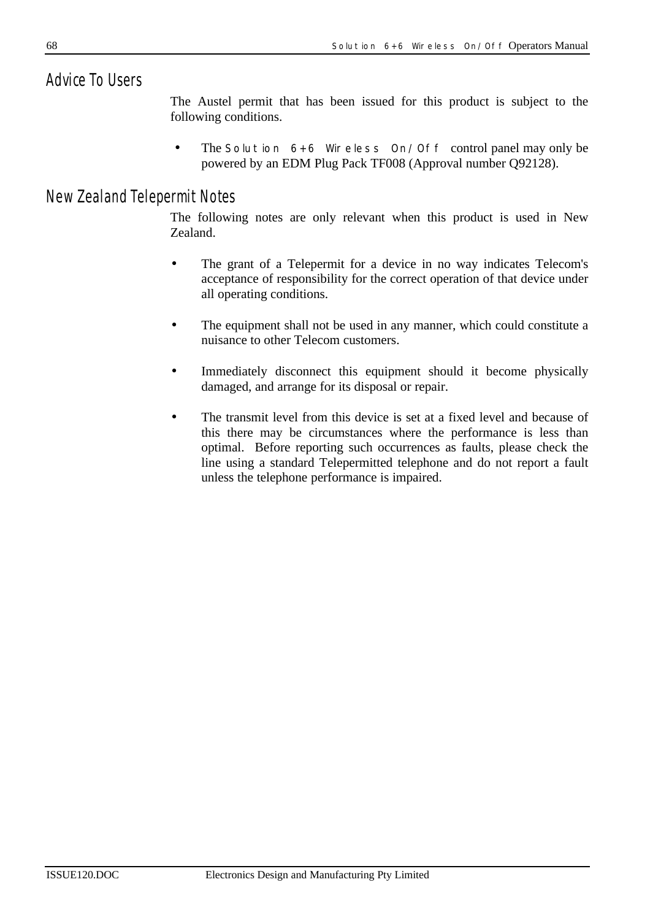## Advice To Users

The Austel permit that has been issued for this product is subject to the following conditions.

- The Solution 6+6 Wireless On/Off control panel may only be powered by an EDM Plug Pack TF008 (Approval number Q92128).

## New Zealand Telepermit Notes

The following notes are only relevant when this product is used in New Zealand.

- The grant of a Telepermit for a device in no way indicates Telecom's acceptance of responsibility for the correct operation of that device under all operating conditions.

- The equipment shall not be used in any manner, which could constitute a nuisance to other Telecom customers.

- Immediately disconnect this equipment should it become physically damaged, and arrange for its disposal or repair.

- The transmit level from this device is set at a fixed level and because of this there may be circumstances where the performance is less than optimal. Before reporting such occurrences as faults, please check the line using a standard Telepermitted telephone and do not report a fault unless the telephone performance is impaired.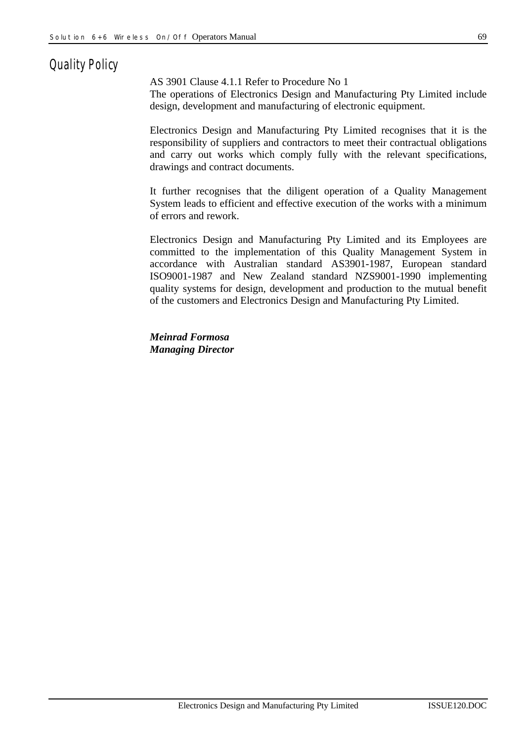# Quality Policy

AS 3901 Clause 4.1.1 Refer to Procedure No 1
The operations of Electronics Design and Manufacturing Pty Limited include design, development and manufacturing of electronic equipment.

Electronics Design and Manufacturing Pty Limited recognises that it is the responsibility of suppliers and contractors to meet their contractual obligations and carry out works which comply fully with the relevant specifications, drawings and contract documents.

It further recognises that the diligent operation of a Quality Management System leads to efficient and effective execution of the works with a minimum of errors and rework.

Electronics Design and Manufacturing Pty Limited and its Employees are committed to the implementation of this Quality Management System in accordance with Australian standard AS3901-1987, European standard ISO9001-1987 and New Zealand standard NZS9001-1990 implementing quality systems for design, development and production to the mutual benefit of the customers and Electronics Design and Manufacturing Pty Limited.

***Meinrad Formosa***
***Managing Director***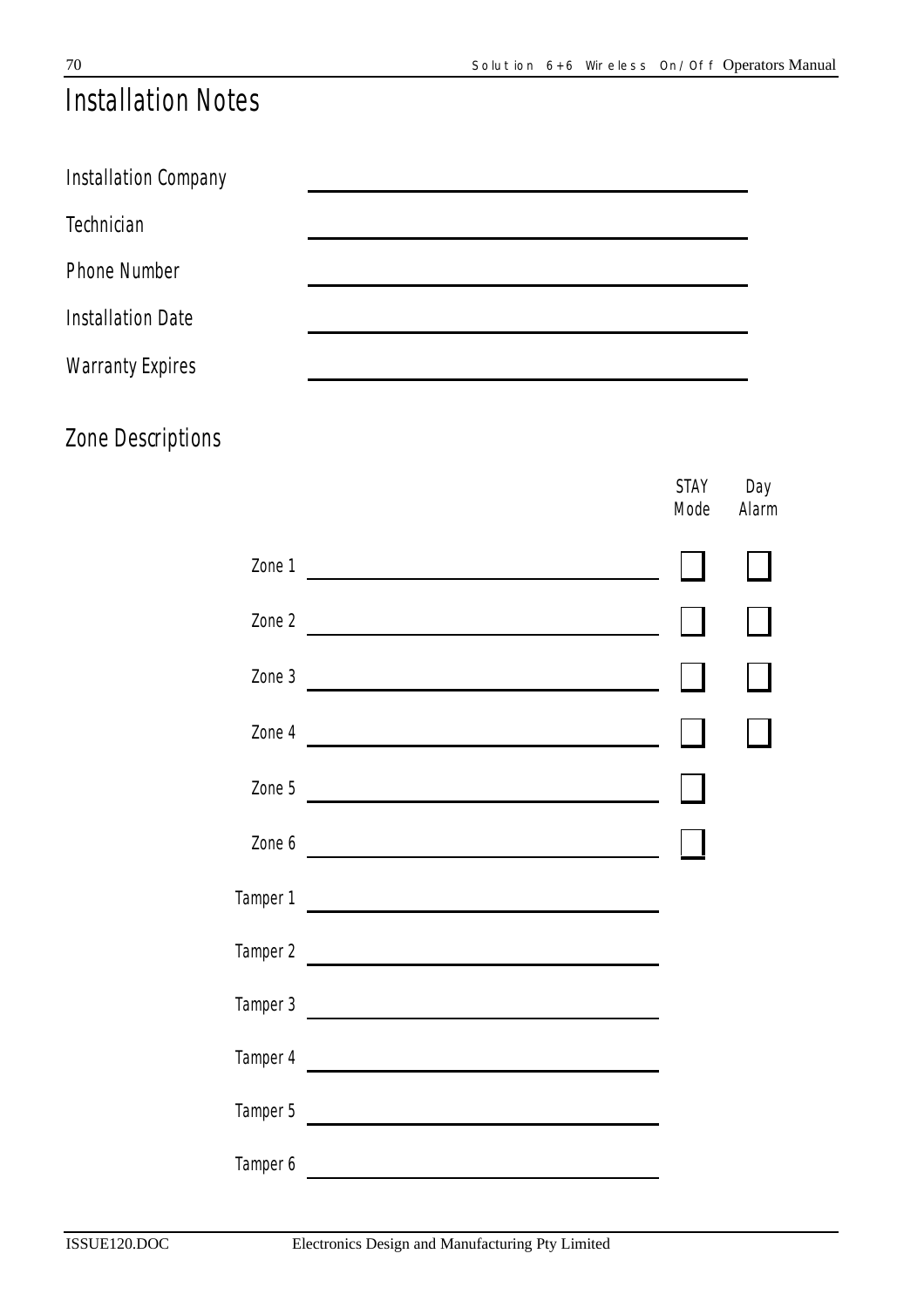# Installation Notes

Installation Company ______________________________

Technician ______________________________

Phone Number ______________________________

Installation Date ______________________________

Warranty Expires ______________________________

## Zone Descriptions

| | Description | STAY Mode | Day Alarm |
|---|---|---|---|
| Zone 1 | ______________________________ | ☐ | ☐ |
| Zone 2 | ______________________________ | ☐ | ☐ |
| Zone 3 | ______________________________ | ☐ | ☐ |
| Zone 4 | ______________________________ | ☐ | ☐ |
| Zone 5 | ______________________________ | ☐ | |
| Zone 6 | ______________________________ | ☐ | |
| Tamper 1 | ______________________________ | | |
| Tamper 2 | ______________________________ | | |
| Tamper 3 | ______________________________ | | |
| Tamper 4 | ______________________________ | | |
| Tamper 5 | ______________________________ | | |
| Tamper 6 | ______________________________ | | |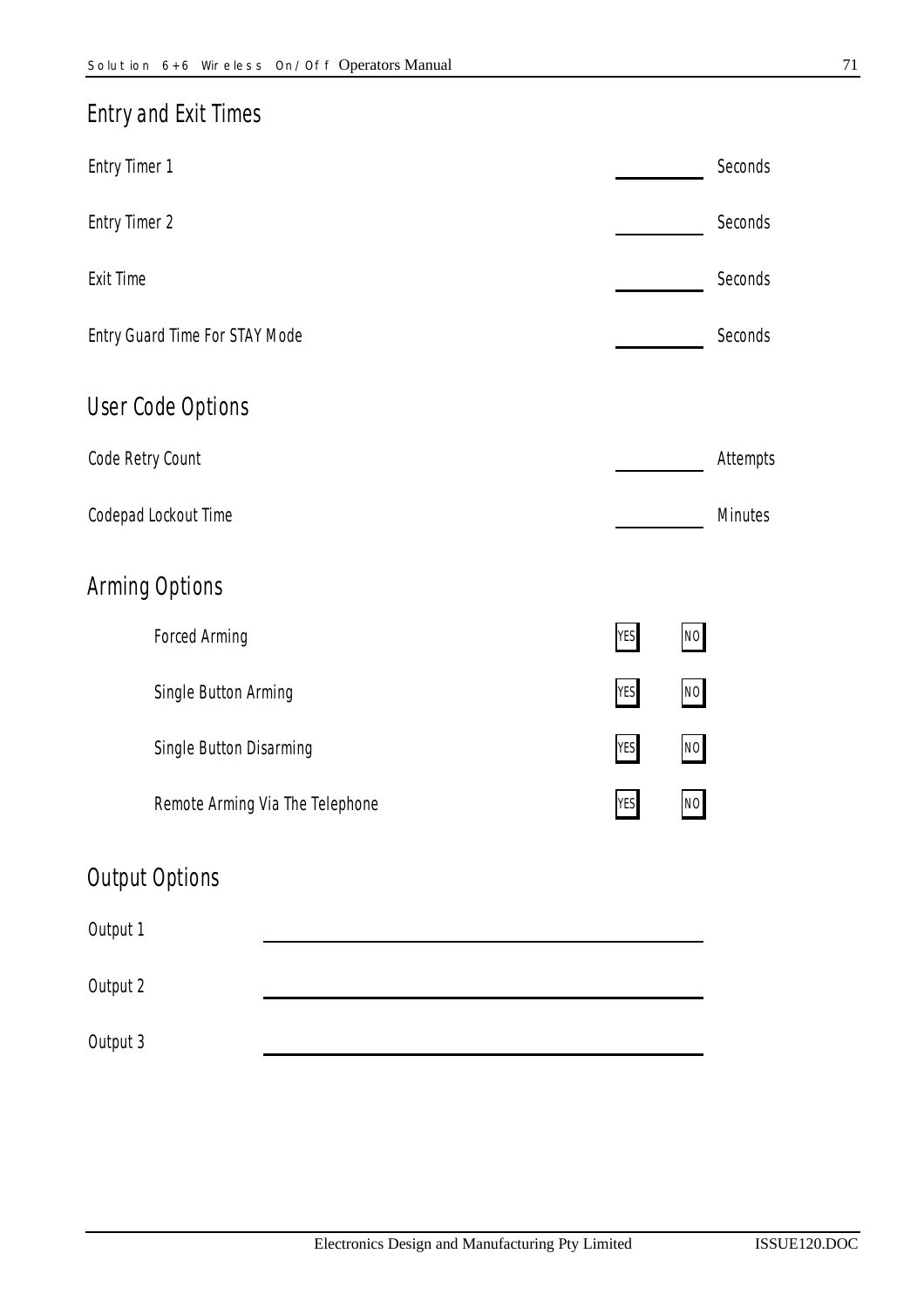## Entry and Exit Times

| | | |
|---|---|---|
| Entry Timer 1 | ________ | Seconds |
| Entry Timer 2 | ________ | Seconds |
| Exit Time | ________ | Seconds |
| Entry Guard Time For STAY Mode | ________ | Seconds |

## User Code Options

| | | |
|---|---|---|
| Code Retry Count | ________ | Attempts |
| Codepad Lockout Time | ________ | Minutes |

## Arming Options

| | | |
|---|---|---|
| Forced Arming | YES | NO |
| Single Button Arming | YES | NO |
| Single Button Disarming | YES | NO |
| Remote Arming Via The Telephone | YES | NO |

## Output Options

Output 1 ________________________________________

Output 2 ________________________________________

Output 3 ________________________________________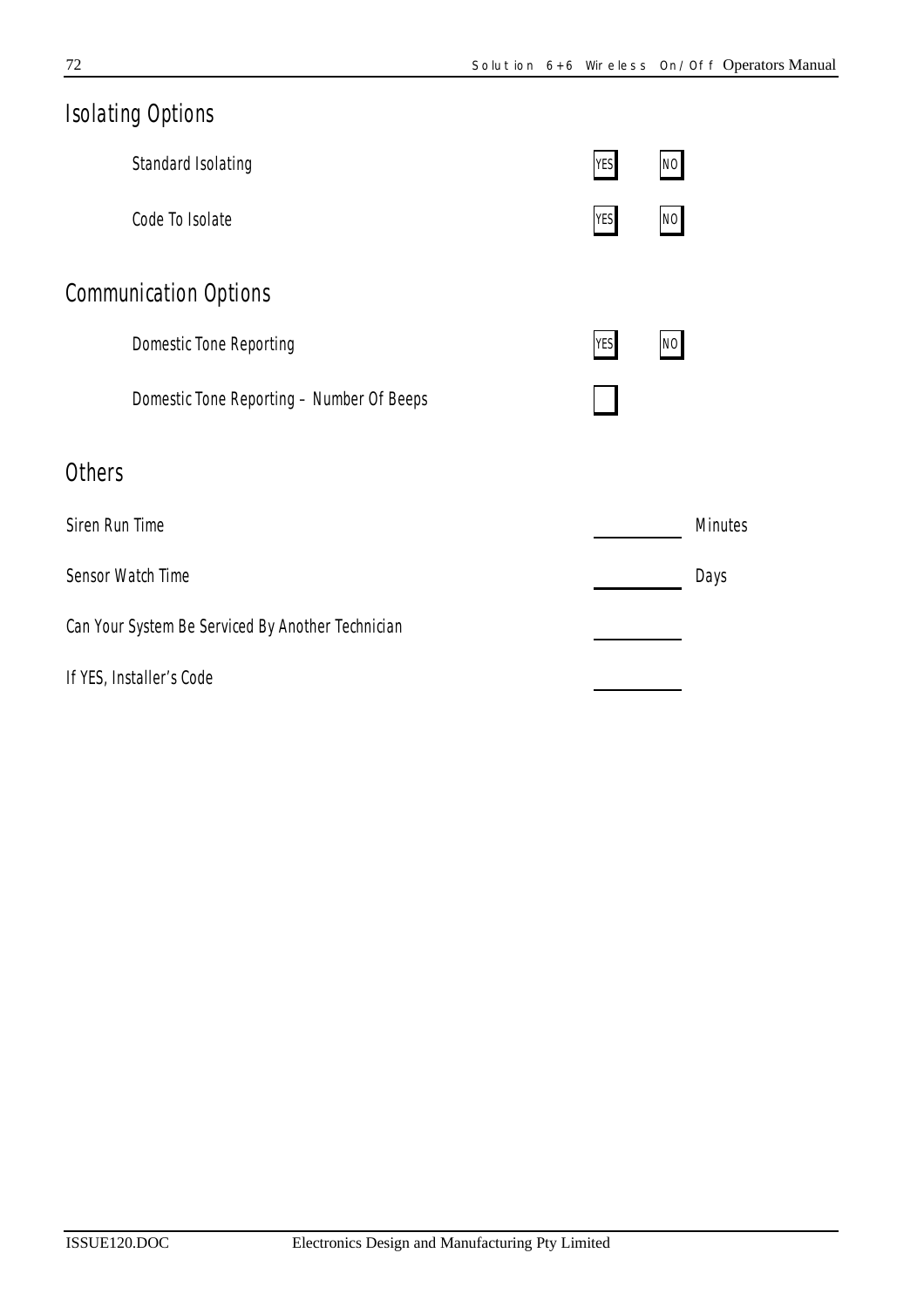## Isolating Options

| | | |
|---|---|---|
| Standard Isolating | YES | NO |
| Code To Isolate | YES | NO |

## Communication Options

| | | |
|---|---|---|
| Domestic Tone Reporting | YES | NO |
| Domestic Tone Reporting – Number Of Beeps | ☐ | |

## Others

| | | |
|---|---|---|
| Siren Run Time | __________ | Minutes |
| Sensor Watch Time | __________ | Days |
| Can Your System Be Serviced By Another Technician | __________ | |
| If YES, Installer's Code | __________ | |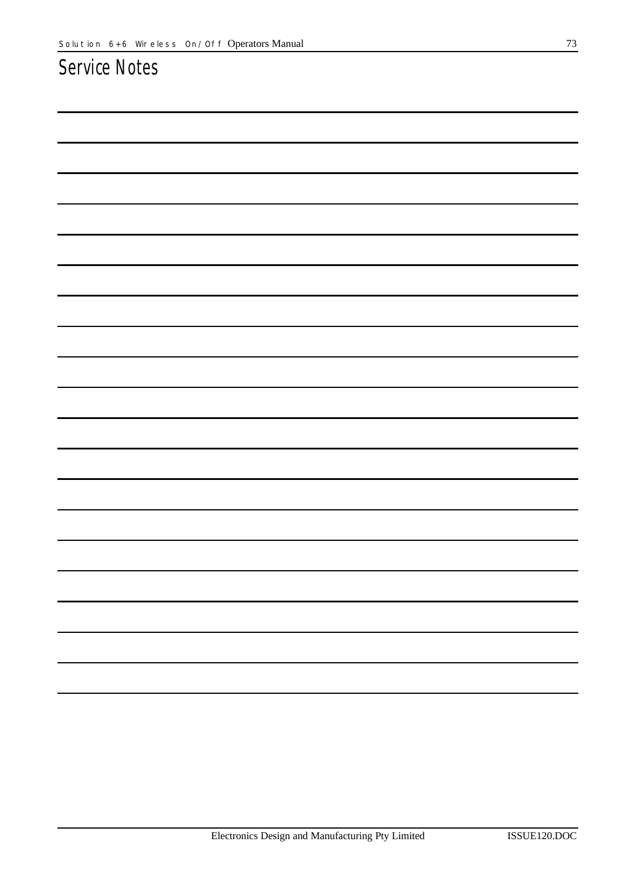# Service Notes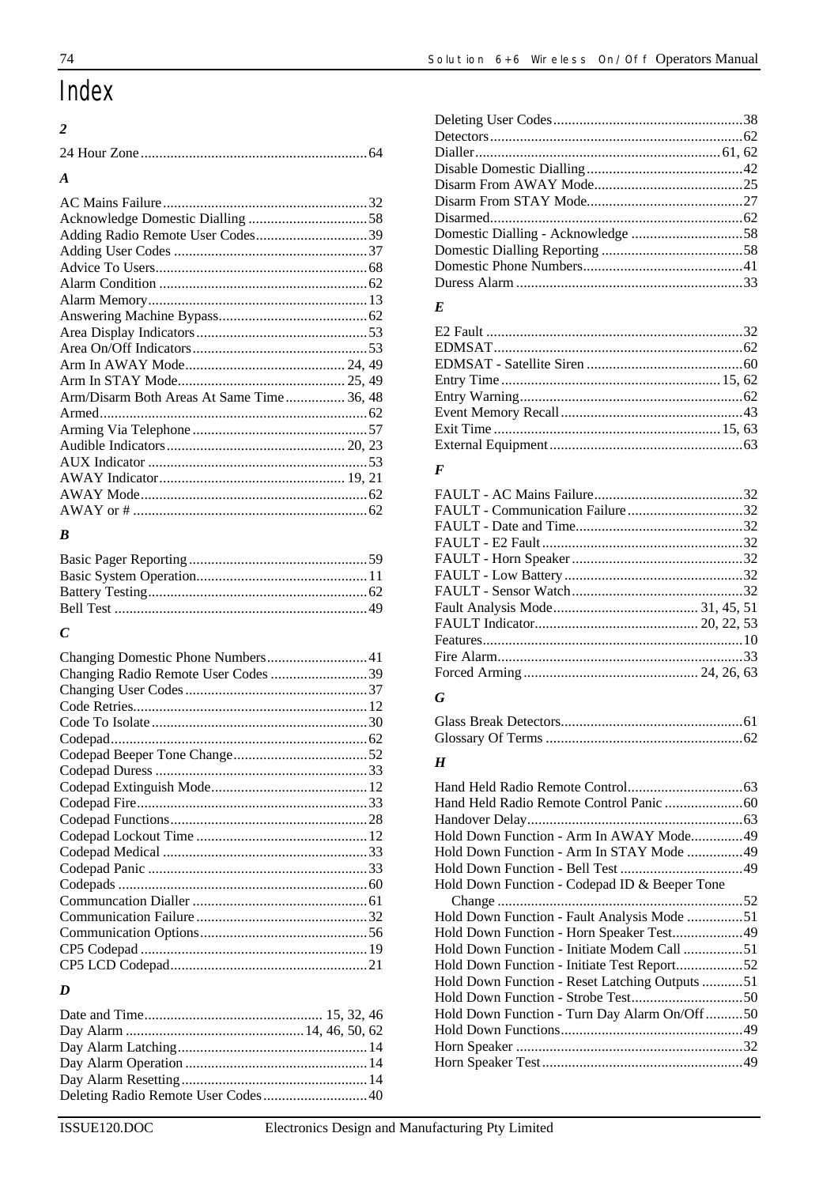# Index

### *2*

24 Hour Zone............................................................64

### *A*

AC Mains Failure......................................................32
Acknowledge Domestic Dialling ................................58
Adding Radio Remote User Codes.............................39
Adding User Codes ....................................................37
Advice To Users.........................................................68
Alarm Condition ........................................................62
Alarm Memory...........................................................13
Answering Machine Bypass........................................62
Area Display Indicators..............................................53
Area On/Off Indicators...............................................53
Arm In AWAY Mode........................................... 24, 49
Arm In STAY Mode............................................. 25, 49
Arm/Disarm Both Areas At Same Time................ 36, 48
Armed........................................................................62
Arming Via Telephone...............................................57
Audible Indicators................................................ 20, 23
AUX Indicator ...........................................................53
AWAY Indicator.................................................. 19, 21
AWAY Mode.............................................................62
AWAY or # ...............................................................62

### *B*

Basic Pager Reporting................................................59
Basic System Operation..............................................11
Battery Testing...........................................................62
Bell Test ....................................................................49

### *C*

Changing Domestic Phone Numbers...........................41
Changing Radio Remote User Codes ..........................39
Changing User Codes.................................................37
Code Retries...............................................................12
Code To Isolate..........................................................30
Codepad.....................................................................62
Codepad Beeper Tone Change....................................52
Codepad Duress .........................................................33
Codepad Extinguish Mode..........................................12
Codepad Fire..............................................................33
Codepad Functions.....................................................28
Codepad Lockout Time ..............................................12
Codepad Medical .......................................................33
Codepad Panic ...........................................................33
Codepads ...................................................................60
Communcation Dialler ...............................................61
Communication Failure..............................................32
Communication Options.............................................56
CP5 Codepad .............................................................19
CP5 LCD Codepad.....................................................21

### *D*

Date and Time................................................ 15, 32, 46
Day Alarm ................................................14, 46, 50, 62
Day Alarm Latching...................................................14
Day Alarm Operation .................................................14
Day Alarm Resetting..................................................14
Deleting Radio Remote User Codes............................40
Deleting User Codes...................................................38
Detectors....................................................................62
Dialler.................................................................. 61, 62
Disable Domestic Dialling..........................................42
Disarm From AWAY Mode........................................25
Disarm From STAY Mode..........................................27
Disarmed...................................................................62
Domestic Dialling - Acknowledge ..............................58
Domestic Dialling Reporting ......................................58
Domestic Phone Numbers...........................................41
Duress Alarm .............................................................33

### *E*

E2 Fault .....................................................................32
EDMSAT...................................................................62
EDMSAT - Satellite Siren ..........................................60
Entry Time........................................................... 15, 62
Entry Warning............................................................62
Event Memory Recall.................................................43
Exit Time............................................................. 15, 63
External Equipment....................................................63

### *F*

FAULT - AC Mains Failure........................................32
FAULT - Communication Failure...............................32
FAULT - Date and Time.............................................32
FAULT - E2 Fault......................................................32
FAULT - Horn Speaker ..............................................32
FAULT - Low Battery................................................32
FAULT - Sensor Watch..............................................32
Fault Analysis Mode...................................... 31, 45, 51
FAULT Indicator........................................... 20, 22, 53
Features......................................................................10
Fire Alarm..................................................................33
Forced Arming.............................................. 24, 26, 63

### *G*

Glass Break Detectors.................................................61
Glossary Of Terms .....................................................62

### *H*

Hand Held Radio Remote Control...............................63
Hand Held Radio Remote Control Panic .....................60
Handover Delay..........................................................63
Hold Down Function - Arm In AWAY Mode..............49
Hold Down Function - Arm In STAY Mode ...............49
Hold Down Function - Bell Test .................................49
Hold Down Function - Codepad ID & Beeper Tone Change ..................................................................52
Hold Down Function - Fault Analysis Mode ...............51
Hold Down Function - Horn Speaker Test...................49
Hold Down Function - Initiate Modem Call ................51
Hold Down Function - Initiate Test Report..................52
Hold Down Function - Reset Latching Outputs ...........51
Hold Down Function - Strobe Test..............................50
Hold Down Function - Turn Day Alarm On/Off..........50
Hold Down Functions.................................................49
Horn Speaker .............................................................32
Horn Speaker Test......................................................49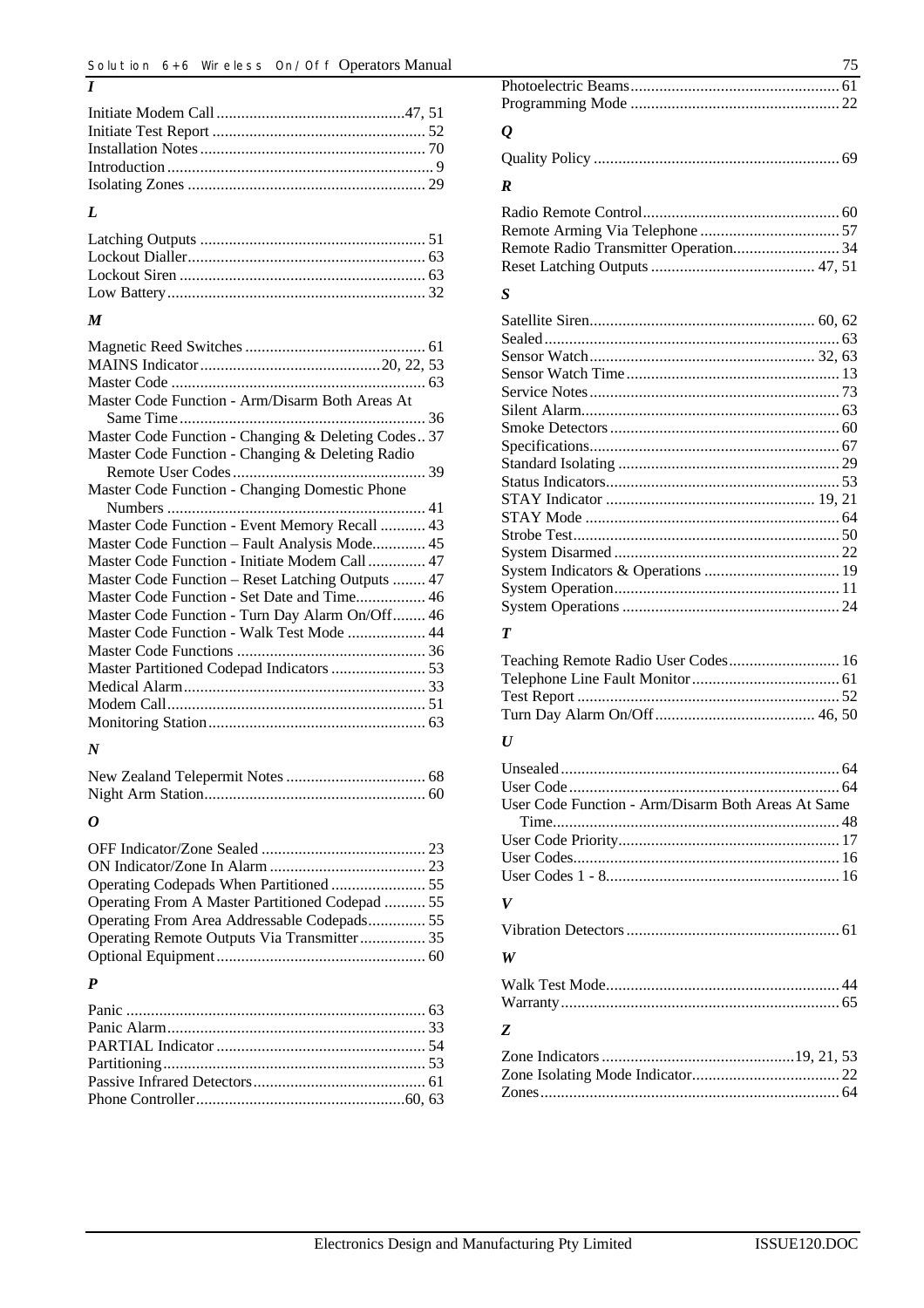### I

Initiate Modem Call .............................................47, 51
Initiate Test Report ................................................... 52
Installation Notes ...................................................... 70
Introduction ............................................................... 9
Isolating Zones ......................................................... 29

### L

Latching Outputs ...................................................... 51
Lockout Dialler ......................................................... 63
Lockout Siren ........................................................... 63
Low Battery .............................................................. 32

### M

Magnetic Reed Switches ........................................... 61
MAINS Indicator ...........................................20, 22, 53
Master Code ............................................................. 63
Master Code Function - Arm/Disarm Both Areas At Same Time ........................................................... 36
Master Code Function - Changing & Deleting Codes .. 37
Master Code Function - Changing & Deleting Radio Remote User Codes ............................................... 39
Master Code Function - Changing Domestic Phone Numbers .............................................................. 41
Master Code Function - Event Memory Recall ........... 43
Master Code Function – Fault Analysis Mode............. 45
Master Code Function - Initiate Modem Call .............. 47
Master Code Function – Reset Latching Outputs ........ 47
Master Code Function - Set Date and Time................. 46
Master Code Function - Turn Day Alarm On/Off........ 46
Master Code Function - Walk Test Mode ................... 44
Master Code Functions ............................................. 36
Master Partitioned Codepad Indicators ....................... 53
Medical Alarm .......................................................... 33
Modem Call .............................................................. 51
Monitoring Station .................................................... 63

### N

New Zealand Telepermit Notes .................................. 68
Night Arm Station ..................................................... 60

### O

OFF Indicator/Zone Sealed ........................................ 23
ON Indicator/Zone In Alarm ...................................... 23
Operating Codepads When Partitioned ....................... 55
Operating From A Master Partitioned Codepad .......... 55
Operating From Area Addressable Codepads.............. 55
Operating Remote Outputs Via Transmitter ................ 35
Optional Equipment .................................................. 60

### P

Panic ........................................................................ 63
Panic Alarm .............................................................. 33
PARTIAL Indicator .................................................. 54
Partitioning ............................................................... 53
Passive Infrared Detectors .......................................... 61
Phone Controller ..................................................60, 63
Photoelectric Beams .................................................. 61
Programming Mode .................................................. 22

### Q

Quality Policy ........................................................... 69

### R

Radio Remote Control ............................................... 60
Remote Arming Via Telephone ................................. 57
Remote Radio Transmitter Operation.......................... 34
Reset Latching Outputs ........................................ 47, 51

### S

Satellite Siren ...................................................... 60, 62
Sealed ...................................................................... 63
Sensor Watch ...................................................... 32, 63
Sensor Watch Time ................................................... 13
Service Notes ............................................................ 73
Silent Alarm .............................................................. 63
Smoke Detectors ....................................................... 60
Specifications ............................................................ 67
Standard Isolating ..................................................... 29
Status Indicators ........................................................ 53
STAY Indicator .................................................. 19, 21
STAY Mode ............................................................. 64
Strobe Test ................................................................ 50
System Disarmed ...................................................... 22
System Indicators & Operations ................................ 19
System Operation ...................................................... 11
System Operations .................................................... 24

### T

Teaching Remote Radio User Codes ........................... 16
Telephone Line Fault Monitor .................................... 61
Test Report ............................................................... 52
Turn Day Alarm On/Off ....................................... 46, 50

### U

Unsealed ................................................................... 64
User Code ................................................................. 64
User Code Function - Arm/Disarm Both Areas At Same Time ..................................................................... 48
User Code Priority ..................................................... 17
User Codes ................................................................ 16
User Codes 1 - 8 ........................................................ 16

### V

Vibration Detectors ................................................... 61

### W

Walk Test Mode ........................................................ 44
Warranty ................................................................... 65

### Z

Zone Indicators ...............................................19, 21, 53
Zone Isolating Mode Indicator .................................... 22
Zones ........................................................................ 64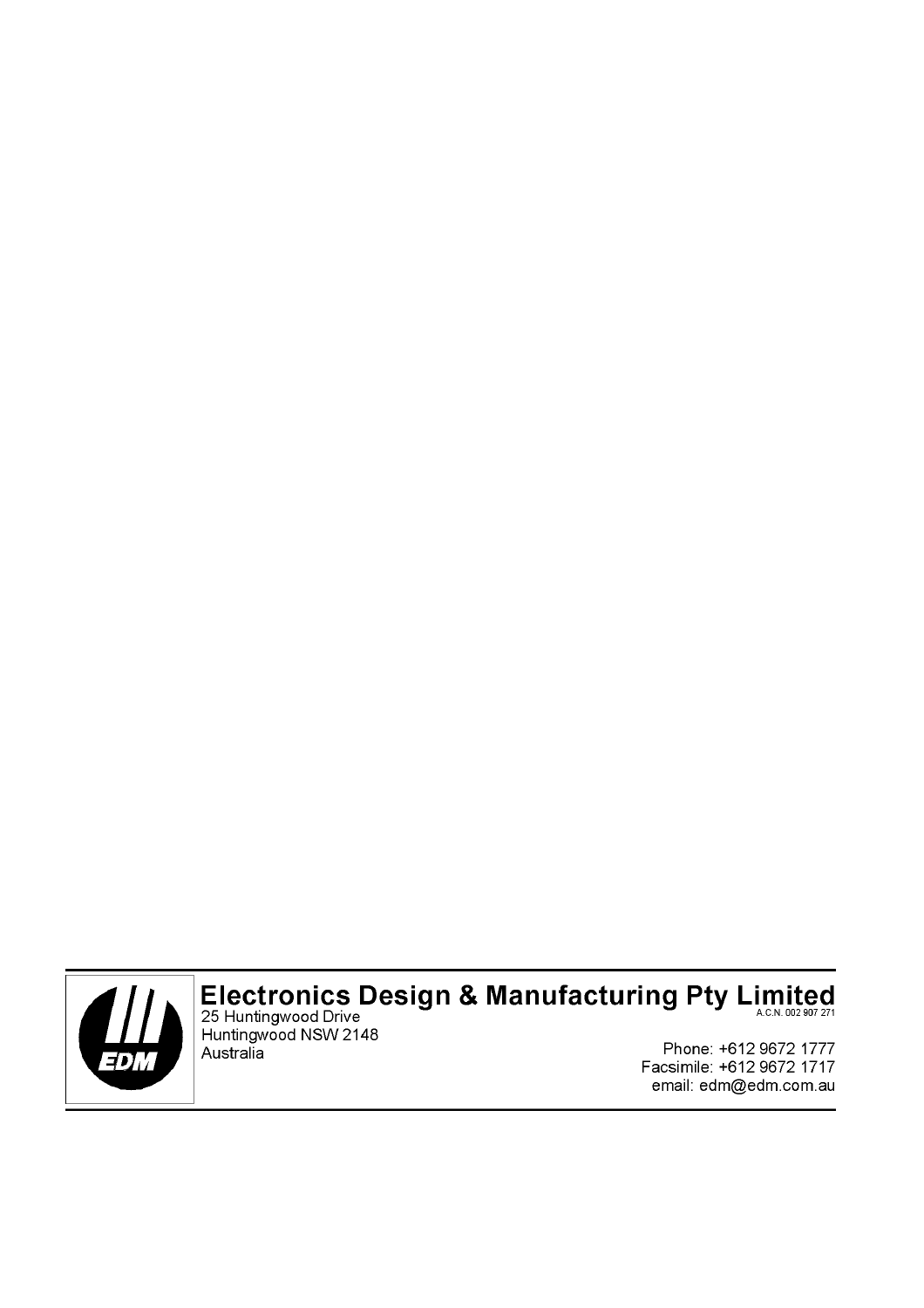**Electronics Design & Manufacturing Pty Limited**

A.C.N. 002 907 271

25 Huntingwood Drive
Huntingwood NSW 2148
Australia

Phone: +612 9672 1777
Facsimile: +612 9672 1717
email: edm@edm.com.au